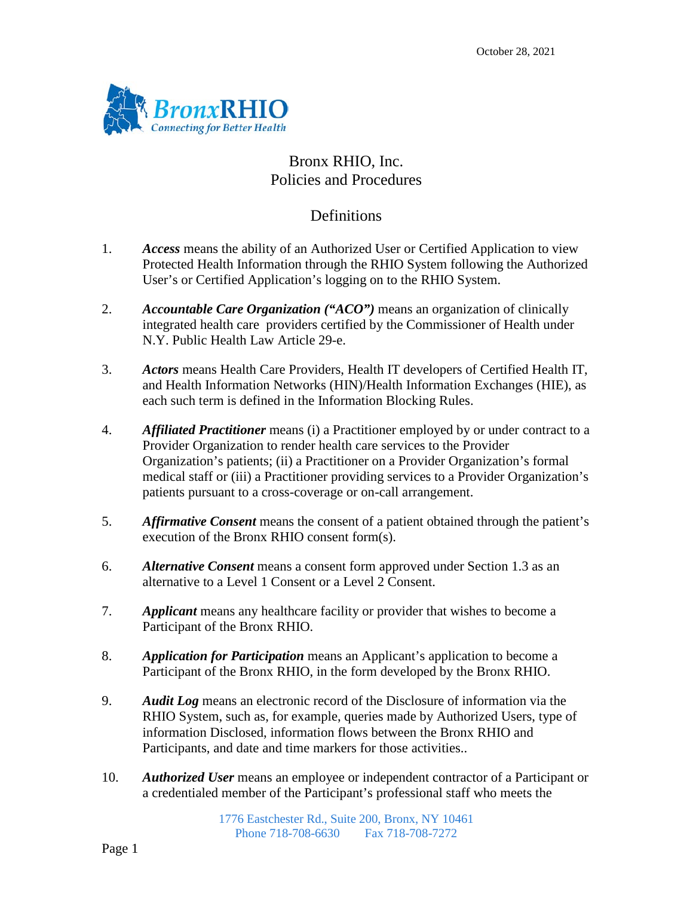October 28, 2021

# Bronx RHIO, Inc.
# Policies and Procedures

## Definitions

1. ***Access*** means the ability of an Authorized User or Certified Application to view Protected Health Information through the RHIO System following the Authorized User's or Certified Application's logging on to the RHIO System.

2. ***Accountable Care Organization ("ACO")*** means an organization of clinically integrated health care providers certified by the Commissioner of Health under N.Y. Public Health Law Article 29-e.

3. ***Actors*** means Health Care Providers, Health IT developers of Certified Health IT, and Health Information Networks (HIN)/Health Information Exchanges (HIE), as each such term is defined in the Information Blocking Rules.

4. ***Affiliated Practitioner*** means (i) a Practitioner employed by or under contract to a Provider Organization to render health care services to the Provider Organization's patients; (ii) a Practitioner on a Provider Organization's formal medical staff or (iii) a Practitioner providing services to a Provider Organization's patients pursuant to a cross-coverage or on-call arrangement.

5. ***Affirmative Consent*** means the consent of a patient obtained through the patient's execution of the Bronx RHIO consent form(s).

6. ***Alternative Consent*** means a consent form approved under Section 1.3 as an alternative to a Level 1 Consent or a Level 2 Consent.

7. ***Applicant*** means any healthcare facility or provider that wishes to become a Participant of the Bronx RHIO.

8. ***Application for Participation*** means an Applicant's application to become a Participant of the Bronx RHIO, in the form developed by the Bronx RHIO.

9. ***Audit Log*** means an electronic record of the Disclosure of information via the RHIO System, such as, for example, queries made by Authorized Users, type of information Disclosed, information flows between the Bronx RHIO and Participants, and date and time markers for those activities..

10. ***Authorized User*** means an employee or independent contractor of a Participant or a credentialed member of the Participant's professional staff who meets the

1776 Eastchester Rd., Suite 200, Bronx, NY 10461
Phone 718-708-6630 Fax 718-708-7272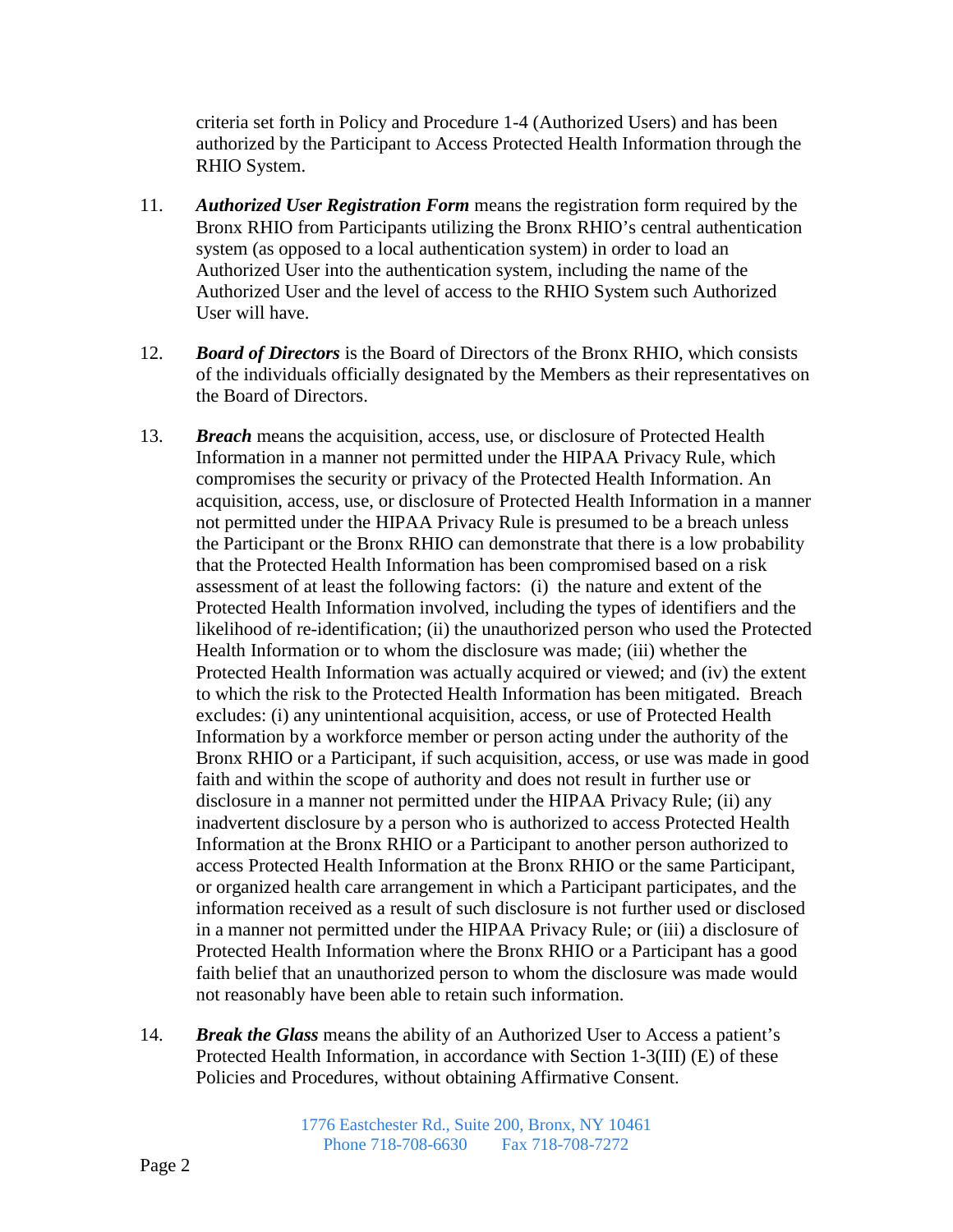criteria set forth in Policy and Procedure 1-4 (Authorized Users) and has been authorized by the Participant to Access Protected Health Information through the RHIO System.

11. ***Authorized User Registration Form*** means the registration form required by the Bronx RHIO from Participants utilizing the Bronx RHIO's central authentication system (as opposed to a local authentication system) in order to load an Authorized User into the authentication system, including the name of the Authorized User and the level of access to the RHIO System such Authorized User will have.

12. ***Board of Directors*** is the Board of Directors of the Bronx RHIO, which consists of the individuals officially designated by the Members as their representatives on the Board of Directors.

13. ***Breach*** means the acquisition, access, use, or disclosure of Protected Health Information in a manner not permitted under the HIPAA Privacy Rule, which compromises the security or privacy of the Protected Health Information. An acquisition, access, use, or disclosure of Protected Health Information in a manner not permitted under the HIPAA Privacy Rule is presumed to be a breach unless the Participant or the Bronx RHIO can demonstrate that there is a low probability that the Protected Health Information has been compromised based on a risk assessment of at least the following factors: (i) the nature and extent of the Protected Health Information involved, including the types of identifiers and the likelihood of re-identification; (ii) the unauthorized person who used the Protected Health Information or to whom the disclosure was made; (iii) whether the Protected Health Information was actually acquired or viewed; and (iv) the extent to which the risk to the Protected Health Information has been mitigated. Breach excludes: (i) any unintentional acquisition, access, or use of Protected Health Information by a workforce member or person acting under the authority of the Bronx RHIO or a Participant, if such acquisition, access, or use was made in good faith and within the scope of authority and does not result in further use or disclosure in a manner not permitted under the HIPAA Privacy Rule; (ii) any inadvertent disclosure by a person who is authorized to access Protected Health Information at the Bronx RHIO or a Participant to another person authorized to access Protected Health Information at the Bronx RHIO or the same Participant, or organized health care arrangement in which a Participant participates, and the information received as a result of such disclosure is not further used or disclosed in a manner not permitted under the HIPAA Privacy Rule; or (iii) a disclosure of Protected Health Information where the Bronx RHIO or a Participant has a good faith belief that an unauthorized person to whom the disclosure was made would not reasonably have been able to retain such information.

14. ***Break the Glass*** means the ability of an Authorized User to Access a patient's Protected Health Information, in accordance with Section 1-3(III) (E) of these Policies and Procedures, without obtaining Affirmative Consent.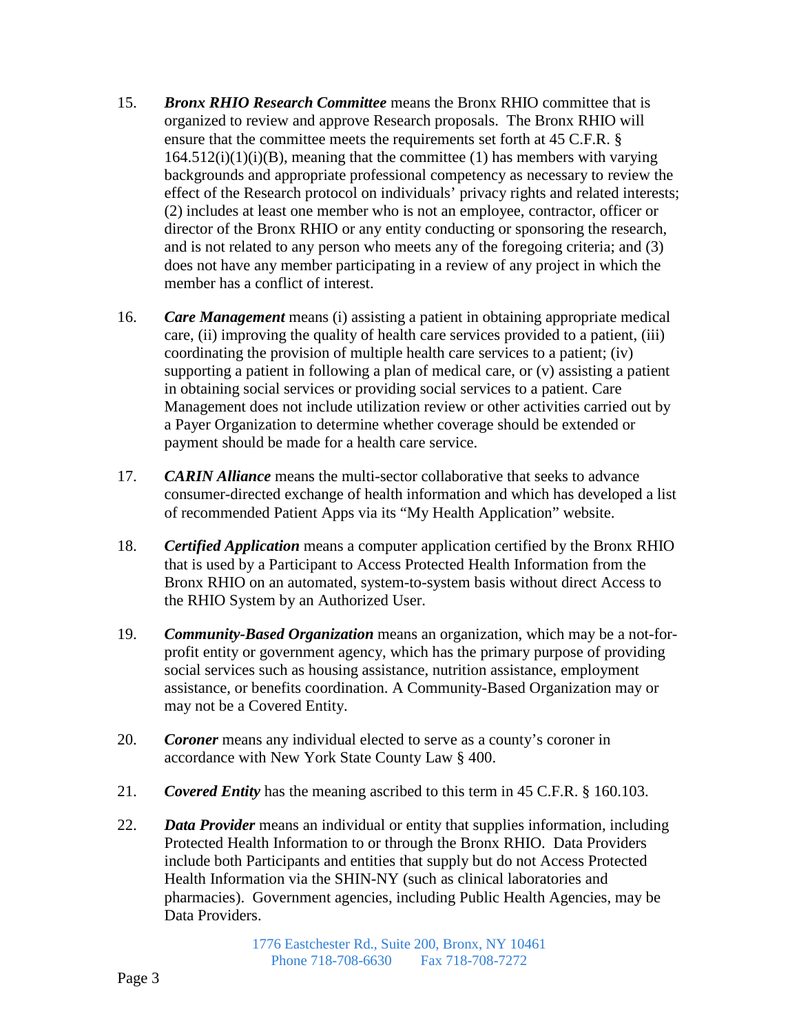15. ***Bronx RHIO Research Committee*** means the Bronx RHIO committee that is organized to review and approve Research proposals. The Bronx RHIO will ensure that the committee meets the requirements set forth at 45 C.F.R. § 164.512(i)(1)(i)(B), meaning that the committee (1) has members with varying backgrounds and appropriate professional competency as necessary to review the effect of the Research protocol on individuals' privacy rights and related interests; (2) includes at least one member who is not an employee, contractor, officer or director of the Bronx RHIO or any entity conducting or sponsoring the research, and is not related to any person who meets any of the foregoing criteria; and (3) does not have any member participating in a review of any project in which the member has a conflict of interest.

16. ***Care Management*** means (i) assisting a patient in obtaining appropriate medical care, (ii) improving the quality of health care services provided to a patient, (iii) coordinating the provision of multiple health care services to a patient; (iv) supporting a patient in following a plan of medical care, or (v) assisting a patient in obtaining social services or providing social services to a patient. Care Management does not include utilization review or other activities carried out by a Payer Organization to determine whether coverage should be extended or payment should be made for a health care service.

17. ***CARIN Alliance*** means the multi-sector collaborative that seeks to advance consumer-directed exchange of health information and which has developed a list of recommended Patient Apps via its "My Health Application" website.

18. ***Certified Application*** means a computer application certified by the Bronx RHIO that is used by a Participant to Access Protected Health Information from the Bronx RHIO on an automated, system-to-system basis without direct Access to the RHIO System by an Authorized User.

19. ***Community-Based Organization*** means an organization, which may be a not-for-profit entity or government agency, which has the primary purpose of providing social services such as housing assistance, nutrition assistance, employment assistance, or benefits coordination. A Community-Based Organization may or may not be a Covered Entity.

20. ***Coroner*** means any individual elected to serve as a county's coroner in accordance with New York State County Law § 400.

21. ***Covered Entity*** has the meaning ascribed to this term in 45 C.F.R. § 160.103.

22. ***Data Provider*** means an individual or entity that supplies information, including Protected Health Information to or through the Bronx RHIO. Data Providers include both Participants and entities that supply but do not Access Protected Health Information via the SHIN-NY (such as clinical laboratories and pharmacies). Government agencies, including Public Health Agencies, may be Data Providers.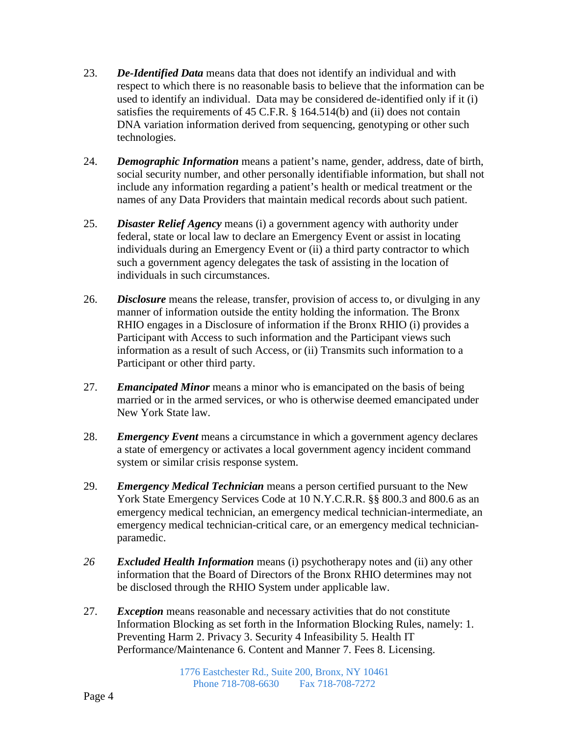23. ***De-Identified Data*** means data that does not identify an individual and with respect to which there is no reasonable basis to believe that the information can be used to identify an individual. Data may be considered de-identified only if it (i) satisfies the requirements of 45 C.F.R. § 164.514(b) and (ii) does not contain DNA variation information derived from sequencing, genotyping or other such technologies.

24. ***Demographic Information*** means a patient's name, gender, address, date of birth, social security number, and other personally identifiable information, but shall not include any information regarding a patient's health or medical treatment or the names of any Data Providers that maintain medical records about such patient.

25. ***Disaster Relief Agency*** means (i) a government agency with authority under federal, state or local law to declare an Emergency Event or assist in locating individuals during an Emergency Event or (ii) a third party contractor to which such a government agency delegates the task of assisting in the location of individuals in such circumstances.

26. ***Disclosure*** means the release, transfer, provision of access to, or divulging in any manner of information outside the entity holding the information. The Bronx RHIO engages in a Disclosure of information if the Bronx RHIO (i) provides a Participant with Access to such information and the Participant views such information as a result of such Access, or (ii) Transmits such information to a Participant or other third party.

27. ***Emancipated Minor*** means a minor who is emancipated on the basis of being married or in the armed services, or who is otherwise deemed emancipated under New York State law.

28. ***Emergency Event*** means a circumstance in which a government agency declares a state of emergency or activates a local government agency incident command system or similar crisis response system.

29. ***Emergency Medical Technician*** means a person certified pursuant to the New York State Emergency Services Code at 10 N.Y.C.R.R. §§ 800.3 and 800.6 as an emergency medical technician, an emergency medical technician-intermediate, an emergency medical technician-critical care, or an emergency medical technician-paramedic.

*26* ***Excluded Health Information*** means (i) psychotherapy notes and (ii) any other information that the Board of Directors of the Bronx RHIO determines may not be disclosed through the RHIO System under applicable law.

27. ***Exception*** means reasonable and necessary activities that do not constitute Information Blocking as set forth in the Information Blocking Rules, namely: 1. Preventing Harm 2. Privacy 3. Security 4 Infeasibility 5. Health IT Performance/Maintenance 6. Content and Manner 7. Fees 8. Licensing.

1776 Eastchester Rd., Suite 200, Bronx, NY 10461
Phone 718-708-6630 Fax 718-708-7272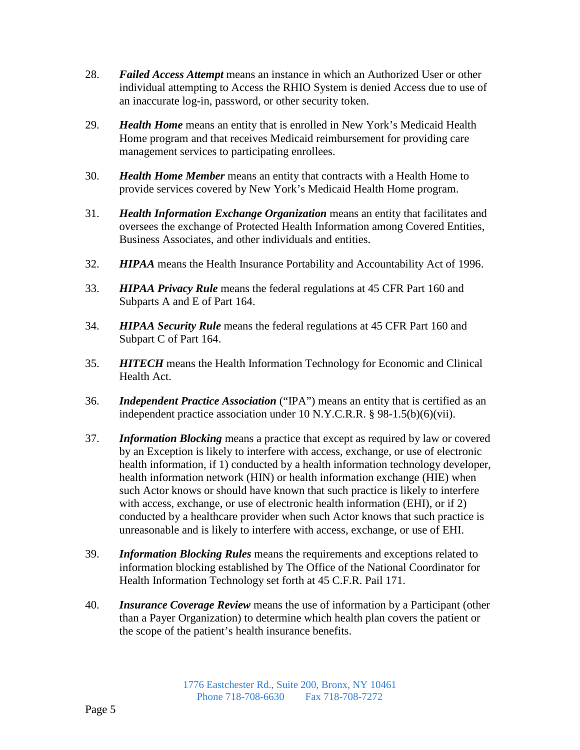28. ***Failed Access Attempt*** means an instance in which an Authorized User or other individual attempting to Access the RHIO System is denied Access due to use of an inaccurate log-in, password, or other security token.

29. ***Health Home*** means an entity that is enrolled in New York's Medicaid Health Home program and that receives Medicaid reimbursement for providing care management services to participating enrollees.

30. ***Health Home Member*** means an entity that contracts with a Health Home to provide services covered by New York's Medicaid Health Home program.

31. ***Health Information Exchange Organization*** means an entity that facilitates and oversees the exchange of Protected Health Information among Covered Entities, Business Associates, and other individuals and entities.

32. ***HIPAA*** means the Health Insurance Portability and Accountability Act of 1996.

33. ***HIPAA Privacy Rule*** means the federal regulations at 45 CFR Part 160 and Subparts A and E of Part 164.

34. ***HIPAA Security Rule*** means the federal regulations at 45 CFR Part 160 and Subpart C of Part 164.

35. ***HITECH*** means the Health Information Technology for Economic and Clinical Health Act.

36. ***Independent Practice Association*** ("IPA") means an entity that is certified as an independent practice association under 10 N.Y.C.R.R. § 98-1.5(b)(6)(vii).

37. ***Information Blocking*** means a practice that except as required by law or covered by an Exception is likely to interfere with access, exchange, or use of electronic health information, if 1) conducted by a health information technology developer, health information network (HIN) or health information exchange (HIE) when such Actor knows or should have known that such practice is likely to interfere with access, exchange, or use of electronic health information (EHI), or if 2) conducted by a healthcare provider when such Actor knows that such practice is unreasonable and is likely to interfere with access, exchange, or use of EHI.

39. ***Information Blocking Rules*** means the requirements and exceptions related to information blocking established by The Office of the National Coordinator for Health Information Technology set forth at 45 C.F.R. Pail 171.

40. ***Insurance Coverage Review*** means the use of information by a Participant (other than a Payer Organization) to determine which health plan covers the patient or the scope of the patient's health insurance benefits.

1776 Eastchester Rd., Suite 200, Bronx, NY 10461
Phone 718-708-6630 Fax 718-708-7272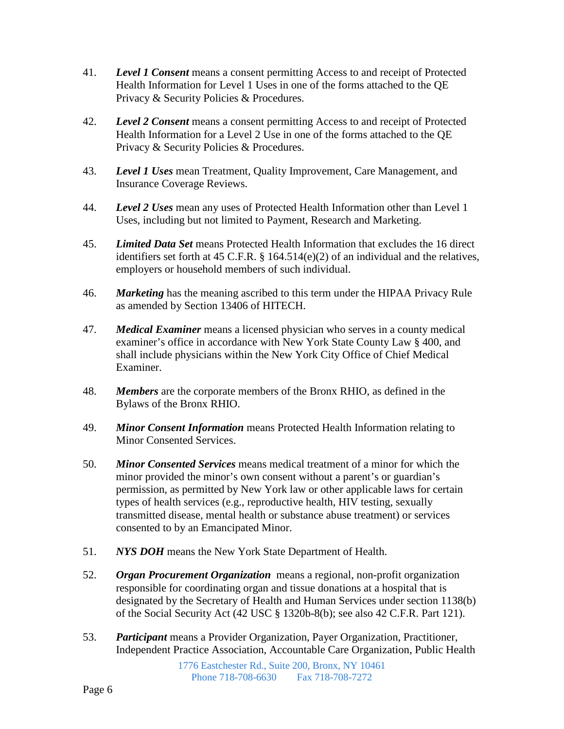41. ***Level 1 Consent*** means a consent permitting Access to and receipt of Protected Health Information for Level 1 Uses in one of the forms attached to the QE Privacy & Security Policies & Procedures.

42. ***Level 2 Consent*** means a consent permitting Access to and receipt of Protected Health Information for a Level 2 Use in one of the forms attached to the QE Privacy & Security Policies & Procedures.

43. ***Level 1 Uses*** mean Treatment, Quality Improvement, Care Management, and Insurance Coverage Reviews.

44. ***Level 2 Uses*** mean any uses of Protected Health Information other than Level 1 Uses, including but not limited to Payment, Research and Marketing.

45. ***Limited Data Set*** means Protected Health Information that excludes the 16 direct identifiers set forth at 45 C.F.R. § 164.514(e)(2) of an individual and the relatives, employers or household members of such individual.

46. ***Marketing*** has the meaning ascribed to this term under the HIPAA Privacy Rule as amended by Section 13406 of HITECH.

47. ***Medical Examiner*** means a licensed physician who serves in a county medical examiner's office in accordance with New York State County Law § 400, and shall include physicians within the New York City Office of Chief Medical Examiner.

48. ***Members*** are the corporate members of the Bronx RHIO, as defined in the Bylaws of the Bronx RHIO.

49. ***Minor Consent Information*** means Protected Health Information relating to Minor Consented Services.

50. ***Minor Consented Services*** means medical treatment of a minor for which the minor provided the minor's own consent without a parent's or guardian's permission, as permitted by New York law or other applicable laws for certain types of health services (e.g., reproductive health, HIV testing, sexually transmitted disease, mental health or substance abuse treatment) or services consented to by an Emancipated Minor.

51. ***NYS DOH*** means the New York State Department of Health.

52. ***Organ Procurement Organization*** means a regional, non-profit organization responsible for coordinating organ and tissue donations at a hospital that is designated by the Secretary of Health and Human Services under section 1138(b) of the Social Security Act (42 USC § 1320b-8(b); see also 42 C.F.R. Part 121).

53. ***Participant*** means a Provider Organization, Payer Organization, Practitioner, Independent Practice Association, Accountable Care Organization, Public Health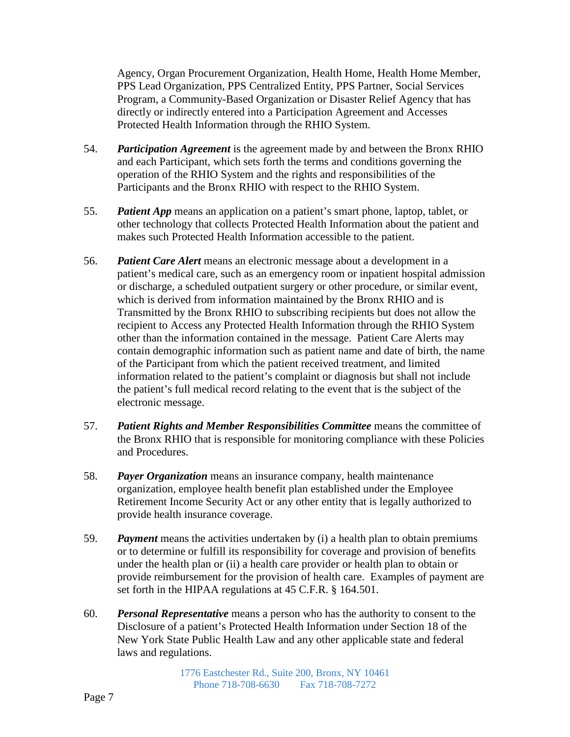Agency, Organ Procurement Organization, Health Home, Health Home Member, PPS Lead Organization, PPS Centralized Entity, PPS Partner, Social Services Program, a Community-Based Organization or Disaster Relief Agency that has directly or indirectly entered into a Participation Agreement and Accesses Protected Health Information through the RHIO System.

54. ***Participation Agreement*** is the agreement made by and between the Bronx RHIO and each Participant, which sets forth the terms and conditions governing the operation of the RHIO System and the rights and responsibilities of the Participants and the Bronx RHIO with respect to the RHIO System.

55. ***Patient App*** means an application on a patient's smart phone, laptop, tablet, or other technology that collects Protected Health Information about the patient and makes such Protected Health Information accessible to the patient.

56. ***Patient Care Alert*** means an electronic message about a development in a patient's medical care, such as an emergency room or inpatient hospital admission or discharge, a scheduled outpatient surgery or other procedure, or similar event, which is derived from information maintained by the Bronx RHIO and is Transmitted by the Bronx RHIO to subscribing recipients but does not allow the recipient to Access any Protected Health Information through the RHIO System other than the information contained in the message. Patient Care Alerts may contain demographic information such as patient name and date of birth, the name of the Participant from which the patient received treatment, and limited information related to the patient's complaint or diagnosis but shall not include the patient's full medical record relating to the event that is the subject of the electronic message.

57. ***Patient Rights and Member Responsibilities Committee*** means the committee of the Bronx RHIO that is responsible for monitoring compliance with these Policies and Procedures.

58. ***Payer Organization*** means an insurance company, health maintenance organization, employee health benefit plan established under the Employee Retirement Income Security Act or any other entity that is legally authorized to provide health insurance coverage.

59. ***Payment*** means the activities undertaken by (i) a health plan to obtain premiums or to determine or fulfill its responsibility for coverage and provision of benefits under the health plan or (ii) a health care provider or health plan to obtain or provide reimbursement for the provision of health care. Examples of payment are set forth in the HIPAA regulations at 45 C.F.R. § 164.501.

60. ***Personal Representative*** means a person who has the authority to consent to the Disclosure of a patient's Protected Health Information under Section 18 of the New York State Public Health Law and any other applicable state and federal laws and regulations.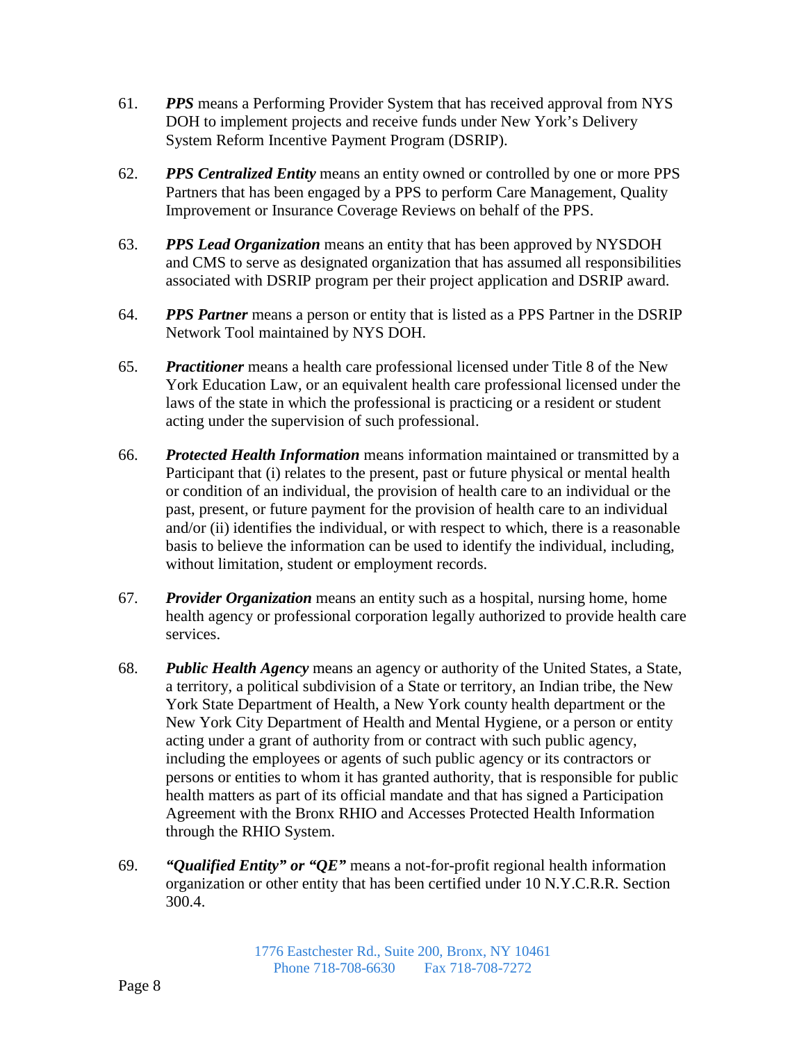61. ***PPS*** means a Performing Provider System that has received approval from NYS DOH to implement projects and receive funds under New York's Delivery System Reform Incentive Payment Program (DSRIP).

62. ***PPS Centralized Entity*** means an entity owned or controlled by one or more PPS Partners that has been engaged by a PPS to perform Care Management, Quality Improvement or Insurance Coverage Reviews on behalf of the PPS.

63. ***PPS Lead Organization*** means an entity that has been approved by NYSDOH and CMS to serve as designated organization that has assumed all responsibilities associated with DSRIP program per their project application and DSRIP award.

64. ***PPS Partner*** means a person or entity that is listed as a PPS Partner in the DSRIP Network Tool maintained by NYS DOH.

65. ***Practitioner*** means a health care professional licensed under Title 8 of the New York Education Law, or an equivalent health care professional licensed under the laws of the state in which the professional is practicing or a resident or student acting under the supervision of such professional.

66. ***Protected Health Information*** means information maintained or transmitted by a Participant that (i) relates to the present, past or future physical or mental health or condition of an individual, the provision of health care to an individual or the past, present, or future payment for the provision of health care to an individual and/or (ii) identifies the individual, or with respect to which, there is a reasonable basis to believe the information can be used to identify the individual, including, without limitation, student or employment records.

67. ***Provider Organization*** means an entity such as a hospital, nursing home, home health agency or professional corporation legally authorized to provide health care services.

68. ***Public Health Agency*** means an agency or authority of the United States, a State, a territory, a political subdivision of a State or territory, an Indian tribe, the New York State Department of Health, a New York county health department or the New York City Department of Health and Mental Hygiene, or a person or entity acting under a grant of authority from or contract with such public agency, including the employees or agents of such public agency or its contractors or persons or entities to whom it has granted authority, that is responsible for public health matters as part of its official mandate and that has signed a Participation Agreement with the Bronx RHIO and Accesses Protected Health Information through the RHIO System.

69. ***"Qualified Entity" or "QE"*** means a not-for-profit regional health information organization or other entity that has been certified under 10 N.Y.C.R.R. Section 300.4.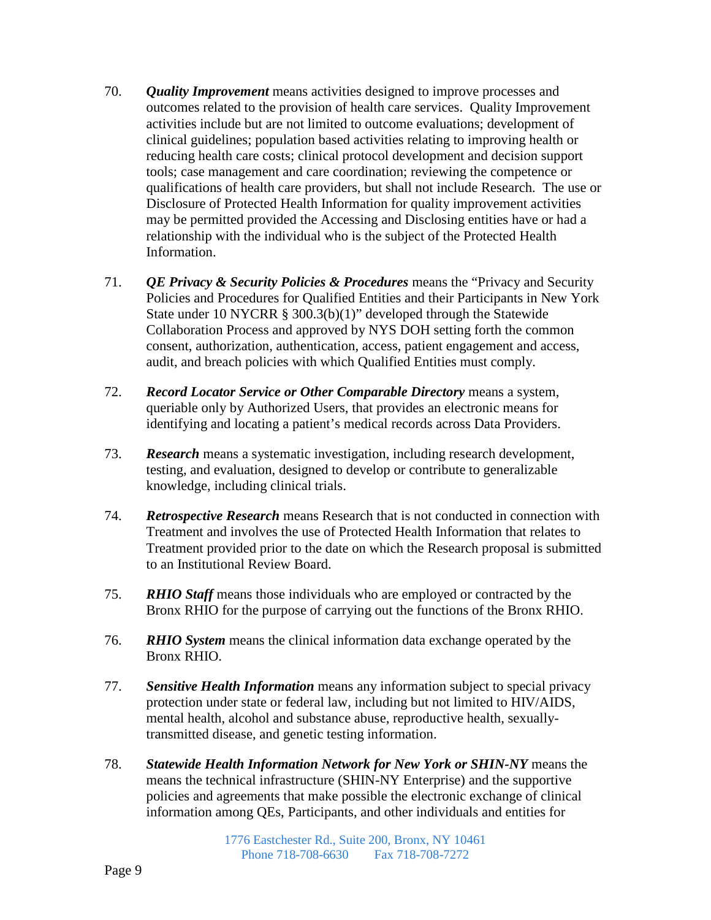70. ***Quality Improvement*** means activities designed to improve processes and outcomes related to the provision of health care services. Quality Improvement activities include but are not limited to outcome evaluations; development of clinical guidelines; population based activities relating to improving health or reducing health care costs; clinical protocol development and decision support tools; case management and care coordination; reviewing the competence or qualifications of health care providers, but shall not include Research. The use or Disclosure of Protected Health Information for quality improvement activities may be permitted provided the Accessing and Disclosing entities have or had a relationship with the individual who is the subject of the Protected Health Information.

71. ***QE Privacy & Security Policies & Procedures*** means the "Privacy and Security Policies and Procedures for Qualified Entities and their Participants in New York State under 10 NYCRR § 300.3(b)(1)" developed through the Statewide Collaboration Process and approved by NYS DOH setting forth the common consent, authorization, authentication, access, patient engagement and access, audit, and breach policies with which Qualified Entities must comply.

72. ***Record Locator Service or Other Comparable Directory*** means a system, queriable only by Authorized Users, that provides an electronic means for identifying and locating a patient's medical records across Data Providers.

73. ***Research*** means a systematic investigation, including research development, testing, and evaluation, designed to develop or contribute to generalizable knowledge, including clinical trials.

74. ***Retrospective Research*** means Research that is not conducted in connection with Treatment and involves the use of Protected Health Information that relates to Treatment provided prior to the date on which the Research proposal is submitted to an Institutional Review Board.

75. ***RHIO Staff*** means those individuals who are employed or contracted by the Bronx RHIO for the purpose of carrying out the functions of the Bronx RHIO.

76. ***RHIO System*** means the clinical information data exchange operated by the Bronx RHIO.

77. ***Sensitive Health Information*** means any information subject to special privacy protection under state or federal law, including but not limited to HIV/AIDS, mental health, alcohol and substance abuse, reproductive health, sexually-transmitted disease, and genetic testing information.

78. ***Statewide Health Information Network for New York or SHIN-NY*** means the means the technical infrastructure (SHIN-NY Enterprise) and the supportive policies and agreements that make possible the electronic exchange of clinical information among QEs, Participants, and other individuals and entities for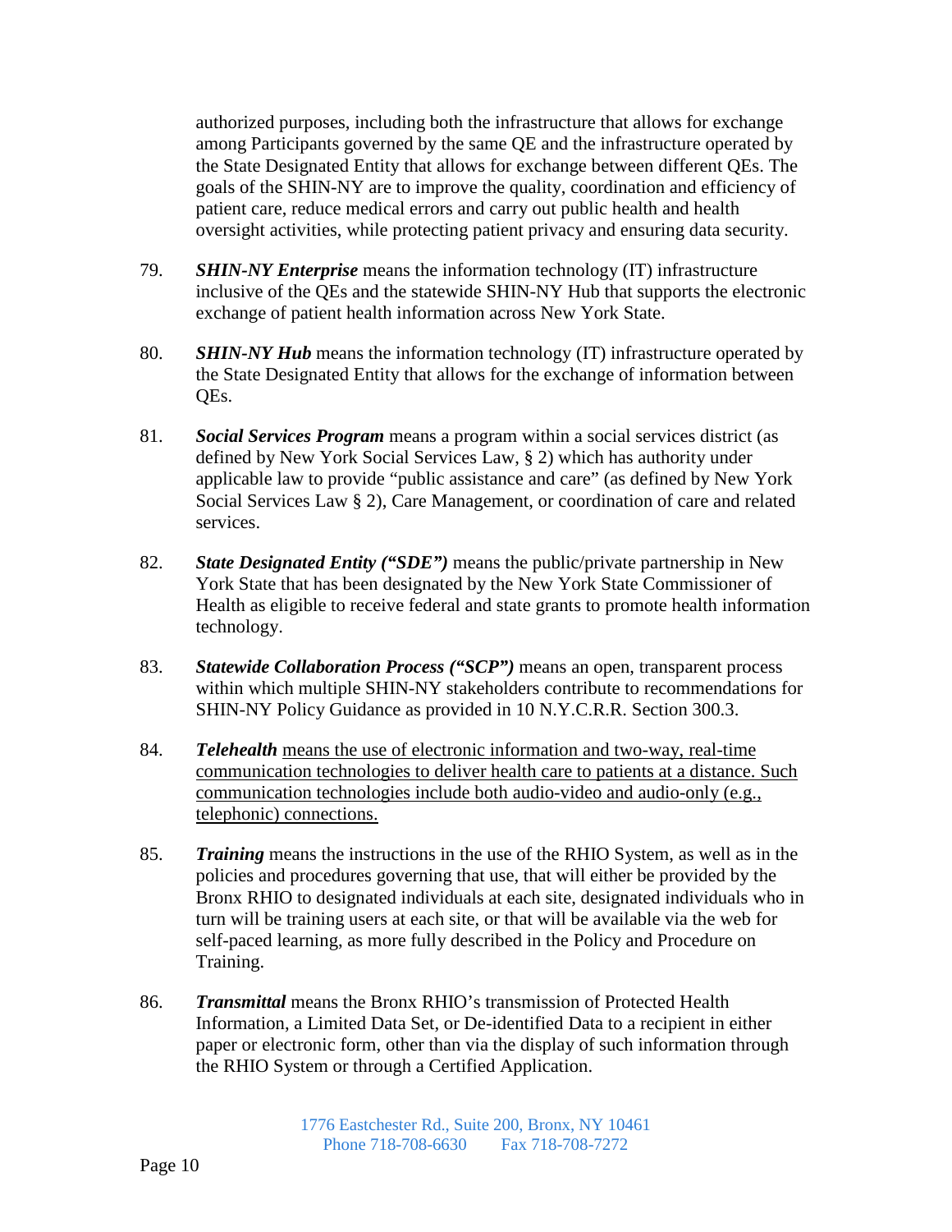authorized purposes, including both the infrastructure that allows for exchange among Participants governed by the same QE and the infrastructure operated by the State Designated Entity that allows for exchange between different QEs. The goals of the SHIN-NY are to improve the quality, coordination and efficiency of patient care, reduce medical errors and carry out public health and health oversight activities, while protecting patient privacy and ensuring data security.

79. ***SHIN-NY Enterprise*** means the information technology (IT) infrastructure inclusive of the QEs and the statewide SHIN-NY Hub that supports the electronic exchange of patient health information across New York State.

80. ***SHIN-NY Hub*** means the information technology (IT) infrastructure operated by the State Designated Entity that allows for the exchange of information between QEs.

81. ***Social Services Program*** means a program within a social services district (as defined by New York Social Services Law, § 2) which has authority under applicable law to provide "public assistance and care" (as defined by New York Social Services Law § 2), Care Management, or coordination of care and related services.

82. ***State Designated Entity ("SDE")*** means the public/private partnership in New York State that has been designated by the New York State Commissioner of Health as eligible to receive federal and state grants to promote health information technology.

83. ***Statewide Collaboration Process ("SCP")*** means an open, transparent process within which multiple SHIN-NY stakeholders contribute to recommendations for SHIN-NY Policy Guidance as provided in 10 N.Y.C.R.R. Section 300.3.

84. ***Telehealth*** <u>means the use of electronic information and two-way, real-time communication technologies to deliver health care to patients at a distance. Such communication technologies include both audio-video and audio-only (e.g., telephonic) connections.</u>

85. ***Training*** means the instructions in the use of the RHIO System, as well as in the policies and procedures governing that use, that will either be provided by the Bronx RHIO to designated individuals at each site, designated individuals who in turn will be training users at each site, or that will be available via the web for self-paced learning, as more fully described in the Policy and Procedure on Training.

86. ***Transmittal*** means the Bronx RHIO's transmission of Protected Health Information, a Limited Data Set, or De-identified Data to a recipient in either paper or electronic form, other than via the display of such information through the RHIO System or through a Certified Application.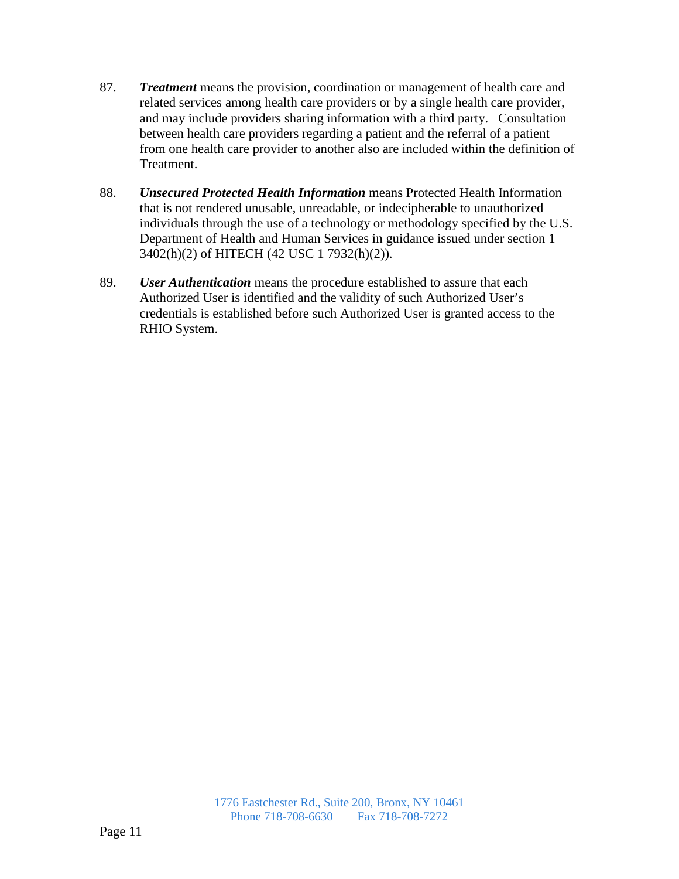87. ***Treatment*** means the provision, coordination or management of health care and related services among health care providers or by a single health care provider, and may include providers sharing information with a third party. Consultation between health care providers regarding a patient and the referral of a patient from one health care provider to another also are included within the definition of Treatment.

88. ***Unsecured Protected Health Information*** means Protected Health Information that is not rendered unusable, unreadable, or indecipherable to unauthorized individuals through the use of a technology or methodology specified by the U.S. Department of Health and Human Services in guidance issued under section 1 3402(h)(2) of HITECH (42 USC 1 7932(h)(2)).

89. ***User Authentication*** means the procedure established to assure that each Authorized User is identified and the validity of such Authorized User's credentials is established before such Authorized User is granted access to the RHIO System.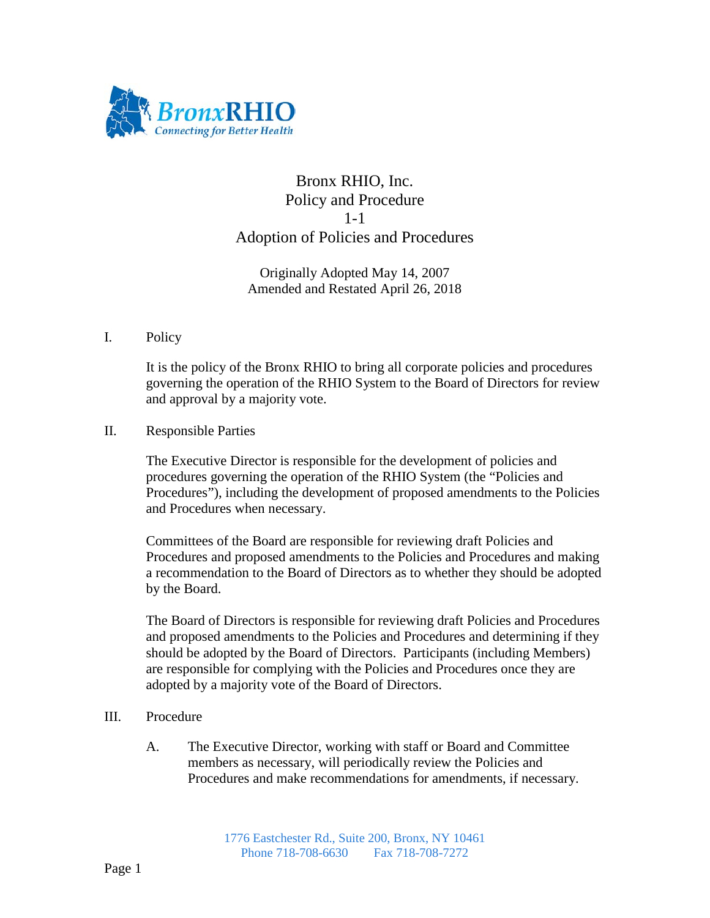# Bronx RHIO, Inc.
## Policy and Procedure
## 1-1
## Adoption of Policies and Procedures

Originally Adopted May 14, 2007
Amended and Restated April 26, 2018

I. Policy

It is the policy of the Bronx RHIO to bring all corporate policies and procedures governing the operation of the RHIO System to the Board of Directors for review and approval by a majority vote.

II. Responsible Parties

The Executive Director is responsible for the development of policies and procedures governing the operation of the RHIO System (the "Policies and Procedures"), including the development of proposed amendments to the Policies and Procedures when necessary.

Committees of the Board are responsible for reviewing draft Policies and Procedures and proposed amendments to the Policies and Procedures and making a recommendation to the Board of Directors as to whether they should be adopted by the Board.

The Board of Directors is responsible for reviewing draft Policies and Procedures and proposed amendments to the Policies and Procedures and determining if they should be adopted by the Board of Directors. Participants (including Members) are responsible for complying with the Policies and Procedures once they are adopted by a majority vote of the Board of Directors.

III. Procedure

A. The Executive Director, working with staff or Board and Committee members as necessary, will periodically review the Policies and Procedures and make recommendations for amendments, if necessary.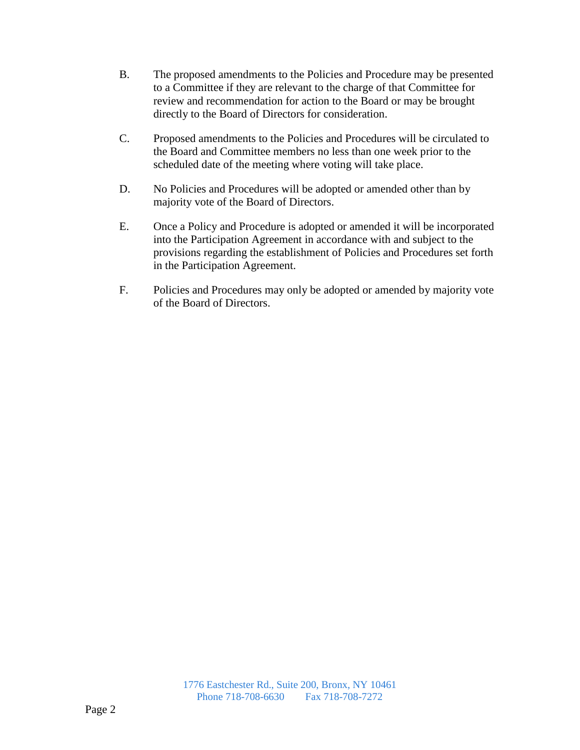B. The proposed amendments to the Policies and Procedure may be presented to a Committee if they are relevant to the charge of that Committee for review and recommendation for action to the Board or may be brought directly to the Board of Directors for consideration.

C. Proposed amendments to the Policies and Procedures will be circulated to the Board and Committee members no less than one week prior to the scheduled date of the meeting where voting will take place.

D. No Policies and Procedures will be adopted or amended other than by majority vote of the Board of Directors.

E. Once a Policy and Procedure is adopted or amended it will be incorporated into the Participation Agreement in accordance with and subject to the provisions regarding the establishment of Policies and Procedures set forth in the Participation Agreement.

F. Policies and Procedures may only be adopted or amended by majority vote of the Board of Directors.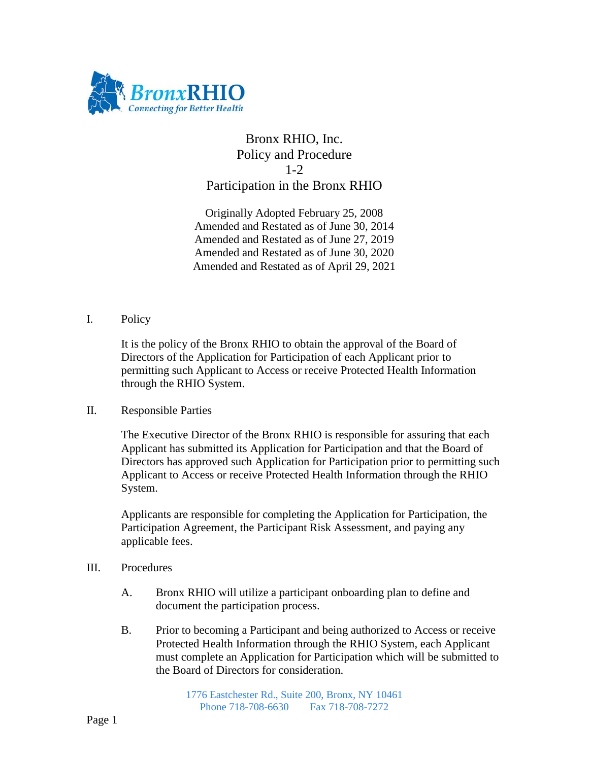# Bronx RHIO, Inc.
## Policy and Procedure
## 1-2
## Participation in the Bronx RHIO

Originally Adopted February 25, 2008
Amended and Restated as of June 30, 2014
Amended and Restated as of June 27, 2019
Amended and Restated as of June 30, 2020
Amended and Restated as of April 29, 2021

I. Policy

It is the policy of the Bronx RHIO to obtain the approval of the Board of Directors of the Application for Participation of each Applicant prior to permitting such Applicant to Access or receive Protected Health Information through the RHIO System.

II. Responsible Parties

The Executive Director of the Bronx RHIO is responsible for assuring that each Applicant has submitted its Application for Participation and that the Board of Directors has approved such Application for Participation prior to permitting such Applicant to Access or receive Protected Health Information through the RHIO System.

Applicants are responsible for completing the Application for Participation, the Participation Agreement, the Participant Risk Assessment, and paying any applicable fees.

III. Procedures

A. Bronx RHIO will utilize a participant onboarding plan to define and document the participation process.

B. Prior to becoming a Participant and being authorized to Access or receive Protected Health Information through the RHIO System, each Applicant must complete an Application for Participation which will be submitted to the Board of Directors for consideration.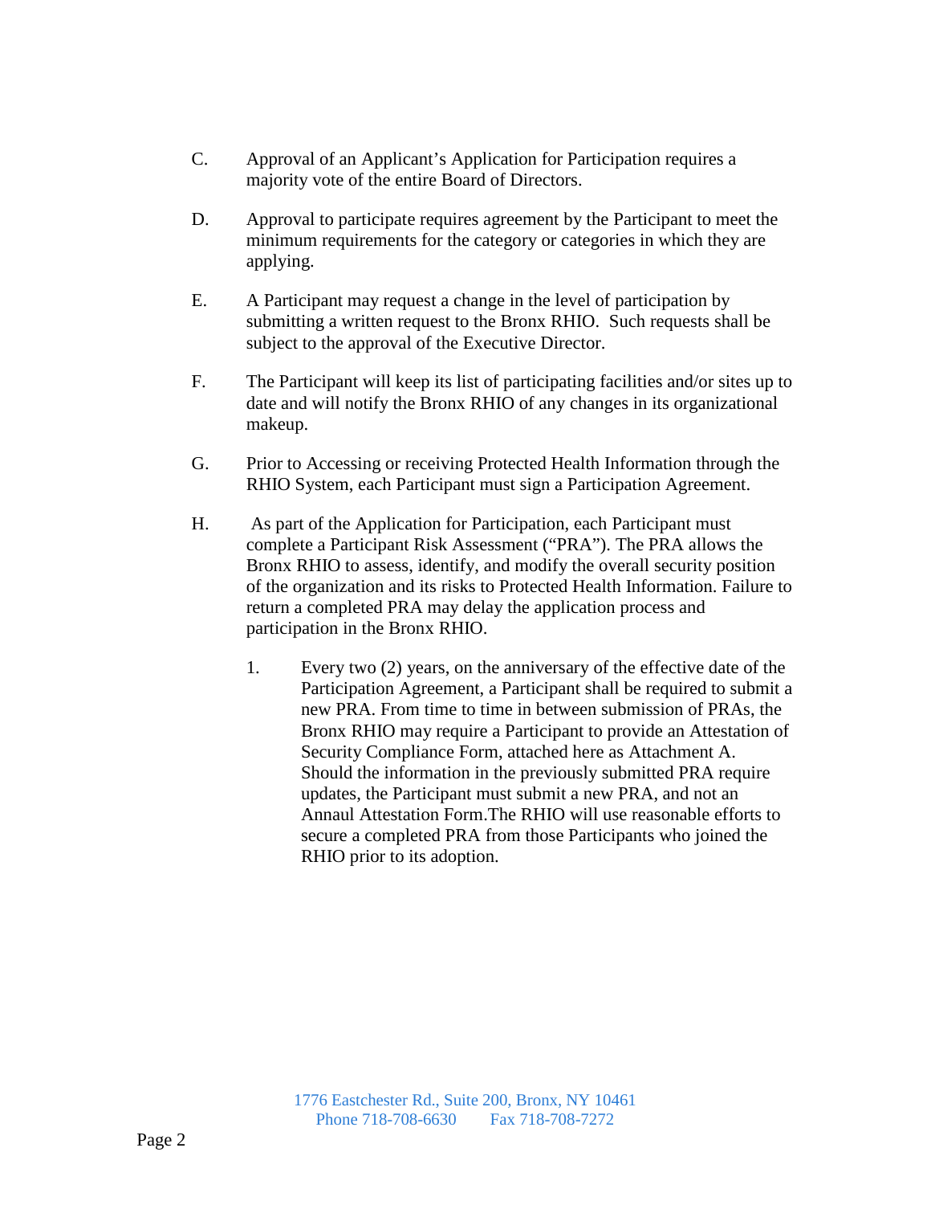C. Approval of an Applicant's Application for Participation requires a majority vote of the entire Board of Directors.

D. Approval to participate requires agreement by the Participant to meet the minimum requirements for the category or categories in which they are applying.

E. A Participant may request a change in the level of participation by submitting a written request to the Bronx RHIO. Such requests shall be subject to the approval of the Executive Director.

F. The Participant will keep its list of participating facilities and/or sites up to date and will notify the Bronx RHIO of any changes in its organizational makeup.

G. Prior to Accessing or receiving Protected Health Information through the RHIO System, each Participant must sign a Participation Agreement.

H. As part of the Application for Participation, each Participant must complete a Participant Risk Assessment ("PRA"). The PRA allows the Bronx RHIO to assess, identify, and modify the overall security position of the organization and its risks to Protected Health Information. Failure to return a completed PRA may delay the application process and participation in the Bronx RHIO.

   1. Every two (2) years, on the anniversary of the effective date of the Participation Agreement, a Participant shall be required to submit a new PRA. From time to time in between submission of PRAs, the Bronx RHIO may require a Participant to provide an Attestation of Security Compliance Form, attached here as Attachment A. Should the information in the previously submitted PRA require updates, the Participant must submit a new PRA, and not an Annaul Attestation Form.The RHIO will use reasonable efforts to secure a completed PRA from those Participants who joined the RHIO prior to its adoption.

1776 Eastchester Rd., Suite 200, Bronx, NY 10461
Phone 718-708-6630 Fax 718-708-7272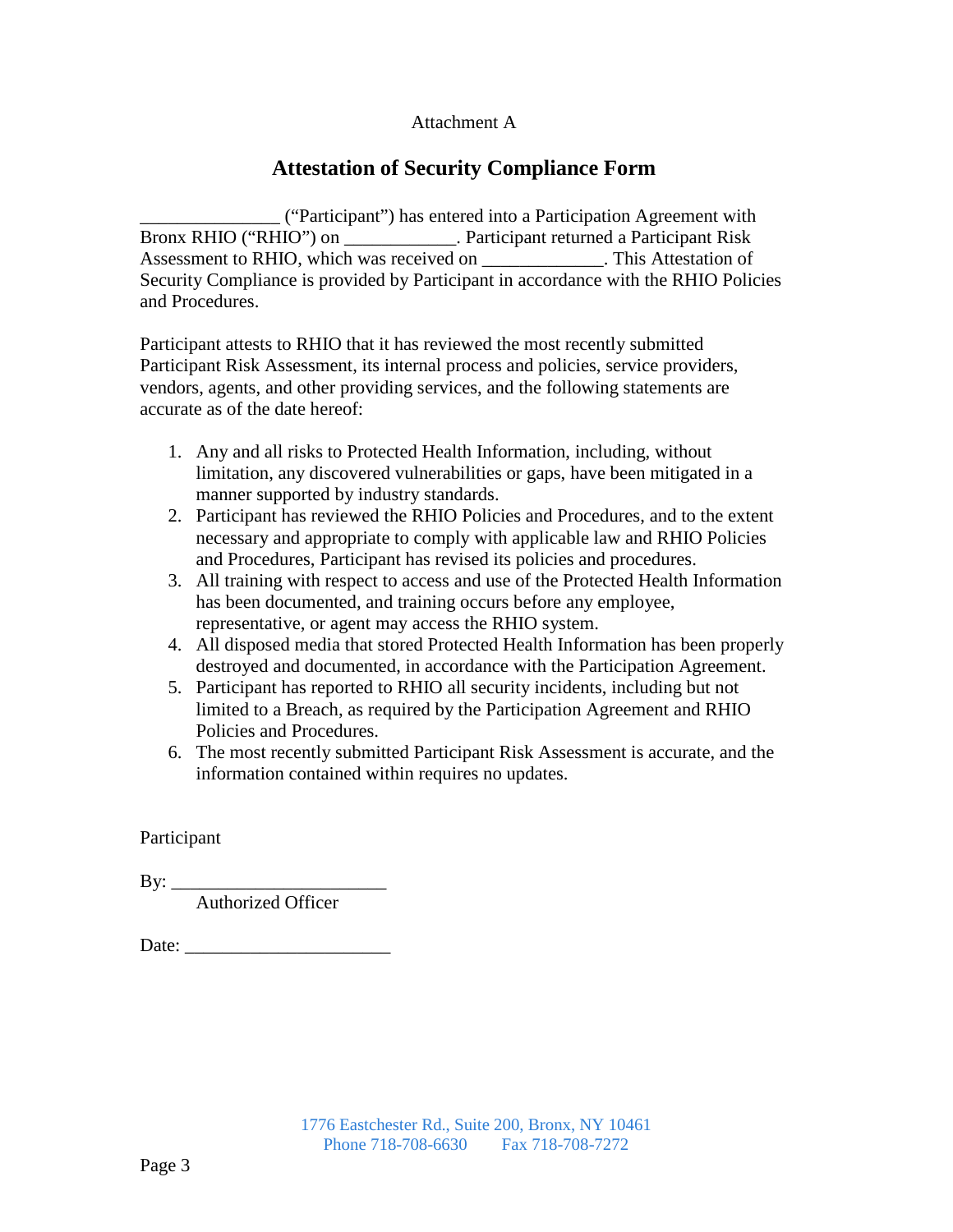Attachment A

## Attestation of Security Compliance Form

_______________ ("Participant") has entered into a Participation Agreement with Bronx RHIO ("RHIO") on ____________. Participant returned a Participant Risk Assessment to RHIO, which was received on _____________. This Attestation of Security Compliance is provided by Participant in accordance with the RHIO Policies and Procedures.

Participant attests to RHIO that it has reviewed the most recently submitted Participant Risk Assessment, its internal process and policies, service providers, vendors, agents, and other providing services, and the following statements are accurate as of the date hereof:

1. Any and all risks to Protected Health Information, including, without limitation, any discovered vulnerabilities or gaps, have been mitigated in a manner supported by industry standards.
2. Participant has reviewed the RHIO Policies and Procedures, and to the extent necessary and appropriate to comply with applicable law and RHIO Policies and Procedures, Participant has revised its policies and procedures.
3. All training with respect to access and use of the Protected Health Information has been documented, and training occurs before any employee, representative, or agent may access the RHIO system.
4. All disposed media that stored Protected Health Information has been properly destroyed and documented, in accordance with the Participation Agreement.
5. Participant has reported to RHIO all security incidents, including but not limited to a Breach, as required by the Participation Agreement and RHIO Policies and Procedures.
6. The most recently submitted Participant Risk Assessment is accurate, and the information contained within requires no updates.

Participant

By: _______________________
Authorized Officer

Date: _____________________

1776 Eastchester Rd., Suite 200, Bronx, NY 10461
Phone 718-708-6630 Fax 718-708-7272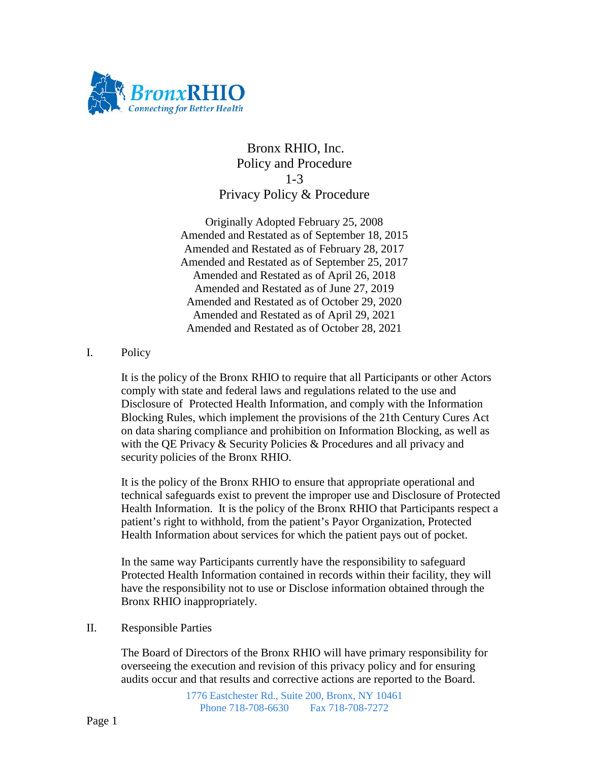# Bronx RHIO, Inc.
## Policy and Procedure
## 1-3
## Privacy Policy & Procedure

Originally Adopted February 25, 2008
Amended and Restated as of September 18, 2015
Amended and Restated as of February 28, 2017
Amended and Restated as of September 25, 2017
Amended and Restated as of April 26, 2018
Amended and Restated as of June 27, 2019
Amended and Restated as of October 29, 2020
Amended and Restated as of April 29, 2021
Amended and Restated as of October 28, 2021

I. Policy

It is the policy of the Bronx RHIO to require that all Participants or other Actors comply with state and federal laws and regulations related to the use and Disclosure of Protected Health Information, and comply with the Information Blocking Rules, which implement the provisions of the 21th Century Cures Act on data sharing compliance and prohibition on Information Blocking, as well as with the QE Privacy & Security Policies & Procedures and all privacy and security policies of the Bronx RHIO.

It is the policy of the Bronx RHIO to ensure that appropriate operational and technical safeguards exist to prevent the improper use and Disclosure of Protected Health Information. It is the policy of the Bronx RHIO that Participants respect a patient's right to withhold, from the patient's Payor Organization, Protected Health Information about services for which the patient pays out of pocket.

In the same way Participants currently have the responsibility to safeguard Protected Health Information contained in records within their facility, they will have the responsibility not to use or Disclose information obtained through the Bronx RHIO inappropriately.

II. Responsible Parties

The Board of Directors of the Bronx RHIO will have primary responsibility for overseeing the execution and revision of this privacy policy and for ensuring audits occur and that results and corrective actions are reported to the Board.

1776 Eastchester Rd., Suite 200, Bronx, NY 10461
Phone 718-708-6630 Fax 718-708-7272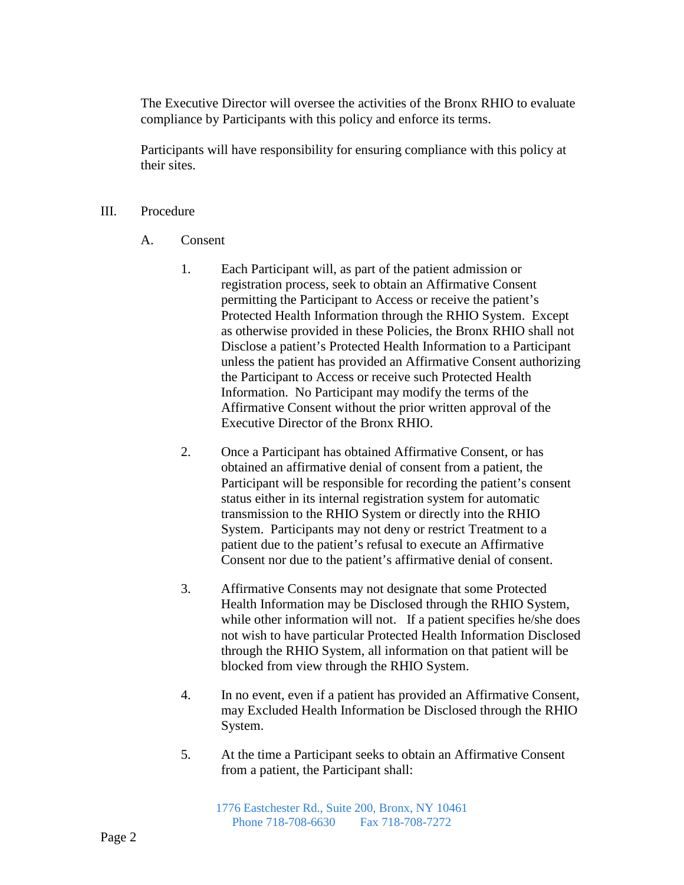The Executive Director will oversee the activities of the Bronx RHIO to evaluate compliance by Participants with this policy and enforce its terms.

Participants will have responsibility for ensuring compliance with this policy at their sites.

III. Procedure

A. Consent

1. Each Participant will, as part of the patient admission or registration process, seek to obtain an Affirmative Consent permitting the Participant to Access or receive the patient's Protected Health Information through the RHIO System. Except as otherwise provided in these Policies, the Bronx RHIO shall not Disclose a patient's Protected Health Information to a Participant unless the patient has provided an Affirmative Consent authorizing the Participant to Access or receive such Protected Health Information. No Participant may modify the terms of the Affirmative Consent without the prior written approval of the Executive Director of the Bronx RHIO.

2. Once a Participant has obtained Affirmative Consent, or has obtained an affirmative denial of consent from a patient, the Participant will be responsible for recording the patient's consent status either in its internal registration system for automatic transmission to the RHIO System or directly into the RHIO System. Participants may not deny or restrict Treatment to a patient due to the patient's refusal to execute an Affirmative Consent nor due to the patient's affirmative denial of consent.

3. Affirmative Consents may not designate that some Protected Health Information may be Disclosed through the RHIO System, while other information will not. If a patient specifies he/she does not wish to have particular Protected Health Information Disclosed through the RHIO System, all information on that patient will be blocked from view through the RHIO System.

4. In no event, even if a patient has provided an Affirmative Consent, may Excluded Health Information be Disclosed through the RHIO System.

5. At the time a Participant seeks to obtain an Affirmative Consent from a patient, the Participant shall: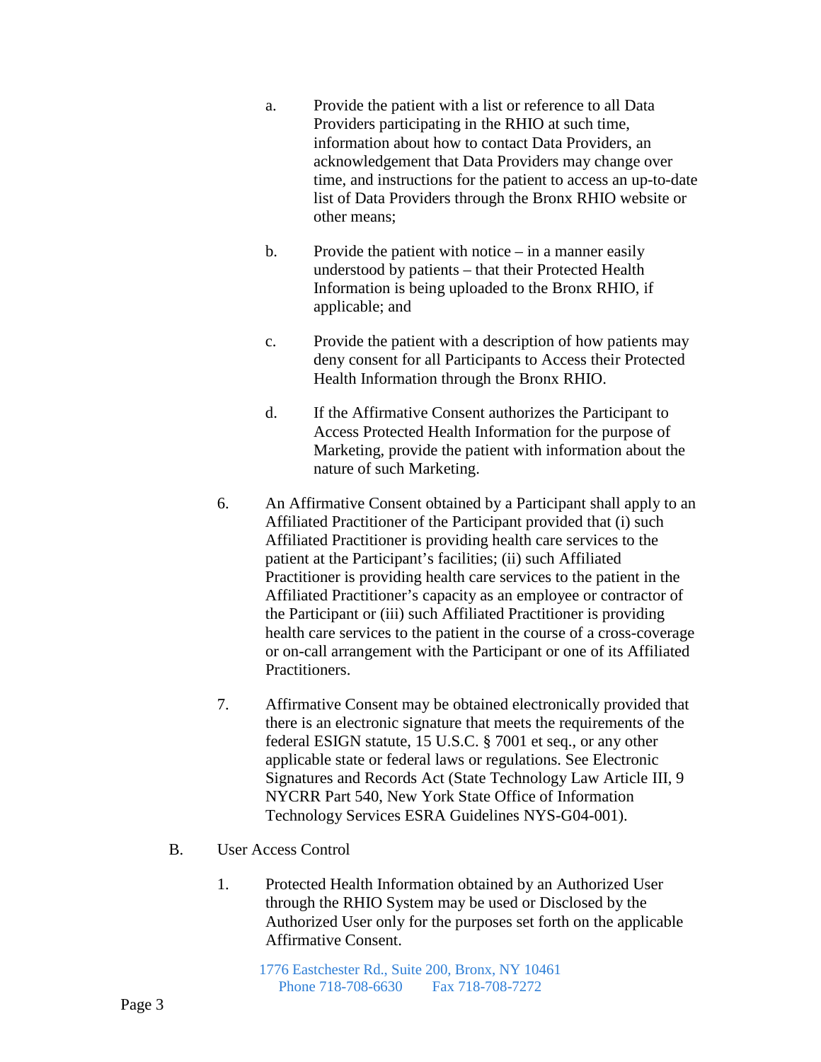a. Provide the patient with a list or reference to all Data Providers participating in the RHIO at such time, information about how to contact Data Providers, an acknowledgement that Data Providers may change over time, and instructions for the patient to access an up-to-date list of Data Providers through the Bronx RHIO website or other means;

b. Provide the patient with notice – in a manner easily understood by patients – that their Protected Health Information is being uploaded to the Bronx RHIO, if applicable; and

c. Provide the patient with a description of how patients may deny consent for all Participants to Access their Protected Health Information through the Bronx RHIO.

d. If the Affirmative Consent authorizes the Participant to Access Protected Health Information for the purpose of Marketing, provide the patient with information about the nature of such Marketing.

6. An Affirmative Consent obtained by a Participant shall apply to an Affiliated Practitioner of the Participant provided that (i) such Affiliated Practitioner is providing health care services to the patient at the Participant's facilities; (ii) such Affiliated Practitioner is providing health care services to the patient in the Affiliated Practitioner's capacity as an employee or contractor of the Participant or (iii) such Affiliated Practitioner is providing health care services to the patient in the course of a cross-coverage or on-call arrangement with the Participant or one of its Affiliated Practitioners.

7. Affirmative Consent may be obtained electronically provided that there is an electronic signature that meets the requirements of the federal ESIGN statute, 15 U.S.C. § 7001 et seq., or any other applicable state or federal laws or regulations. See Electronic Signatures and Records Act (State Technology Law Article III, 9 NYCRR Part 540, New York State Office of Information Technology Services ESRA Guidelines NYS-G04-001).

B. User Access Control

1. Protected Health Information obtained by an Authorized User through the RHIO System may be used or Disclosed by the Authorized User only for the purposes set forth on the applicable Affirmative Consent.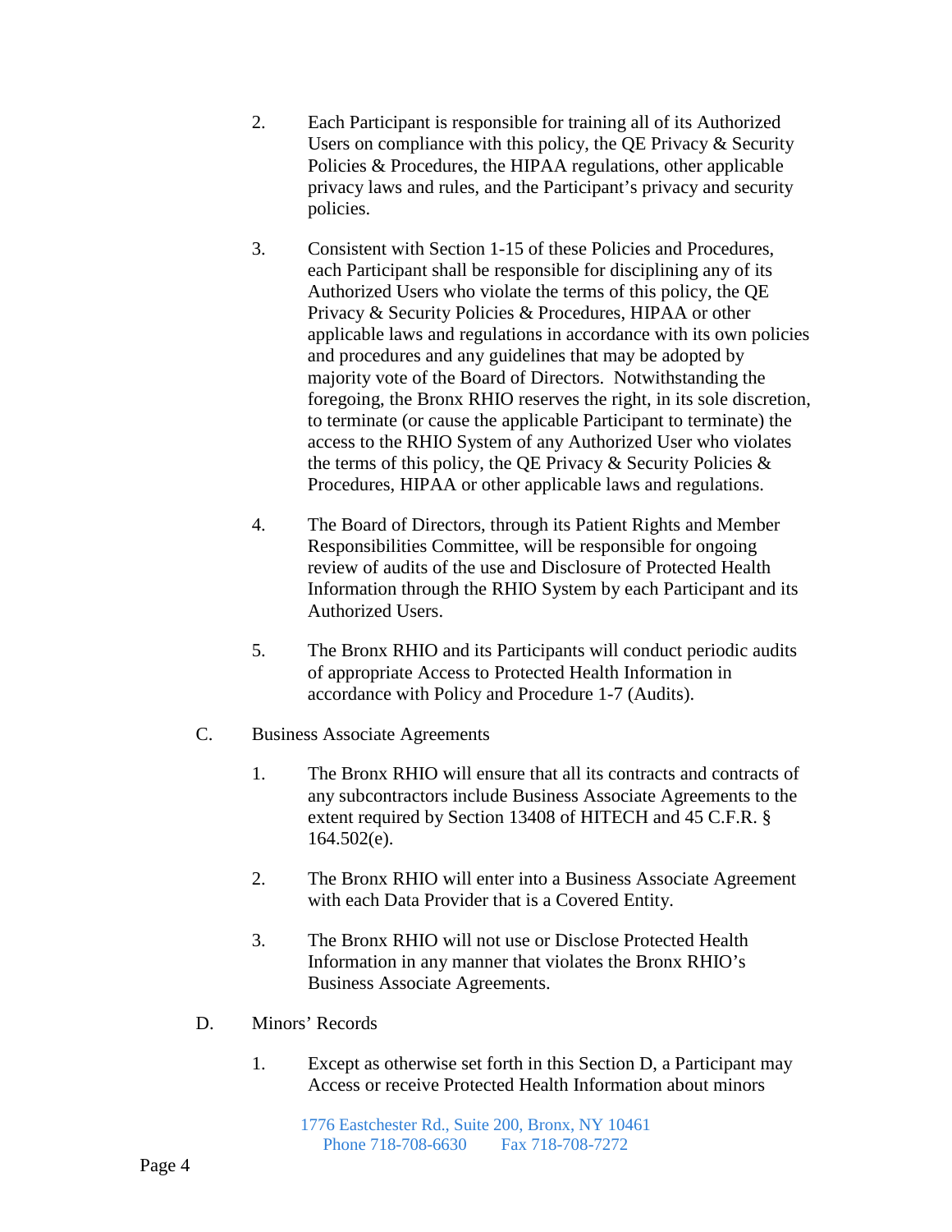2. Each Participant is responsible for training all of its Authorized Users on compliance with this policy, the QE Privacy & Security Policies & Procedures, the HIPAA regulations, other applicable privacy laws and rules, and the Participant's privacy and security policies.

3. Consistent with Section 1-15 of these Policies and Procedures, each Participant shall be responsible for disciplining any of its Authorized Users who violate the terms of this policy, the QE Privacy & Security Policies & Procedures, HIPAA or other applicable laws and regulations in accordance with its own policies and procedures and any guidelines that may be adopted by majority vote of the Board of Directors. Notwithstanding the foregoing, the Bronx RHIO reserves the right, in its sole discretion, to terminate (or cause the applicable Participant to terminate) the access to the RHIO System of any Authorized User who violates the terms of this policy, the QE Privacy & Security Policies & Procedures, HIPAA or other applicable laws and regulations.

4. The Board of Directors, through its Patient Rights and Member Responsibilities Committee, will be responsible for ongoing review of audits of the use and Disclosure of Protected Health Information through the RHIO System by each Participant and its Authorized Users.

5. The Bronx RHIO and its Participants will conduct periodic audits of appropriate Access to Protected Health Information in accordance with Policy and Procedure 1-7 (Audits).

C. Business Associate Agreements

1. The Bronx RHIO will ensure that all its contracts and contracts of any subcontractors include Business Associate Agreements to the extent required by Section 13408 of HITECH and 45 C.F.R. § 164.502(e).

2. The Bronx RHIO will enter into a Business Associate Agreement with each Data Provider that is a Covered Entity.

3. The Bronx RHIO will not use or Disclose Protected Health Information in any manner that violates the Bronx RHIO's Business Associate Agreements.

D. Minors' Records

1. Except as otherwise set forth in this Section D, a Participant may Access or receive Protected Health Information about minors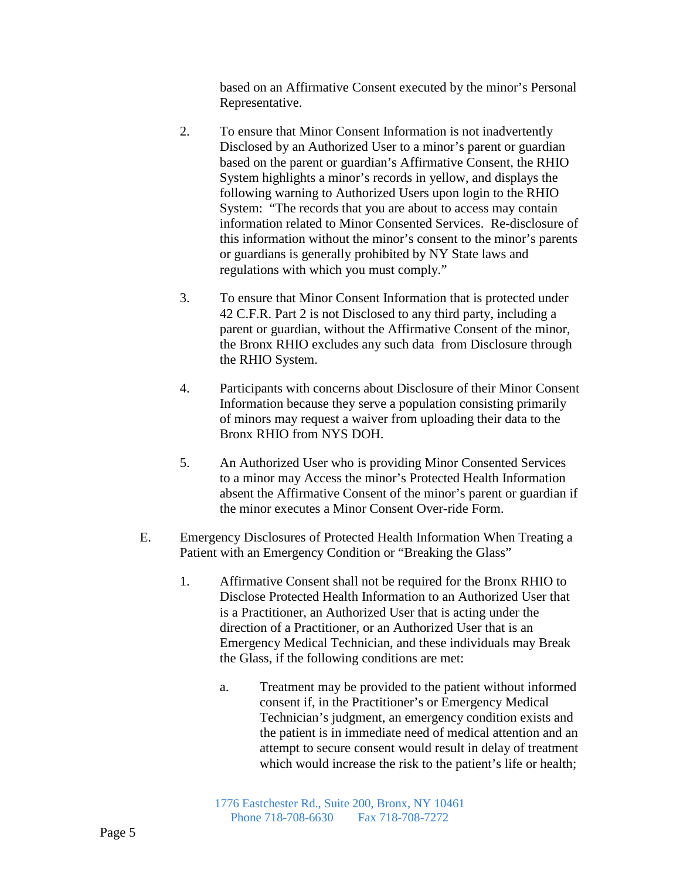based on an Affirmative Consent executed by the minor's Personal Representative.

2. To ensure that Minor Consent Information is not inadvertently Disclosed by an Authorized User to a minor's parent or guardian based on the parent or guardian's Affirmative Consent, the RHIO System highlights a minor's records in yellow, and displays the following warning to Authorized Users upon login to the RHIO System: "The records that you are about to access may contain information related to Minor Consented Services. Re-disclosure of this information without the minor's consent to the minor's parents or guardians is generally prohibited by NY State laws and regulations with which you must comply."

3. To ensure that Minor Consent Information that is protected under 42 C.F.R. Part 2 is not Disclosed to any third party, including a parent or guardian, without the Affirmative Consent of the minor, the Bronx RHIO excludes any such data from Disclosure through the RHIO System.

4. Participants with concerns about Disclosure of their Minor Consent Information because they serve a population consisting primarily of minors may request a waiver from uploading their data to the Bronx RHIO from NYS DOH.

5. An Authorized User who is providing Minor Consented Services to a minor may Access the minor's Protected Health Information absent the Affirmative Consent of the minor's parent or guardian if the minor executes a Minor Consent Over-ride Form.

E. Emergency Disclosures of Protected Health Information When Treating a Patient with an Emergency Condition or "Breaking the Glass"

1. Affirmative Consent shall not be required for the Bronx RHIO to Disclose Protected Health Information to an Authorized User that is a Practitioner, an Authorized User that is acting under the direction of a Practitioner, or an Authorized User that is an Emergency Medical Technician, and these individuals may Break the Glass, if the following conditions are met:

   a. Treatment may be provided to the patient without informed consent if, in the Practitioner's or Emergency Medical Technician's judgment, an emergency condition exists and the patient is in immediate need of medical attention and an attempt to secure consent would result in delay of treatment which would increase the risk to the patient's life or health;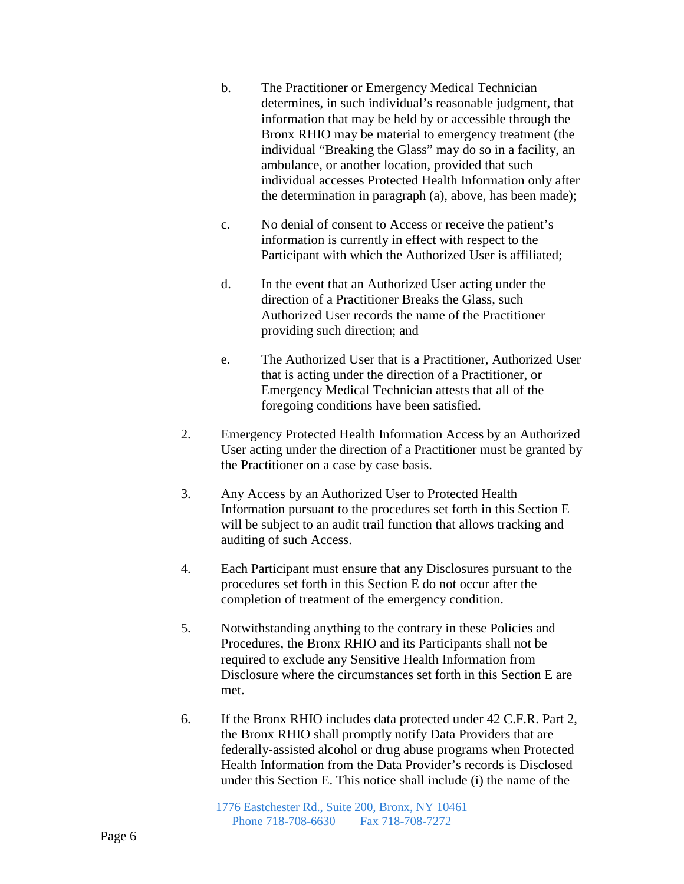b. The Practitioner or Emergency Medical Technician determines, in such individual's reasonable judgment, that information that may be held by or accessible through the Bronx RHIO may be material to emergency treatment (the individual "Breaking the Glass" may do so in a facility, an ambulance, or another location, provided that such individual accesses Protected Health Information only after the determination in paragraph (a), above, has been made);

c. No denial of consent to Access or receive the patient's information is currently in effect with respect to the Participant with which the Authorized User is affiliated;

d. In the event that an Authorized User acting under the direction of a Practitioner Breaks the Glass, such Authorized User records the name of the Practitioner providing such direction; and

e. The Authorized User that is a Practitioner, Authorized User that is acting under the direction of a Practitioner, or Emergency Medical Technician attests that all of the foregoing conditions have been satisfied.

2. Emergency Protected Health Information Access by an Authorized User acting under the direction of a Practitioner must be granted by the Practitioner on a case by case basis.

3. Any Access by an Authorized User to Protected Health Information pursuant to the procedures set forth in this Section E will be subject to an audit trail function that allows tracking and auditing of such Access.

4. Each Participant must ensure that any Disclosures pursuant to the procedures set forth in this Section E do not occur after the completion of treatment of the emergency condition.

5. Notwithstanding anything to the contrary in these Policies and Procedures, the Bronx RHIO and its Participants shall not be required to exclude any Sensitive Health Information from Disclosure where the circumstances set forth in this Section E are met.

6. If the Bronx RHIO includes data protected under 42 C.F.R. Part 2, the Bronx RHIO shall promptly notify Data Providers that are federally-assisted alcohol or drug abuse programs when Protected Health Information from the Data Provider's records is Disclosed under this Section E. This notice shall include (i) the name of the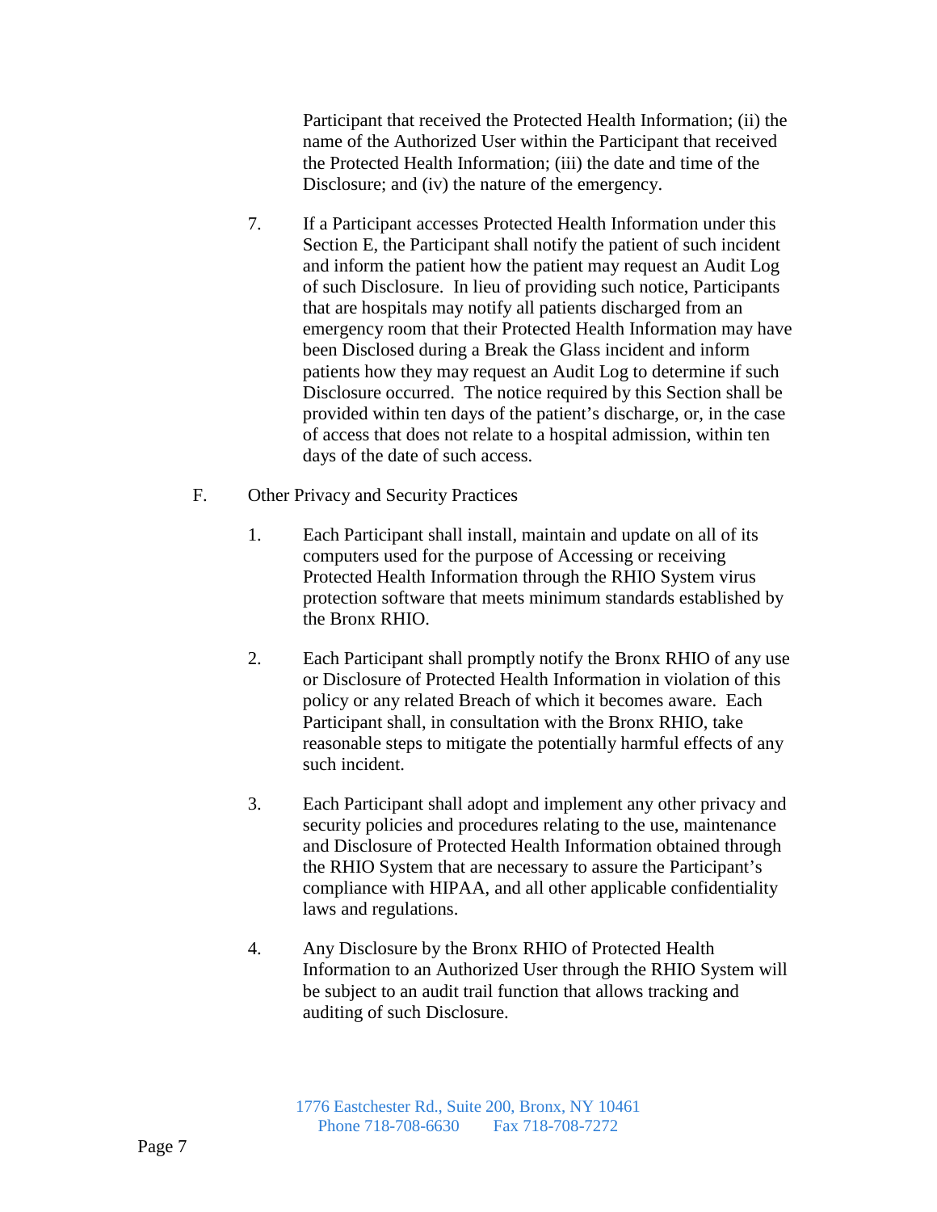Participant that received the Protected Health Information; (ii) the name of the Authorized User within the Participant that received the Protected Health Information; (iii) the date and time of the Disclosure; and (iv) the nature of the emergency.

7. If a Participant accesses Protected Health Information under this Section E, the Participant shall notify the patient of such incident and inform the patient how the patient may request an Audit Log of such Disclosure. In lieu of providing such notice, Participants that are hospitals may notify all patients discharged from an emergency room that their Protected Health Information may have been Disclosed during a Break the Glass incident and inform patients how they may request an Audit Log to determine if such Disclosure occurred. The notice required by this Section shall be provided within ten days of the patient's discharge, or, in the case of access that does not relate to a hospital admission, within ten days of the date of such access.

F. Other Privacy and Security Practices

1. Each Participant shall install, maintain and update on all of its computers used for the purpose of Accessing or receiving Protected Health Information through the RHIO System virus protection software that meets minimum standards established by the Bronx RHIO.

2. Each Participant shall promptly notify the Bronx RHIO of any use or Disclosure of Protected Health Information in violation of this policy or any related Breach of which it becomes aware. Each Participant shall, in consultation with the Bronx RHIO, take reasonable steps to mitigate the potentially harmful effects of any such incident.

3. Each Participant shall adopt and implement any other privacy and security policies and procedures relating to the use, maintenance and Disclosure of Protected Health Information obtained through the RHIO System that are necessary to assure the Participant's compliance with HIPAA, and all other applicable confidentiality laws and regulations.

4. Any Disclosure by the Bronx RHIO of Protected Health Information to an Authorized User through the RHIO System will be subject to an audit trail function that allows tracking and auditing of such Disclosure.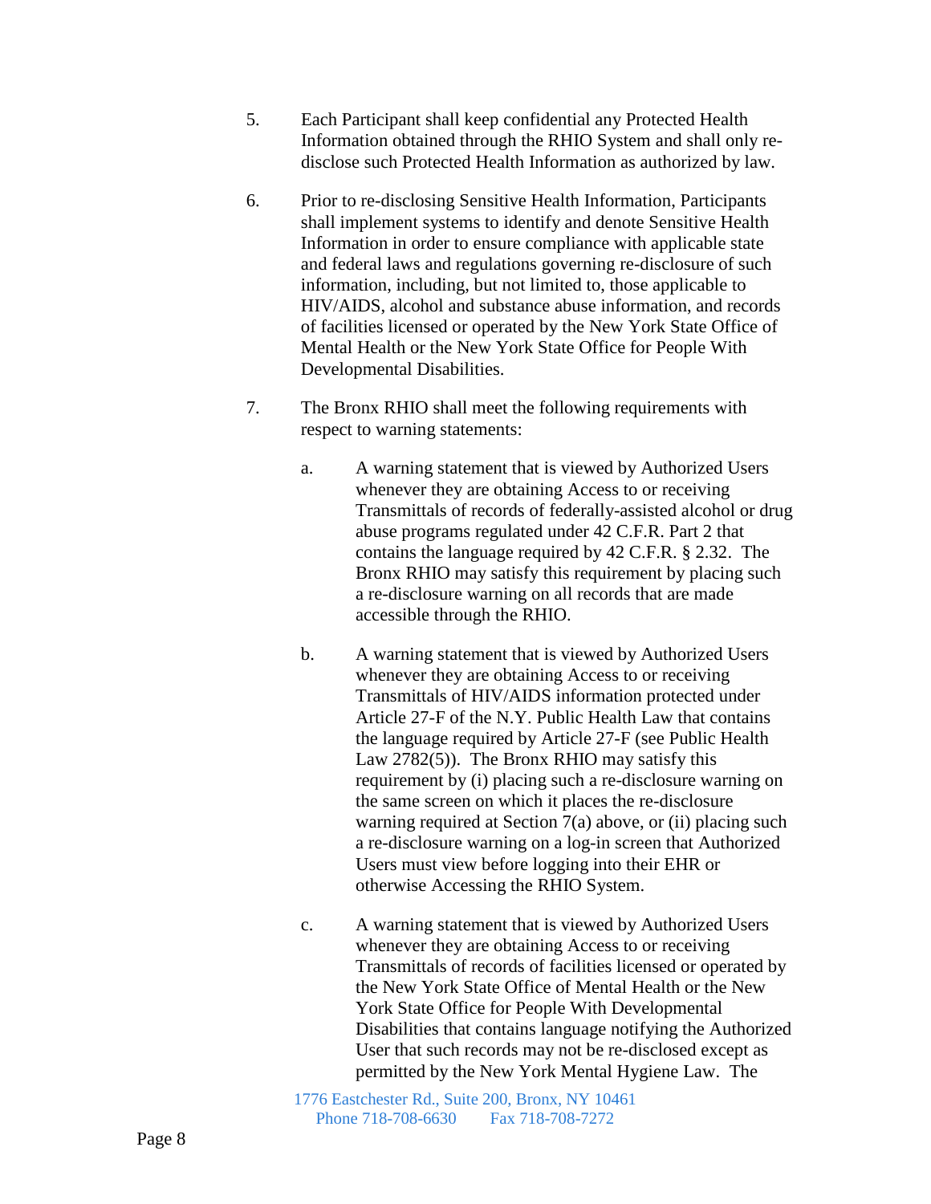5. Each Participant shall keep confidential any Protected Health Information obtained through the RHIO System and shall only re-disclose such Protected Health Information as authorized by law.

6. Prior to re-disclosing Sensitive Health Information, Participants shall implement systems to identify and denote Sensitive Health Information in order to ensure compliance with applicable state and federal laws and regulations governing re-disclosure of such information, including, but not limited to, those applicable to HIV/AIDS, alcohol and substance abuse information, and records of facilities licensed or operated by the New York State Office of Mental Health or the New York State Office for People With Developmental Disabilities.

7. The Bronx RHIO shall meet the following requirements with respect to warning statements:

    a. A warning statement that is viewed by Authorized Users whenever they are obtaining Access to or receiving Transmittals of records of federally-assisted alcohol or drug abuse programs regulated under 42 C.F.R. Part 2 that contains the language required by 42 C.F.R. § 2.32. The Bronx RHIO may satisfy this requirement by placing such a re-disclosure warning on all records that are made accessible through the RHIO.

    b. A warning statement that is viewed by Authorized Users whenever they are obtaining Access to or receiving Transmittals of HIV/AIDS information protected under Article 27-F of the N.Y. Public Health Law that contains the language required by Article 27-F (see Public Health Law 2782(5)). The Bronx RHIO may satisfy this requirement by (i) placing such a re-disclosure warning on the same screen on which it places the re-disclosure warning required at Section 7(a) above, or (ii) placing such a re-disclosure warning on a log-in screen that Authorized Users must view before logging into their EHR or otherwise Accessing the RHIO System.

    c. A warning statement that is viewed by Authorized Users whenever they are obtaining Access to or receiving Transmittals of records of facilities licensed or operated by the New York State Office of Mental Health or the New York State Office for People With Developmental Disabilities that contains language notifying the Authorized User that such records may not be re-disclosed except as permitted by the New York Mental Hygiene Law. The

1776 Eastchester Rd., Suite 200, Bronx, NY 10461
Phone 718-708-6630 Fax 718-708-7272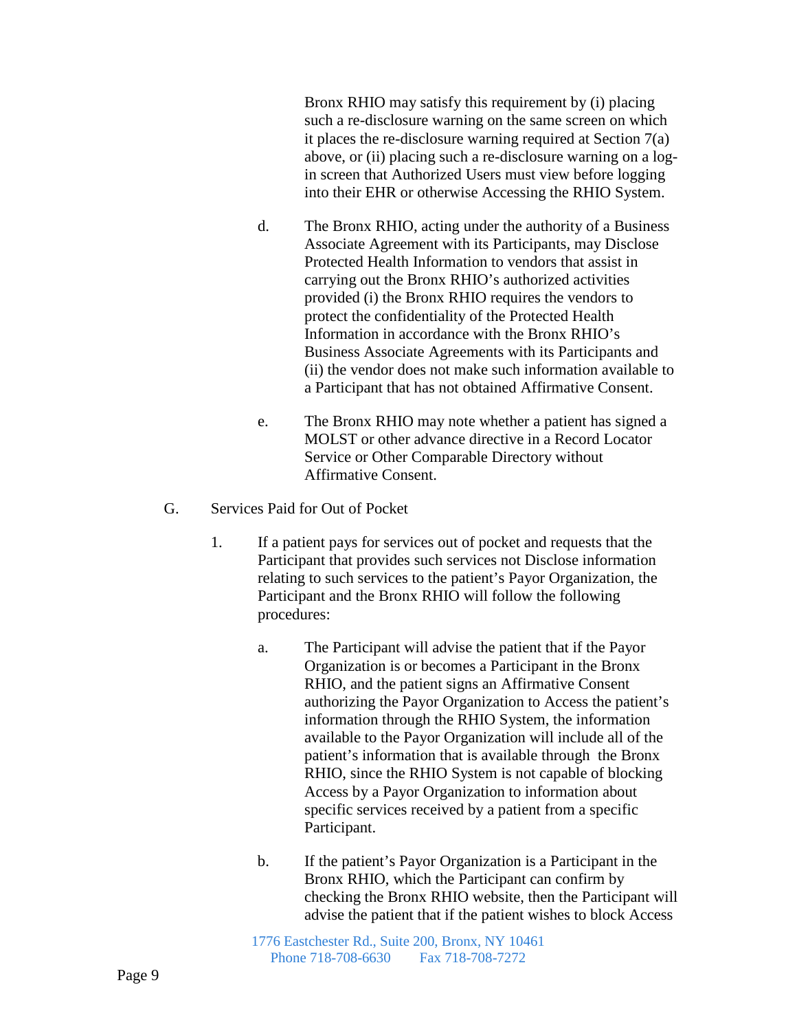Bronx RHIO may satisfy this requirement by (i) placing such a re-disclosure warning on the same screen on which it places the re-disclosure warning required at Section 7(a) above, or (ii) placing such a re-disclosure warning on a log-in screen that Authorized Users must view before logging into their EHR or otherwise Accessing the RHIO System.

d. The Bronx RHIO, acting under the authority of a Business Associate Agreement with its Participants, may Disclose Protected Health Information to vendors that assist in carrying out the Bronx RHIO's authorized activities provided (i) the Bronx RHIO requires the vendors to protect the confidentiality of the Protected Health Information in accordance with the Bronx RHIO's Business Associate Agreements with its Participants and (ii) the vendor does not make such information available to a Participant that has not obtained Affirmative Consent.

e. The Bronx RHIO may note whether a patient has signed a MOLST or other advance directive in a Record Locator Service or Other Comparable Directory without Affirmative Consent.

G. Services Paid for Out of Pocket

1. If a patient pays for services out of pocket and requests that the Participant that provides such services not Disclose information relating to such services to the patient's Payor Organization, the Participant and the Bronx RHIO will follow the following procedures:

a. The Participant will advise the patient that if the Payor Organization is or becomes a Participant in the Bronx RHIO, and the patient signs an Affirmative Consent authorizing the Payor Organization to Access the patient's information through the RHIO System, the information available to the Payor Organization will include all of the patient's information that is available through the Bronx RHIO, since the RHIO System is not capable of blocking Access by a Payor Organization to information about specific services received by a patient from a specific Participant.

b. If the patient's Payor Organization is a Participant in the Bronx RHIO, which the Participant can confirm by checking the Bronx RHIO website, then the Participant will advise the patient that if the patient wishes to block Access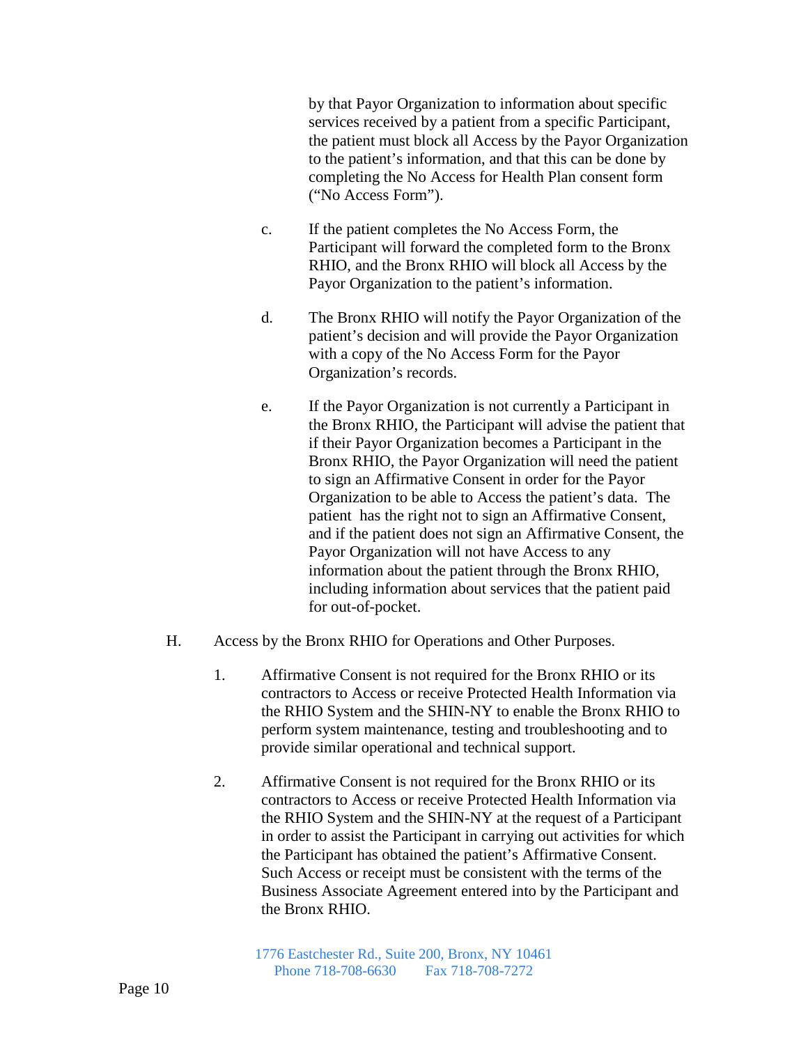by that Payor Organization to information about specific services received by a patient from a specific Participant, the patient must block all Access by the Payor Organization to the patient's information, and that this can be done by completing the No Access for Health Plan consent form ("No Access Form").

c. If the patient completes the No Access Form, the Participant will forward the completed form to the Bronx RHIO, and the Bronx RHIO will block all Access by the Payor Organization to the patient's information.

d. The Bronx RHIO will notify the Payor Organization of the patient's decision and will provide the Payor Organization with a copy of the No Access Form for the Payor Organization's records.

e. If the Payor Organization is not currently a Participant in the Bronx RHIO, the Participant will advise the patient that if their Payor Organization becomes a Participant in the Bronx RHIO, the Payor Organization will need the patient to sign an Affirmative Consent in order for the Payor Organization to be able to Access the patient's data. The patient has the right not to sign an Affirmative Consent, and if the patient does not sign an Affirmative Consent, the Payor Organization will not have Access to any information about the patient through the Bronx RHIO, including information about services that the patient paid for out-of-pocket.

H. Access by the Bronx RHIO for Operations and Other Purposes.

1. Affirmative Consent is not required for the Bronx RHIO or its contractors to Access or receive Protected Health Information via the RHIO System and the SHIN-NY to enable the Bronx RHIO to perform system maintenance, testing and troubleshooting and to provide similar operational and technical support.

2. Affirmative Consent is not required for the Bronx RHIO or its contractors to Access or receive Protected Health Information via the RHIO System and the SHIN-NY at the request of a Participant in order to assist the Participant in carrying out activities for which the Participant has obtained the patient's Affirmative Consent. Such Access or receipt must be consistent with the terms of the Business Associate Agreement entered into by the Participant and the Bronx RHIO.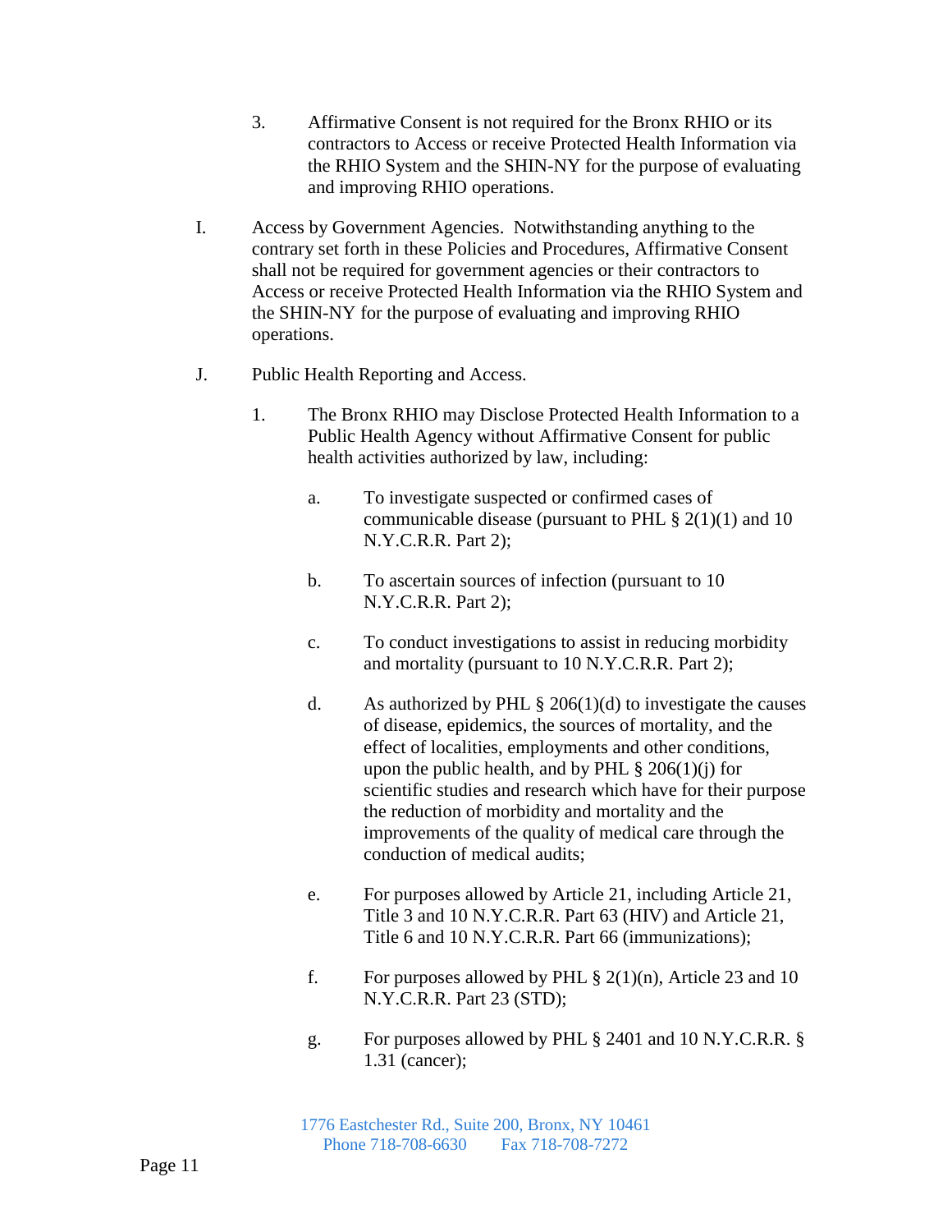3. Affirmative Consent is not required for the Bronx RHIO or its contractors to Access or receive Protected Health Information via the RHIO System and the SHIN-NY for the purpose of evaluating and improving RHIO operations.

I. Access by Government Agencies. Notwithstanding anything to the contrary set forth in these Policies and Procedures, Affirmative Consent shall not be required for government agencies or their contractors to Access or receive Protected Health Information via the RHIO System and the SHIN-NY for the purpose of evaluating and improving RHIO operations.

J. Public Health Reporting and Access.

1. The Bronx RHIO may Disclose Protected Health Information to a Public Health Agency without Affirmative Consent for public health activities authorized by law, including:

   a. To investigate suspected or confirmed cases of communicable disease (pursuant to PHL § 2(1)(l) and 10 N.Y.C.R.R. Part 2);

   b. To ascertain sources of infection (pursuant to 10 N.Y.C.R.R. Part 2);

   c. To conduct investigations to assist in reducing morbidity and mortality (pursuant to 10 N.Y.C.R.R. Part 2);

   d. As authorized by PHL § 206(1)(d) to investigate the causes of disease, epidemics, the sources of mortality, and the effect of localities, employments and other conditions, upon the public health, and by PHL § 206(1)(j) for scientific studies and research which have for their purpose the reduction of morbidity and mortality and the improvements of the quality of medical care through the conduction of medical audits;

   e. For purposes allowed by Article 21, including Article 21, Title 3 and 10 N.Y.C.R.R. Part 63 (HIV) and Article 21, Title 6 and 10 N.Y.C.R.R. Part 66 (immunizations);

   f. For purposes allowed by PHL § 2(1)(n), Article 23 and 10 N.Y.C.R.R. Part 23 (STD);

   g. For purposes allowed by PHL § 2401 and 10 N.Y.C.R.R. § 1.31 (cancer);

1776 Eastchester Rd., Suite 200, Bronx, NY 10461
Phone 718-708-6630 Fax 718-708-7272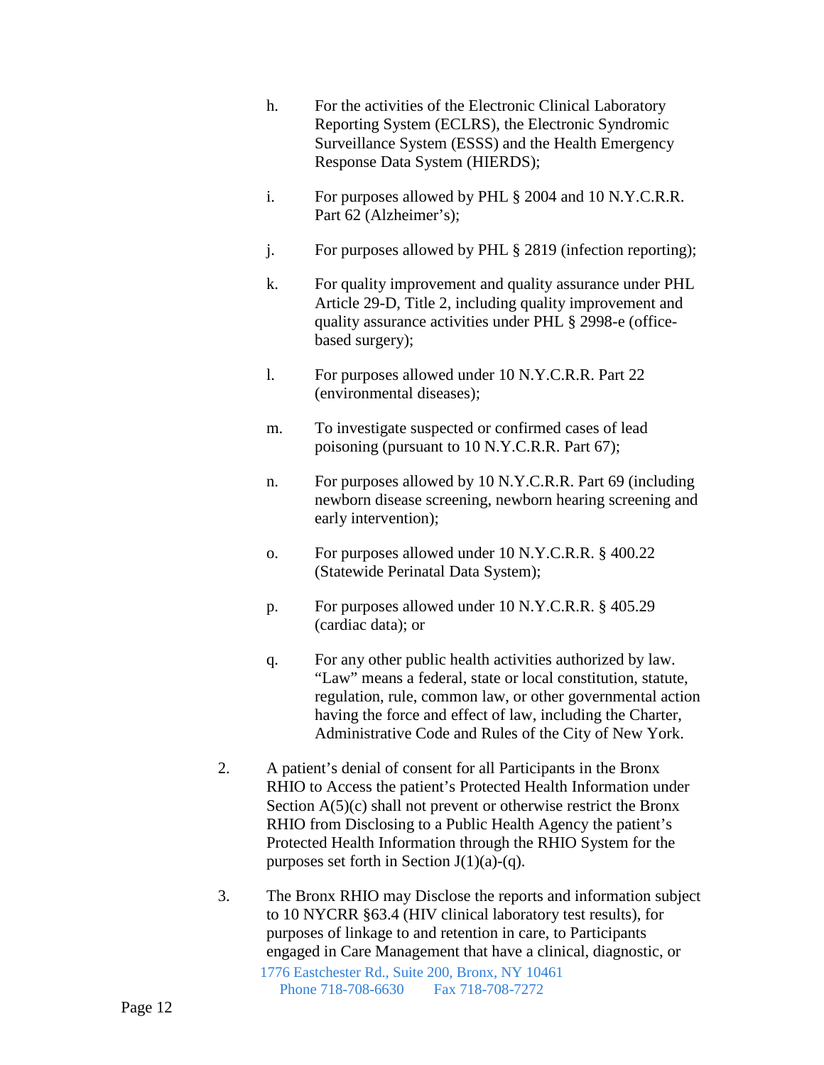h. For the activities of the Electronic Clinical Laboratory Reporting System (ECLRS), the Electronic Syndromic Surveillance System (ESSS) and the Health Emergency Response Data System (HIERDS);

i. For purposes allowed by PHL § 2004 and 10 N.Y.C.R.R. Part 62 (Alzheimer's);

j. For purposes allowed by PHL § 2819 (infection reporting);

k. For quality improvement and quality assurance under PHL Article 29-D, Title 2, including quality improvement and quality assurance activities under PHL § 2998-e (office-based surgery);

l. For purposes allowed under 10 N.Y.C.R.R. Part 22 (environmental diseases);

m. To investigate suspected or confirmed cases of lead poisoning (pursuant to 10 N.Y.C.R.R. Part 67);

n. For purposes allowed by 10 N.Y.C.R.R. Part 69 (including newborn disease screening, newborn hearing screening and early intervention);

o. For purposes allowed under 10 N.Y.C.R.R. § 400.22 (Statewide Perinatal Data System);

p. For purposes allowed under 10 N.Y.C.R.R. § 405.29 (cardiac data); or

q. For any other public health activities authorized by law. "Law" means a federal, state or local constitution, statute, regulation, rule, common law, or other governmental action having the force and effect of law, including the Charter, Administrative Code and Rules of the City of New York.

2. A patient's denial of consent for all Participants in the Bronx RHIO to Access the patient's Protected Health Information under Section A(5)(c) shall not prevent or otherwise restrict the Bronx RHIO from Disclosing to a Public Health Agency the patient's Protected Health Information through the RHIO System for the purposes set forth in Section J(1)(a)-(q).

3. The Bronx RHIO may Disclose the reports and information subject to 10 NYCRR §63.4 (HIV clinical laboratory test results), for purposes of linkage to and retention in care, to Participants engaged in Care Management that have a clinical, diagnostic, or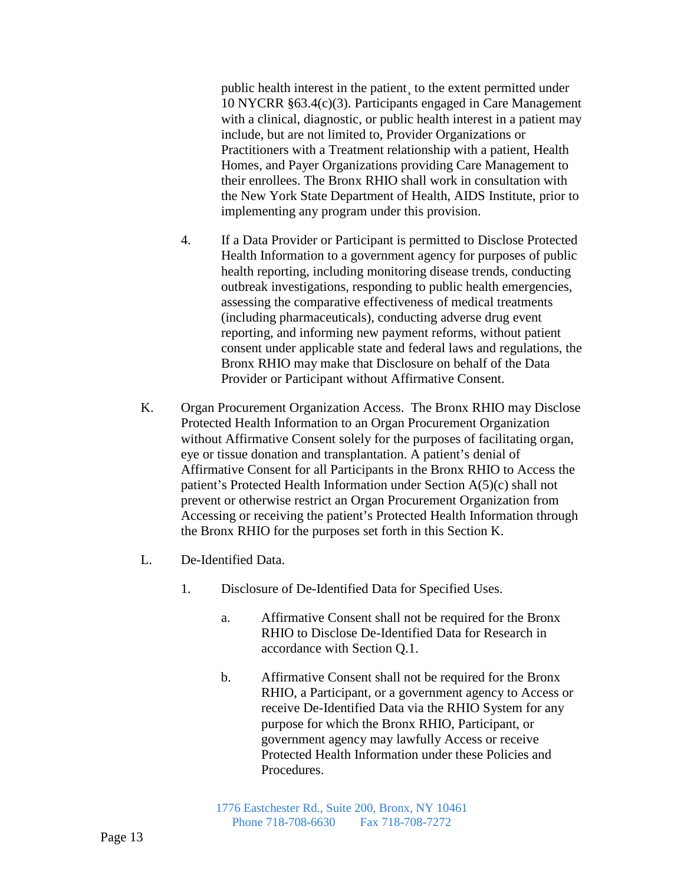public health interest in the patient¸ to the extent permitted under 10 NYCRR §63.4(c)(3). Participants engaged in Care Management with a clinical, diagnostic, or public health interest in a patient may include, but are not limited to, Provider Organizations or Practitioners with a Treatment relationship with a patient, Health Homes, and Payer Organizations providing Care Management to their enrollees. The Bronx RHIO shall work in consultation with the New York State Department of Health, AIDS Institute, prior to implementing any program under this provision.

4. If a Data Provider or Participant is permitted to Disclose Protected Health Information to a government agency for purposes of public health reporting, including monitoring disease trends, conducting outbreak investigations, responding to public health emergencies, assessing the comparative effectiveness of medical treatments (including pharmaceuticals), conducting adverse drug event reporting, and informing new payment reforms, without patient consent under applicable state and federal laws and regulations, the Bronx RHIO may make that Disclosure on behalf of the Data Provider or Participant without Affirmative Consent.

K. Organ Procurement Organization Access. The Bronx RHIO may Disclose Protected Health Information to an Organ Procurement Organization without Affirmative Consent solely for the purposes of facilitating organ, eye or tissue donation and transplantation. A patient's denial of Affirmative Consent for all Participants in the Bronx RHIO to Access the patient's Protected Health Information under Section A(5)(c) shall not prevent or otherwise restrict an Organ Procurement Organization from Accessing or receiving the patient's Protected Health Information through the Bronx RHIO for the purposes set forth in this Section K.

L. De-Identified Data.

1. Disclosure of De-Identified Data for Specified Uses.

   a. Affirmative Consent shall not be required for the Bronx RHIO to Disclose De-Identified Data for Research in accordance with Section Q.1.

   b. Affirmative Consent shall not be required for the Bronx RHIO, a Participant, or a government agency to Access or receive De-Identified Data via the RHIO System for any purpose for which the Bronx RHIO, Participant, or government agency may lawfully Access or receive Protected Health Information under these Policies and Procedures.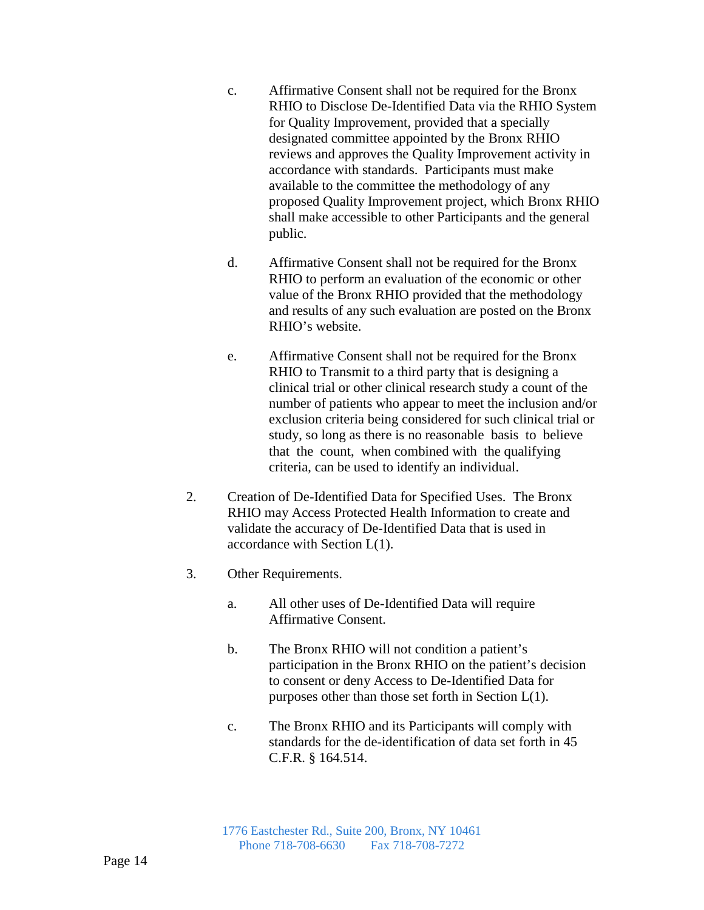c. Affirmative Consent shall not be required for the Bronx RHIO to Disclose De-Identified Data via the RHIO System for Quality Improvement, provided that a specially designated committee appointed by the Bronx RHIO reviews and approves the Quality Improvement activity in accordance with standards. Participants must make available to the committee the methodology of any proposed Quality Improvement project, which Bronx RHIO shall make accessible to other Participants and the general public.

d. Affirmative Consent shall not be required for the Bronx RHIO to perform an evaluation of the economic or other value of the Bronx RHIO provided that the methodology and results of any such evaluation are posted on the Bronx RHIO's website.

e. Affirmative Consent shall not be required for the Bronx RHIO to Transmit to a third party that is designing a clinical trial or other clinical research study a count of the number of patients who appear to meet the inclusion and/or exclusion criteria being considered for such clinical trial or study, so long as there is no reasonable basis to believe that the count, when combined with the qualifying criteria, can be used to identify an individual.

2. Creation of De-Identified Data for Specified Uses. The Bronx RHIO may Access Protected Health Information to create and validate the accuracy of De-Identified Data that is used in accordance with Section L(1).

3. Other Requirements.

   a. All other uses of De-Identified Data will require Affirmative Consent.

   b. The Bronx RHIO will not condition a patient's participation in the Bronx RHIO on the patient's decision to consent or deny Access to De-Identified Data for purposes other than those set forth in Section L(1).

   c. The Bronx RHIO and its Participants will comply with standards for the de-identification of data set forth in 45 C.F.R. § 164.514.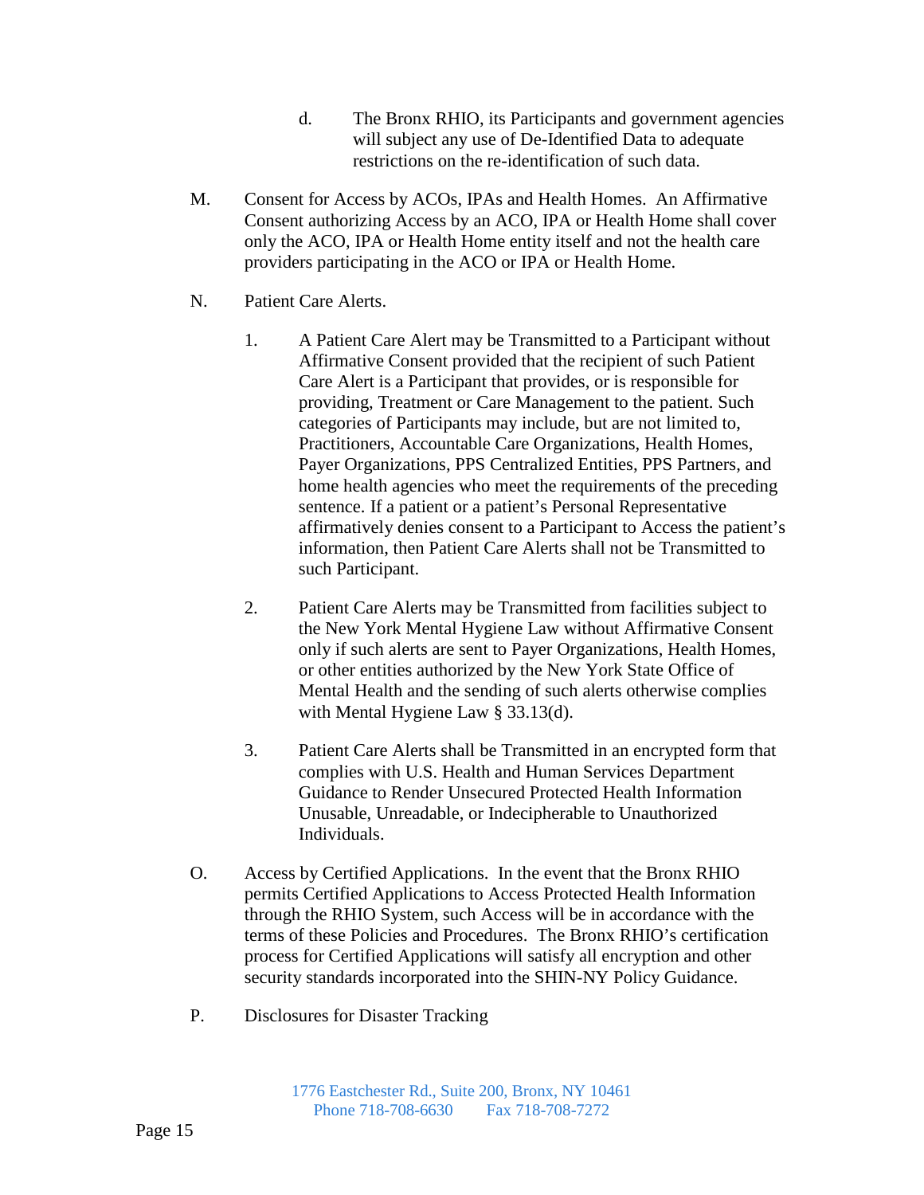d. The Bronx RHIO, its Participants and government agencies will subject any use of De-Identified Data to adequate restrictions on the re-identification of such data.

M. Consent for Access by ACOs, IPAs and Health Homes. An Affirmative Consent authorizing Access by an ACO, IPA or Health Home shall cover only the ACO, IPA or Health Home entity itself and not the health care providers participating in the ACO or IPA or Health Home.

N. Patient Care Alerts.

1. A Patient Care Alert may be Transmitted to a Participant without Affirmative Consent provided that the recipient of such Patient Care Alert is a Participant that provides, or is responsible for providing, Treatment or Care Management to the patient. Such categories of Participants may include, but are not limited to, Practitioners, Accountable Care Organizations, Health Homes, Payer Organizations, PPS Centralized Entities, PPS Partners, and home health agencies who meet the requirements of the preceding sentence. If a patient or a patient's Personal Representative affirmatively denies consent to a Participant to Access the patient's information, then Patient Care Alerts shall not be Transmitted to such Participant.

2. Patient Care Alerts may be Transmitted from facilities subject to the New York Mental Hygiene Law without Affirmative Consent only if such alerts are sent to Payer Organizations, Health Homes, or other entities authorized by the New York State Office of Mental Health and the sending of such alerts otherwise complies with Mental Hygiene Law § 33.13(d).

3. Patient Care Alerts shall be Transmitted in an encrypted form that complies with U.S. Health and Human Services Department Guidance to Render Unsecured Protected Health Information Unusable, Unreadable, or Indecipherable to Unauthorized Individuals.

O. Access by Certified Applications. In the event that the Bronx RHIO permits Certified Applications to Access Protected Health Information through the RHIO System, such Access will be in accordance with the terms of these Policies and Procedures. The Bronx RHIO's certification process for Certified Applications will satisfy all encryption and other security standards incorporated into the SHIN-NY Policy Guidance.

P. Disclosures for Disaster Tracking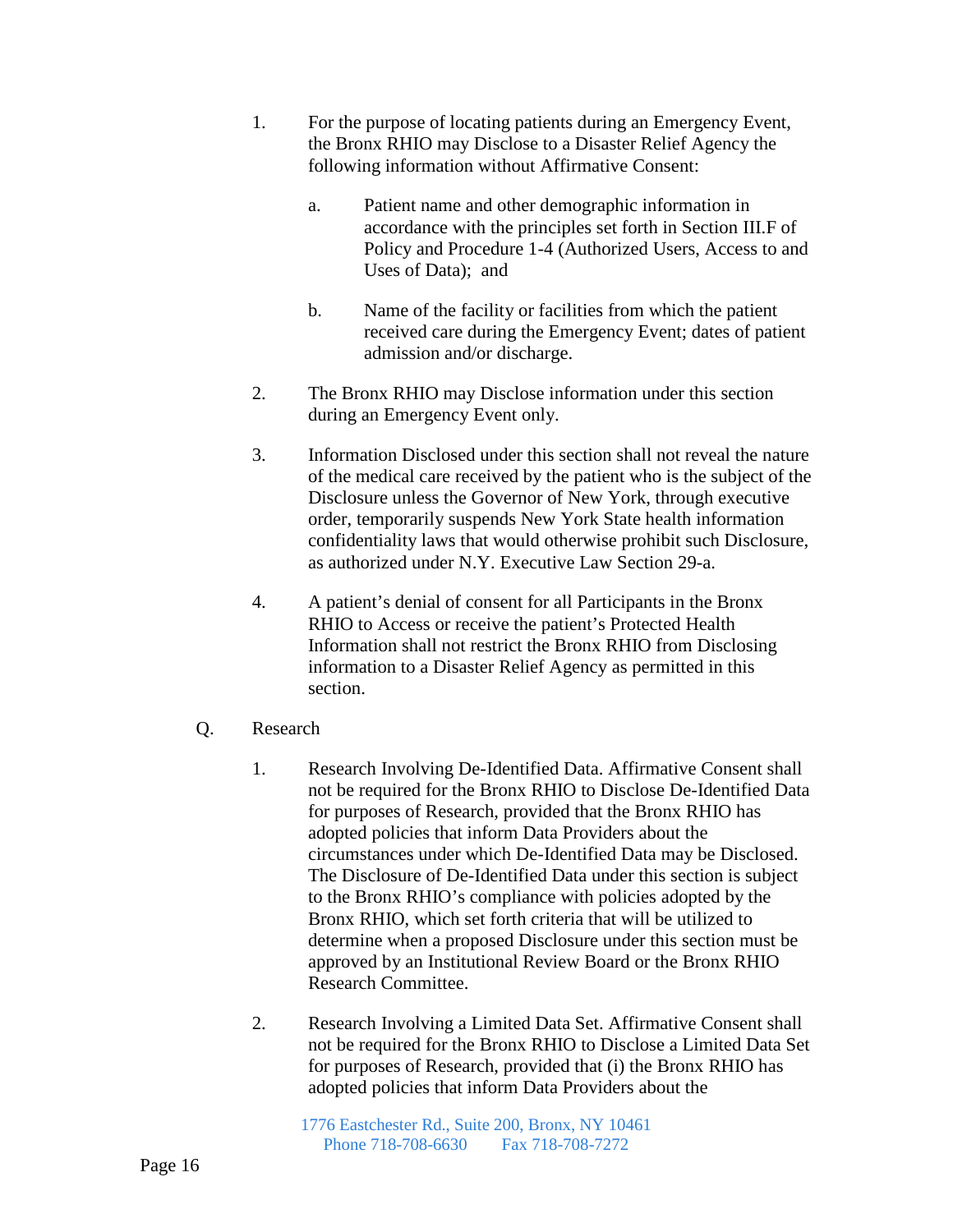1. For the purpose of locating patients during an Emergency Event, the Bronx RHIO may Disclose to a Disaster Relief Agency the following information without Affirmative Consent:

    a. Patient name and other demographic information in accordance with the principles set forth in Section III.F of Policy and Procedure 1-4 (Authorized Users, Access to and Uses of Data); and

    b. Name of the facility or facilities from which the patient received care during the Emergency Event; dates of patient admission and/or discharge.

2. The Bronx RHIO may Disclose information under this section during an Emergency Event only.

3. Information Disclosed under this section shall not reveal the nature of the medical care received by the patient who is the subject of the Disclosure unless the Governor of New York, through executive order, temporarily suspends New York State health information confidentiality laws that would otherwise prohibit such Disclosure, as authorized under N.Y. Executive Law Section 29-a.

4. A patient's denial of consent for all Participants in the Bronx RHIO to Access or receive the patient's Protected Health Information shall not restrict the Bronx RHIO from Disclosing information to a Disaster Relief Agency as permitted in this section.

Q. Research

1. Research Involving De-Identified Data. Affirmative Consent shall not be required for the Bronx RHIO to Disclose De-Identified Data for purposes of Research, provided that the Bronx RHIO has adopted policies that inform Data Providers about the circumstances under which De-Identified Data may be Disclosed. The Disclosure of De-Identified Data under this section is subject to the Bronx RHIO's compliance with policies adopted by the Bronx RHIO, which set forth criteria that will be utilized to determine when a proposed Disclosure under this section must be approved by an Institutional Review Board or the Bronx RHIO Research Committee.

2. Research Involving a Limited Data Set. Affirmative Consent shall not be required for the Bronx RHIO to Disclose a Limited Data Set for purposes of Research, provided that (i) the Bronx RHIO has adopted policies that inform Data Providers about the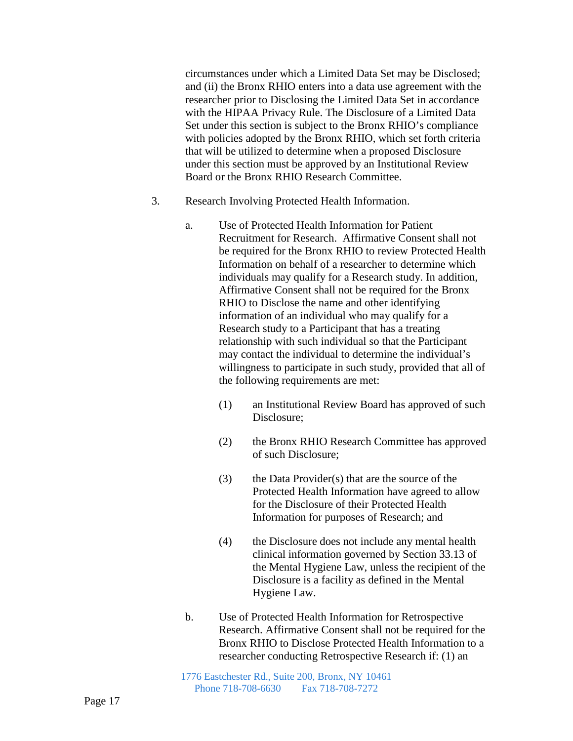circumstances under which a Limited Data Set may be Disclosed; and (ii) the Bronx RHIO enters into a data use agreement with the researcher prior to Disclosing the Limited Data Set in accordance with the HIPAA Privacy Rule. The Disclosure of a Limited Data Set under this section is subject to the Bronx RHIO's compliance with policies adopted by the Bronx RHIO, which set forth criteria that will be utilized to determine when a proposed Disclosure under this section must be approved by an Institutional Review Board or the Bronx RHIO Research Committee.

3. Research Involving Protected Health Information.

   a. Use of Protected Health Information for Patient Recruitment for Research. Affirmative Consent shall not be required for the Bronx RHIO to review Protected Health Information on behalf of a researcher to determine which individuals may qualify for a Research study. In addition, Affirmative Consent shall not be required for the Bronx RHIO to Disclose the name and other identifying information of an individual who may qualify for a Research study to a Participant that has a treating relationship with such individual so that the Participant may contact the individual to determine the individual's willingness to participate in such study, provided that all of the following requirements are met:

      (1) an Institutional Review Board has approved of such Disclosure;

      (2) the Bronx RHIO Research Committee has approved of such Disclosure;

      (3) the Data Provider(s) that are the source of the Protected Health Information have agreed to allow for the Disclosure of their Protected Health Information for purposes of Research; and

      (4) the Disclosure does not include any mental health clinical information governed by Section 33.13 of the Mental Hygiene Law, unless the recipient of the Disclosure is a facility as defined in the Mental Hygiene Law.

   b. Use of Protected Health Information for Retrospective Research. Affirmative Consent shall not be required for the Bronx RHIO to Disclose Protected Health Information to a researcher conducting Retrospective Research if: (1) an

1776 Eastchester Rd., Suite 200, Bronx, NY 10461
Phone 718-708-6630 Fax 718-708-7272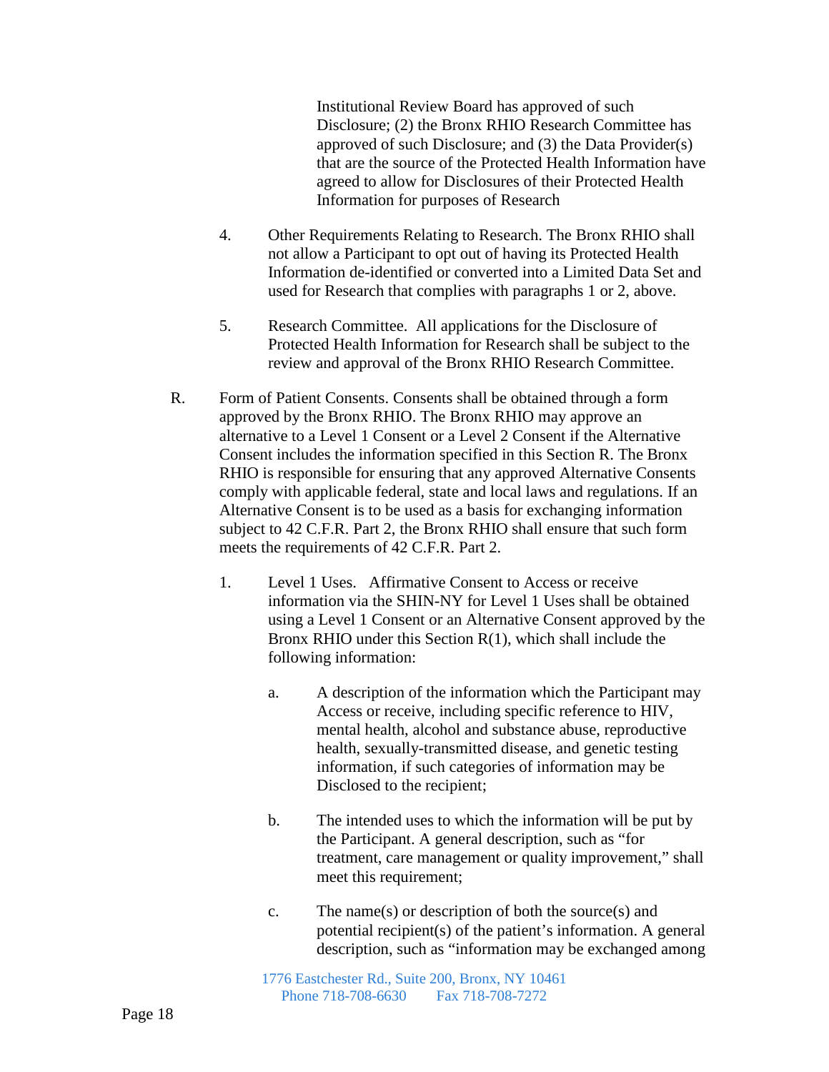Institutional Review Board has approved of such Disclosure; (2) the Bronx RHIO Research Committee has approved of such Disclosure; and (3) the Data Provider(s) that are the source of the Protected Health Information have agreed to allow for Disclosures of their Protected Health Information for purposes of Research

4. Other Requirements Relating to Research. The Bronx RHIO shall not allow a Participant to opt out of having its Protected Health Information de-identified or converted into a Limited Data Set and used for Research that complies with paragraphs 1 or 2, above.

5. Research Committee. All applications for the Disclosure of Protected Health Information for Research shall be subject to the review and approval of the Bronx RHIO Research Committee.

R. Form of Patient Consents. Consents shall be obtained through a form approved by the Bronx RHIO. The Bronx RHIO may approve an alternative to a Level 1 Consent or a Level 2 Consent if the Alternative Consent includes the information specified in this Section R. The Bronx RHIO is responsible for ensuring that any approved Alternative Consents comply with applicable federal, state and local laws and regulations. If an Alternative Consent is to be used as a basis for exchanging information subject to 42 C.F.R. Part 2, the Bronx RHIO shall ensure that such form meets the requirements of 42 C.F.R. Part 2.

1. Level 1 Uses. Affirmative Consent to Access or receive information via the SHIN-NY for Level 1 Uses shall be obtained using a Level 1 Consent or an Alternative Consent approved by the Bronx RHIO under this Section R(1), which shall include the following information:

   a. A description of the information which the Participant may Access or receive, including specific reference to HIV, mental health, alcohol and substance abuse, reproductive health, sexually-transmitted disease, and genetic testing information, if such categories of information may be Disclosed to the recipient;

   b. The intended uses to which the information will be put by the Participant. A general description, such as "for treatment, care management or quality improvement," shall meet this requirement;

   c. The name(s) or description of both the source(s) and potential recipient(s) of the patient's information. A general description, such as "information may be exchanged among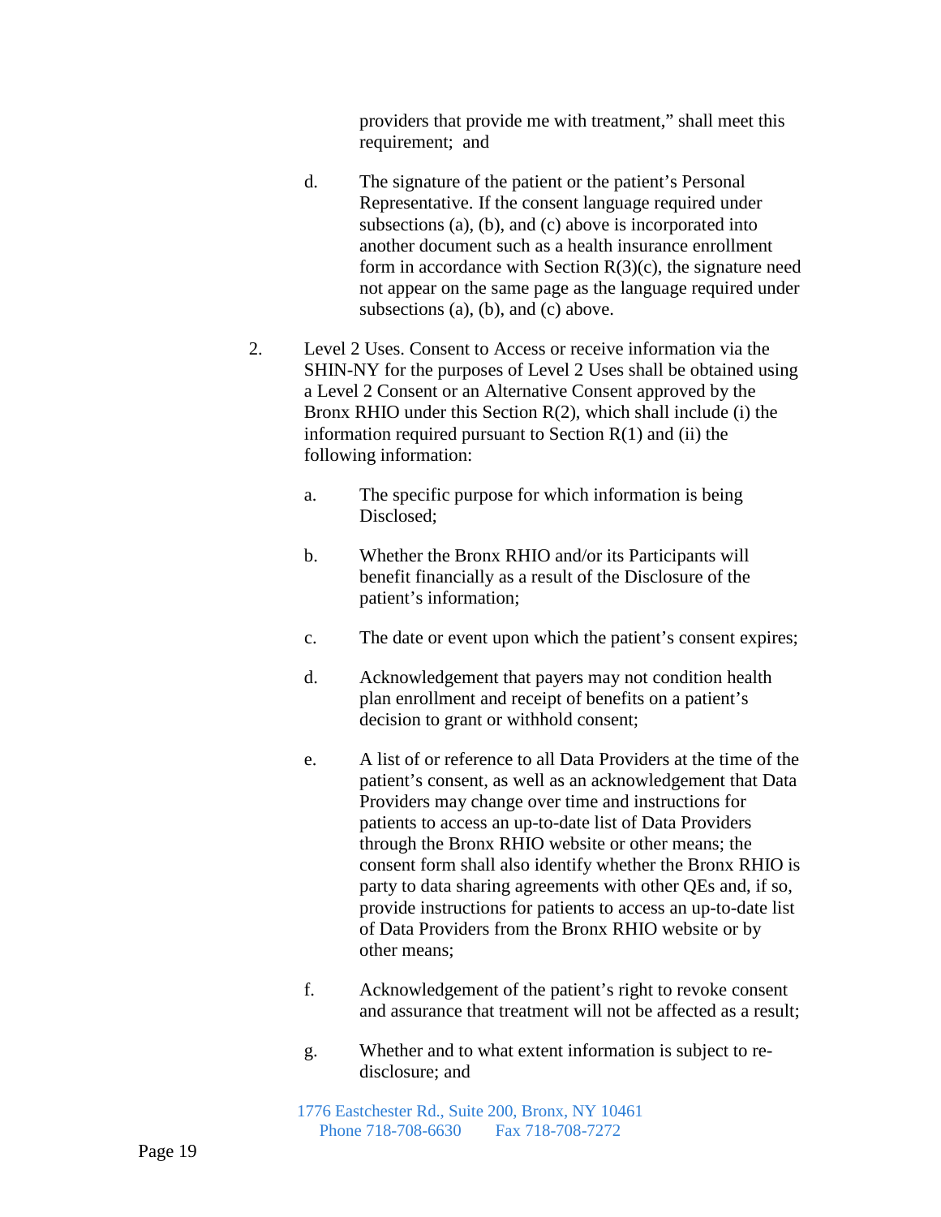providers that provide me with treatment," shall meet this requirement; and

d. The signature of the patient or the patient's Personal Representative. If the consent language required under subsections (a), (b), and (c) above is incorporated into another document such as a health insurance enrollment form in accordance with Section R(3)(c), the signature need not appear on the same page as the language required under subsections (a), (b), and (c) above.

2. Level 2 Uses. Consent to Access or receive information via the SHIN-NY for the purposes of Level 2 Uses shall be obtained using a Level 2 Consent or an Alternative Consent approved by the Bronx RHIO under this Section R(2), which shall include (i) the information required pursuant to Section R(1) and (ii) the following information:

   a. The specific purpose for which information is being Disclosed;

   b. Whether the Bronx RHIO and/or its Participants will benefit financially as a result of the Disclosure of the patient's information;

   c. The date or event upon which the patient's consent expires;

   d. Acknowledgement that payers may not condition health plan enrollment and receipt of benefits on a patient's decision to grant or withhold consent;

   e. A list of or reference to all Data Providers at the time of the patient's consent, as well as an acknowledgement that Data Providers may change over time and instructions for patients to access an up-to-date list of Data Providers through the Bronx RHIO website or other means; the consent form shall also identify whether the Bronx RHIO is party to data sharing agreements with other QEs and, if so, provide instructions for patients to access an up-to-date list of Data Providers from the Bronx RHIO website or by other means;

   f. Acknowledgement of the patient's right to revoke consent and assurance that treatment will not be affected as a result;

   g. Whether and to what extent information is subject to re-disclosure; and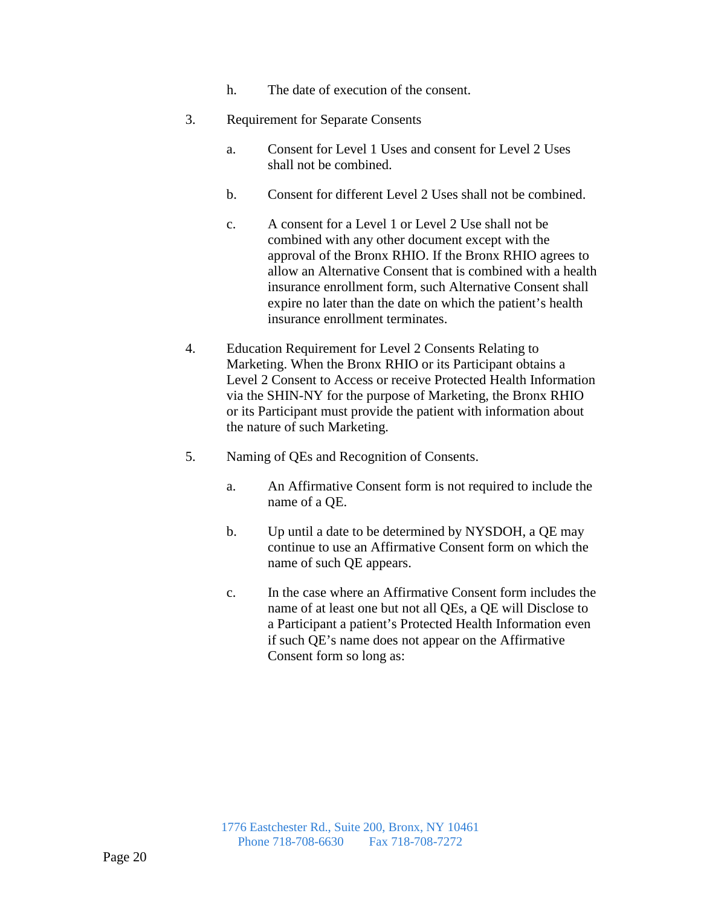h. The date of execution of the consent.

3. Requirement for Separate Consents

   a. Consent for Level 1 Uses and consent for Level 2 Uses shall not be combined.

   b. Consent for different Level 2 Uses shall not be combined.

   c. A consent for a Level 1 or Level 2 Use shall not be combined with any other document except with the approval of the Bronx RHIO. If the Bronx RHIO agrees to allow an Alternative Consent that is combined with a health insurance enrollment form, such Alternative Consent shall expire no later than the date on which the patient's health insurance enrollment terminates.

4. Education Requirement for Level 2 Consents Relating to Marketing. When the Bronx RHIO or its Participant obtains a Level 2 Consent to Access or receive Protected Health Information via the SHIN-NY for the purpose of Marketing, the Bronx RHIO or its Participant must provide the patient with information about the nature of such Marketing.

5. Naming of QEs and Recognition of Consents.

   a. An Affirmative Consent form is not required to include the name of a QE.

   b. Up until a date to be determined by NYSDOH, a QE may continue to use an Affirmative Consent form on which the name of such QE appears.

   c. In the case where an Affirmative Consent form includes the name of at least one but not all QEs, a QE will Disclose to a Participant a patient's Protected Health Information even if such QE's name does not appear on the Affirmative Consent form so long as: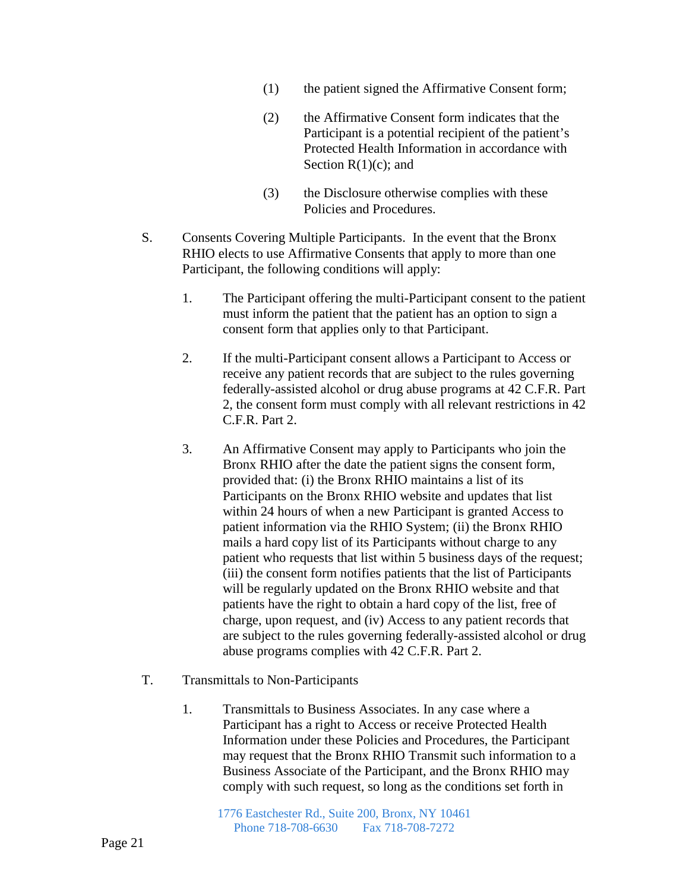(1) the patient signed the Affirmative Consent form;

(2) the Affirmative Consent form indicates that the Participant is a potential recipient of the patient's Protected Health Information in accordance with Section R(1)(c); and

(3) the Disclosure otherwise complies with these Policies and Procedures.

S. Consents Covering Multiple Participants. In the event that the Bronx RHIO elects to use Affirmative Consents that apply to more than one Participant, the following conditions will apply:

1. The Participant offering the multi-Participant consent to the patient must inform the patient that the patient has an option to sign a consent form that applies only to that Participant.

2. If the multi-Participant consent allows a Participant to Access or receive any patient records that are subject to the rules governing federally-assisted alcohol or drug abuse programs at 42 C.F.R. Part 2, the consent form must comply with all relevant restrictions in 42 C.F.R. Part 2.

3. An Affirmative Consent may apply to Participants who join the Bronx RHIO after the date the patient signs the consent form, provided that: (i) the Bronx RHIO maintains a list of its Participants on the Bronx RHIO website and updates that list within 24 hours of when a new Participant is granted Access to patient information via the RHIO System; (ii) the Bronx RHIO mails a hard copy list of its Participants without charge to any patient who requests that list within 5 business days of the request; (iii) the consent form notifies patients that the list of Participants will be regularly updated on the Bronx RHIO website and that patients have the right to obtain a hard copy of the list, free of charge, upon request, and (iv) Access to any patient records that are subject to the rules governing federally-assisted alcohol or drug abuse programs complies with 42 C.F.R. Part 2.

T. Transmittals to Non-Participants

1. Transmittals to Business Associates. In any case where a Participant has a right to Access or receive Protected Health Information under these Policies and Procedures, the Participant may request that the Bronx RHIO Transmit such information to a Business Associate of the Participant, and the Bronx RHIO may comply with such request, so long as the conditions set forth in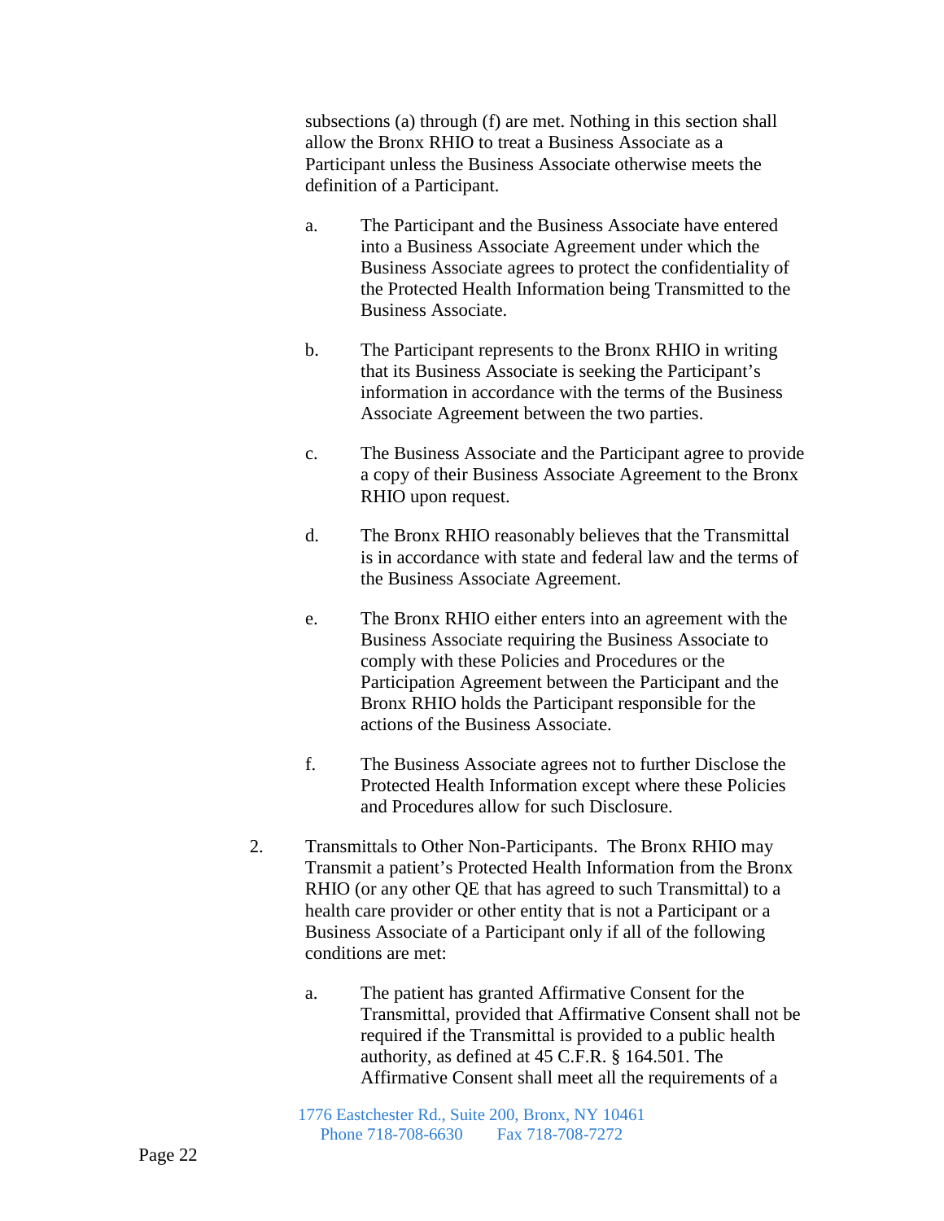subsections (a) through (f) are met. Nothing in this section shall allow the Bronx RHIO to treat a Business Associate as a Participant unless the Business Associate otherwise meets the definition of a Participant.

a. The Participant and the Business Associate have entered into a Business Associate Agreement under which the Business Associate agrees to protect the confidentiality of the Protected Health Information being Transmitted to the Business Associate.

b. The Participant represents to the Bronx RHIO in writing that its Business Associate is seeking the Participant's information in accordance with the terms of the Business Associate Agreement between the two parties.

c. The Business Associate and the Participant agree to provide a copy of their Business Associate Agreement to the Bronx RHIO upon request.

d. The Bronx RHIO reasonably believes that the Transmittal is in accordance with state and federal law and the terms of the Business Associate Agreement.

e. The Bronx RHIO either enters into an agreement with the Business Associate requiring the Business Associate to comply with these Policies and Procedures or the Participation Agreement between the Participant and the Bronx RHIO holds the Participant responsible for the actions of the Business Associate.

f. The Business Associate agrees not to further Disclose the Protected Health Information except where these Policies and Procedures allow for such Disclosure.

2. Transmittals to Other Non-Participants. The Bronx RHIO may Transmit a patient's Protected Health Information from the Bronx RHIO (or any other QE that has agreed to such Transmittal) to a health care provider or other entity that is not a Participant or a Business Associate of a Participant only if all of the following conditions are met:

   a. The patient has granted Affirmative Consent for the Transmittal, provided that Affirmative Consent shall not be required if the Transmittal is provided to a public health authority, as defined at 45 C.F.R. § 164.501. The Affirmative Consent shall meet all the requirements of a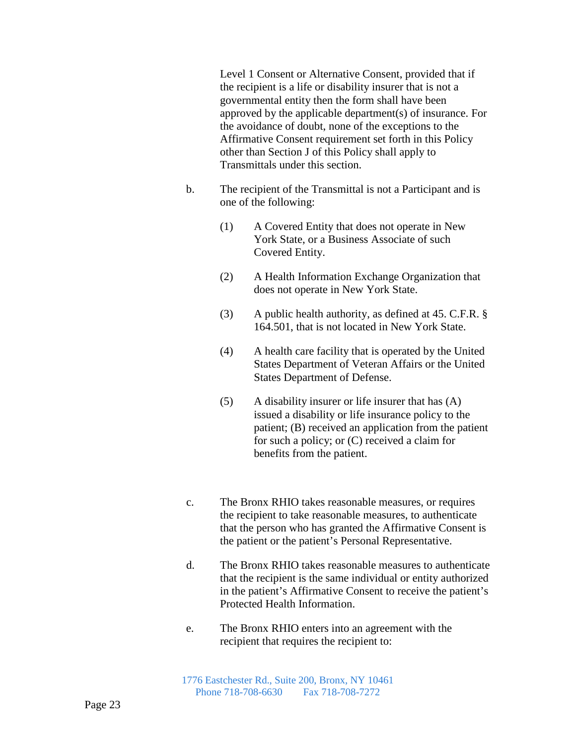Level 1 Consent or Alternative Consent, provided that if the recipient is a life or disability insurer that is not a governmental entity then the form shall have been approved by the applicable department(s) of insurance. For the avoidance of doubt, none of the exceptions to the Affirmative Consent requirement set forth in this Policy other than Section J of this Policy shall apply to Transmittals under this section.

b. The recipient of the Transmittal is not a Participant and is one of the following:

   (1) A Covered Entity that does not operate in New York State, or a Business Associate of such Covered Entity.

   (2) A Health Information Exchange Organization that does not operate in New York State.

   (3) A public health authority, as defined at 45. C.F.R. § 164.501, that is not located in New York State.

   (4) A health care facility that is operated by the United States Department of Veteran Affairs or the United States Department of Defense.

   (5) A disability insurer or life insurer that has (A) issued a disability or life insurance policy to the patient; (B) received an application from the patient for such a policy; or (C) received a claim for benefits from the patient.

c. The Bronx RHIO takes reasonable measures, or requires the recipient to take reasonable measures, to authenticate that the person who has granted the Affirmative Consent is the patient or the patient's Personal Representative.

d. The Bronx RHIO takes reasonable measures to authenticate that the recipient is the same individual or entity authorized in the patient's Affirmative Consent to receive the patient's Protected Health Information.

e. The Bronx RHIO enters into an agreement with the recipient that requires the recipient to: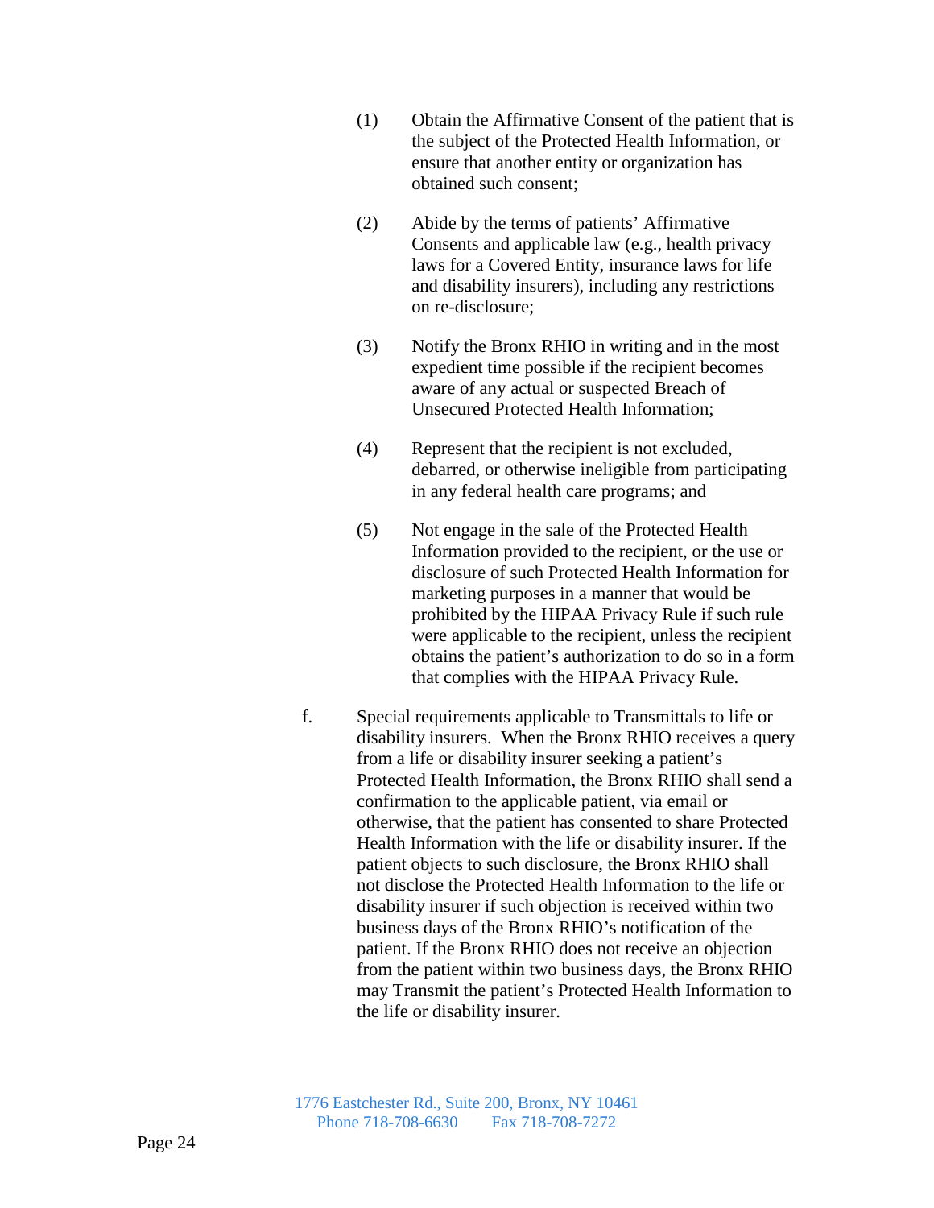(1) Obtain the Affirmative Consent of the patient that is the subject of the Protected Health Information, or ensure that another entity or organization has obtained such consent;

(2) Abide by the terms of patients' Affirmative Consents and applicable law (e.g., health privacy laws for a Covered Entity, insurance laws for life and disability insurers), including any restrictions on re-disclosure;

(3) Notify the Bronx RHIO in writing and in the most expedient time possible if the recipient becomes aware of any actual or suspected Breach of Unsecured Protected Health Information;

(4) Represent that the recipient is not excluded, debarred, or otherwise ineligible from participating in any federal health care programs; and

(5) Not engage in the sale of the Protected Health Information provided to the recipient, or the use or disclosure of such Protected Health Information for marketing purposes in a manner that would be prohibited by the HIPAA Privacy Rule if such rule were applicable to the recipient, unless the recipient obtains the patient's authorization to do so in a form that complies with the HIPAA Privacy Rule.

f. Special requirements applicable to Transmittals to life or disability insurers. When the Bronx RHIO receives a query from a life or disability insurer seeking a patient's Protected Health Information, the Bronx RHIO shall send a confirmation to the applicable patient, via email or otherwise, that the patient has consented to share Protected Health Information with the life or disability insurer. If the patient objects to such disclosure, the Bronx RHIO shall not disclose the Protected Health Information to the life or disability insurer if such objection is received within two business days of the Bronx RHIO's notification of the patient. If the Bronx RHIO does not receive an objection from the patient within two business days, the Bronx RHIO may Transmit the patient's Protected Health Information to the life or disability insurer.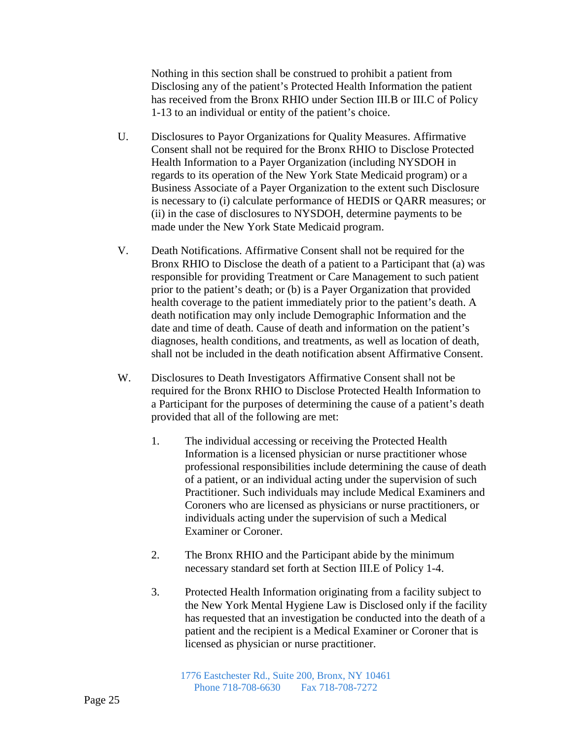Nothing in this section shall be construed to prohibit a patient from Disclosing any of the patient's Protected Health Information the patient has received from the Bronx RHIO under Section III.B or III.C of Policy 1-13 to an individual or entity of the patient's choice.

U. Disclosures to Payor Organizations for Quality Measures. Affirmative Consent shall not be required for the Bronx RHIO to Disclose Protected Health Information to a Payer Organization (including NYSDOH in regards to its operation of the New York State Medicaid program) or a Business Associate of a Payer Organization to the extent such Disclosure is necessary to (i) calculate performance of HEDIS or QARR measures; or (ii) in the case of disclosures to NYSDOH, determine payments to be made under the New York State Medicaid program.

V. Death Notifications. Affirmative Consent shall not be required for the Bronx RHIO to Disclose the death of a patient to a Participant that (a) was responsible for providing Treatment or Care Management to such patient prior to the patient's death; or (b) is a Payer Organization that provided health coverage to the patient immediately prior to the patient's death. A death notification may only include Demographic Information and the date and time of death. Cause of death and information on the patient's diagnoses, health conditions, and treatments, as well as location of death, shall not be included in the death notification absent Affirmative Consent.

W. Disclosures to Death Investigators Affirmative Consent shall not be required for the Bronx RHIO to Disclose Protected Health Information to a Participant for the purposes of determining the cause of a patient's death provided that all of the following are met:

1. The individual accessing or receiving the Protected Health Information is a licensed physician or nurse practitioner whose professional responsibilities include determining the cause of death of a patient, or an individual acting under the supervision of such Practitioner. Such individuals may include Medical Examiners and Coroners who are licensed as physicians or nurse practitioners, or individuals acting under the supervision of such a Medical Examiner or Coroner.

2. The Bronx RHIO and the Participant abide by the minimum necessary standard set forth at Section III.E of Policy 1-4.

3. Protected Health Information originating from a facility subject to the New York Mental Hygiene Law is Disclosed only if the facility has requested that an investigation be conducted into the death of a patient and the recipient is a Medical Examiner or Coroner that is licensed as physician or nurse practitioner.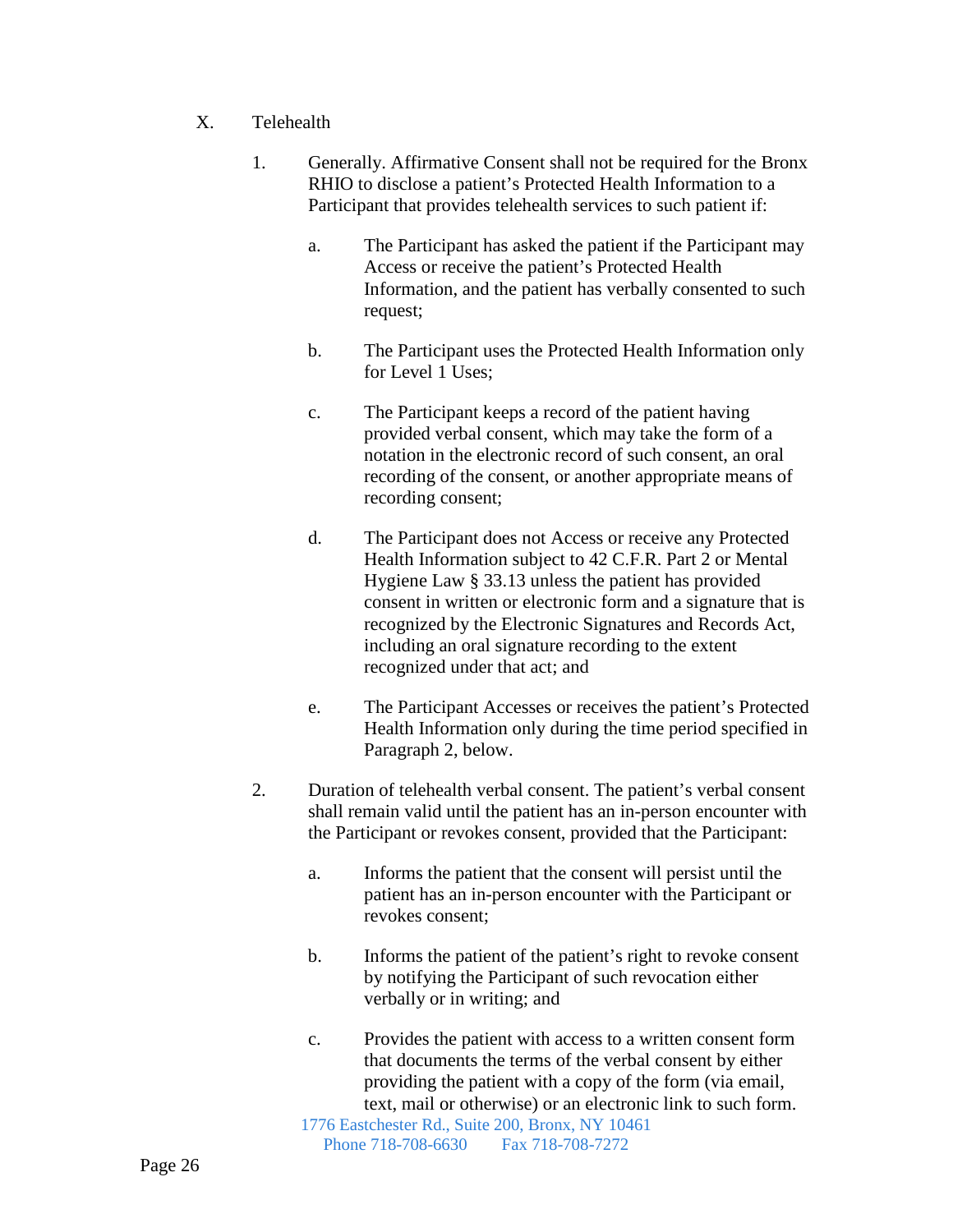## X. Telehealth

1. Generally. Affirmative Consent shall not be required for the Bronx RHIO to disclose a patient's Protected Health Information to a Participant that provides telehealth services to such patient if:

    a. The Participant has asked the patient if the Participant may Access or receive the patient's Protected Health Information, and the patient has verbally consented to such request;

    b. The Participant uses the Protected Health Information only for Level 1 Uses;

    c. The Participant keeps a record of the patient having provided verbal consent, which may take the form of a notation in the electronic record of such consent, an oral recording of the consent, or another appropriate means of recording consent;

    d. The Participant does not Access or receive any Protected Health Information subject to 42 C.F.R. Part 2 or Mental Hygiene Law § 33.13 unless the patient has provided consent in written or electronic form and a signature that is recognized by the Electronic Signatures and Records Act, including an oral signature recording to the extent recognized under that act; and

    e. The Participant Accesses or receives the patient's Protected Health Information only during the time period specified in Paragraph 2, below.

2. Duration of telehealth verbal consent. The patient's verbal consent shall remain valid until the patient has an in-person encounter with the Participant or revokes consent, provided that the Participant:

    a. Informs the patient that the consent will persist until the patient has an in-person encounter with the Participant or revokes consent;

    b. Informs the patient of the patient's right to revoke consent by notifying the Participant of such revocation either verbally or in writing; and

    c. Provides the patient with access to a written consent form that documents the terms of the verbal consent by either providing the patient with a copy of the form (via email, text, mail or otherwise) or an electronic link to such form.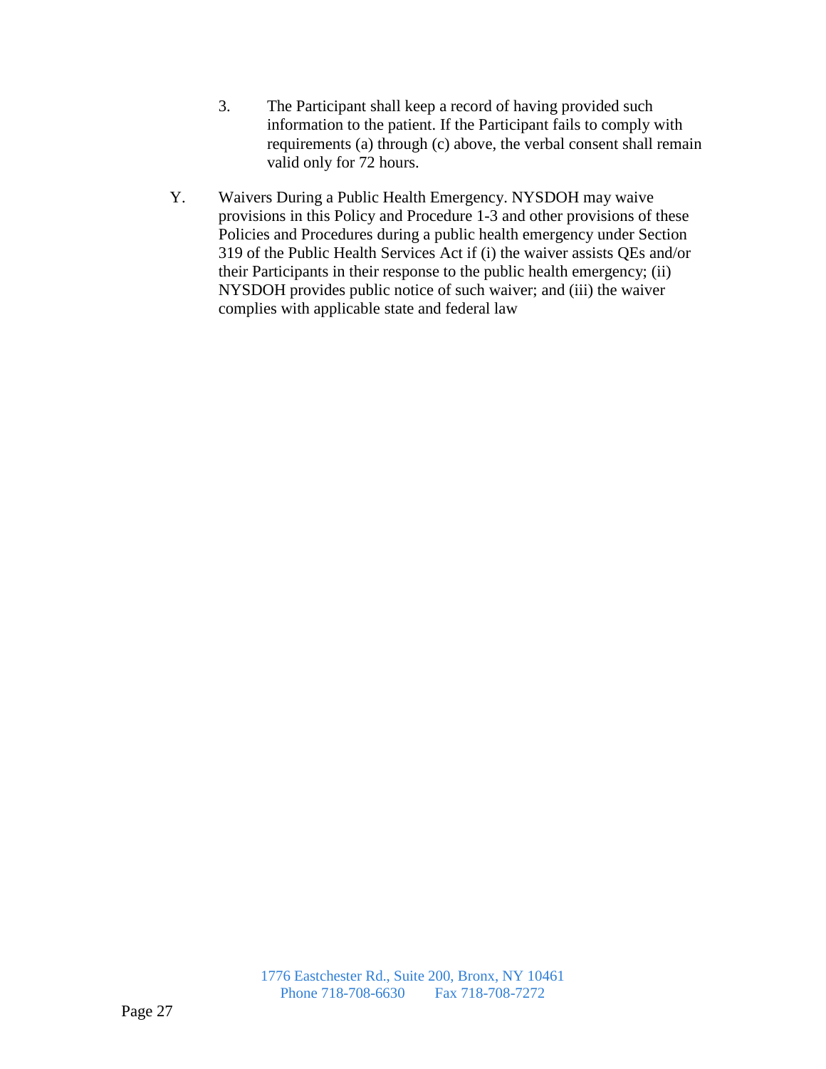3. The Participant shall keep a record of having provided such information to the patient. If the Participant fails to comply with requirements (a) through (c) above, the verbal consent shall remain valid only for 72 hours.

Y. Waivers During a Public Health Emergency. NYSDOH may waive provisions in this Policy and Procedure 1-3 and other provisions of these Policies and Procedures during a public health emergency under Section 319 of the Public Health Services Act if (i) the waiver assists QEs and/or their Participants in their response to the public health emergency; (ii) NYSDOH provides public notice of such waiver; and (iii) the waiver complies with applicable state and federal law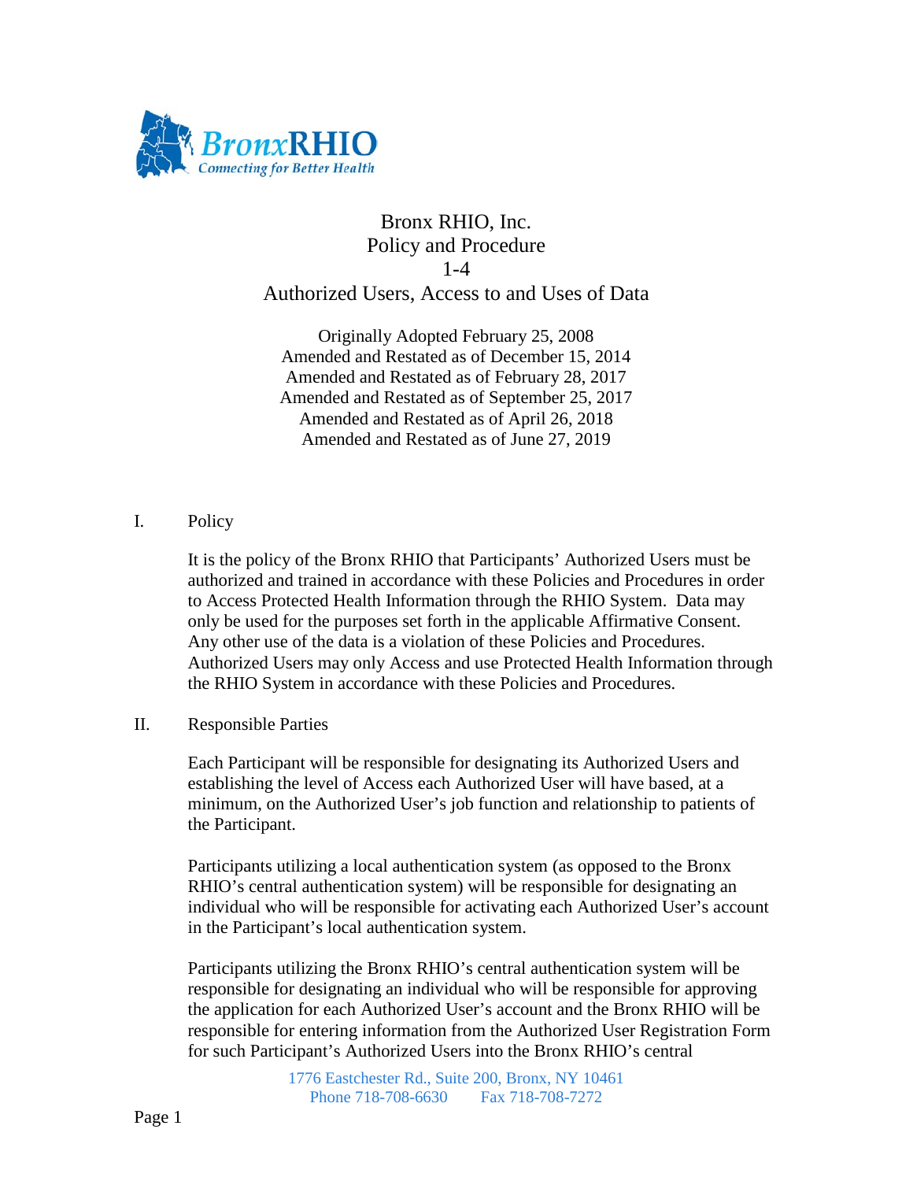Bronx RHIO, Inc.
Policy and Procedure
1-4
Authorized Users, Access to and Uses of Data

Originally Adopted February 25, 2008
Amended and Restated as of December 15, 2014
Amended and Restated as of February 28, 2017
Amended and Restated as of September 25, 2017
Amended and Restated as of April 26, 2018
Amended and Restated as of June 27, 2019

## I. Policy

It is the policy of the Bronx RHIO that Participants' Authorized Users must be authorized and trained in accordance with these Policies and Procedures in order to Access Protected Health Information through the RHIO System. Data may only be used for the purposes set forth in the applicable Affirmative Consent. Any other use of the data is a violation of these Policies and Procedures. Authorized Users may only Access and use Protected Health Information through the RHIO System in accordance with these Policies and Procedures.

## II. Responsible Parties

Each Participant will be responsible for designating its Authorized Users and establishing the level of Access each Authorized User will have based, at a minimum, on the Authorized User's job function and relationship to patients of the Participant.

Participants utilizing a local authentication system (as opposed to the Bronx RHIO's central authentication system) will be responsible for designating an individual who will be responsible for activating each Authorized User's account in the Participant's local authentication system.

Participants utilizing the Bronx RHIO's central authentication system will be responsible for designating an individual who will be responsible for approving the application for each Authorized User's account and the Bronx RHIO will be responsible for entering information from the Authorized User Registration Form for such Participant's Authorized Users into the Bronx RHIO's central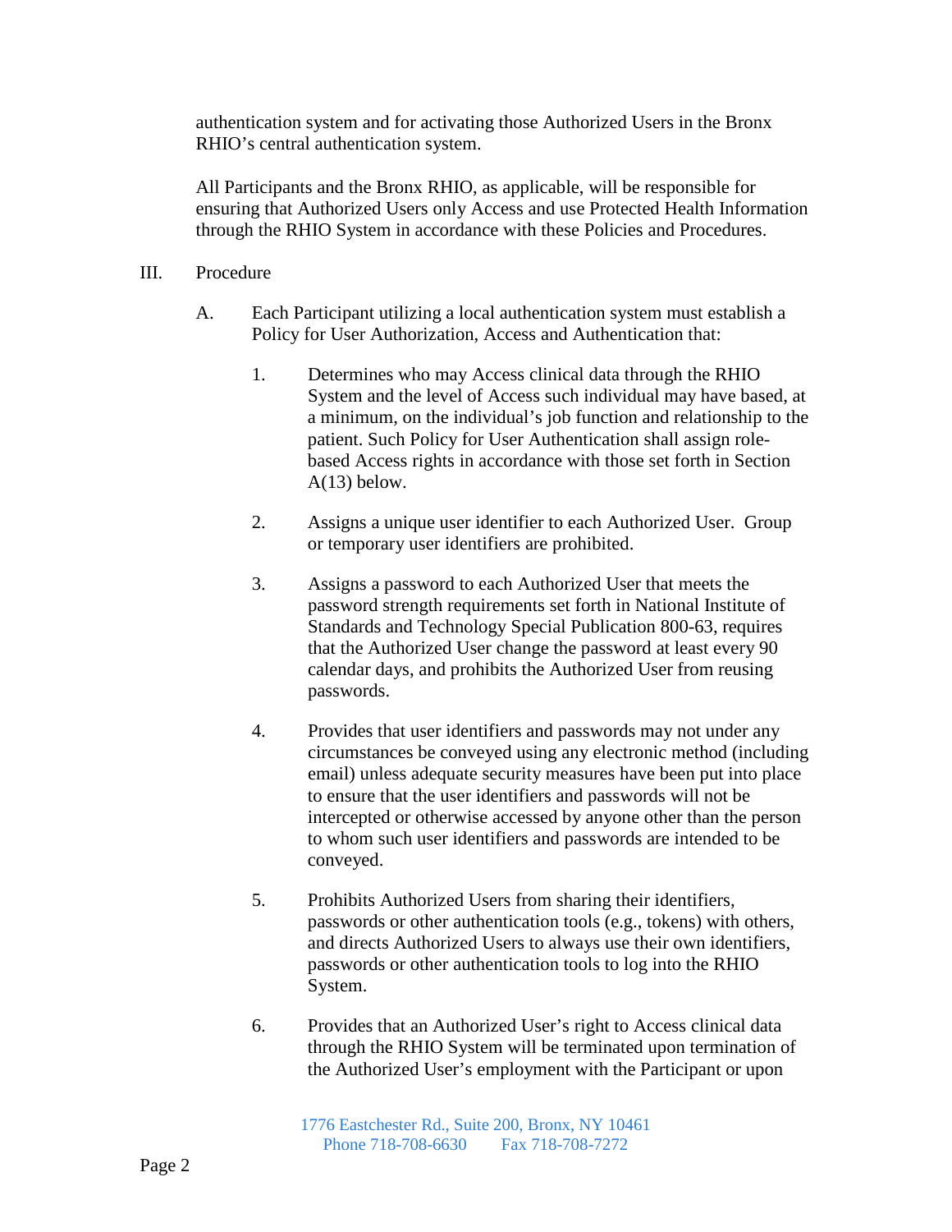authentication system and for activating those Authorized Users in the Bronx RHIO's central authentication system.

All Participants and the Bronx RHIO, as applicable, will be responsible for ensuring that Authorized Users only Access and use Protected Health Information through the RHIO System in accordance with these Policies and Procedures.

III. Procedure

A. Each Participant utilizing a local authentication system must establish a Policy for User Authorization, Access and Authentication that:

1. Determines who may Access clinical data through the RHIO System and the level of Access such individual may have based, at a minimum, on the individual's job function and relationship to the patient. Such Policy for User Authentication shall assign role-based Access rights in accordance with those set forth in Section A(13) below.

2. Assigns a unique user identifier to each Authorized User. Group or temporary user identifiers are prohibited.

3. Assigns a password to each Authorized User that meets the password strength requirements set forth in National Institute of Standards and Technology Special Publication 800-63, requires that the Authorized User change the password at least every 90 calendar days, and prohibits the Authorized User from reusing passwords.

4. Provides that user identifiers and passwords may not under any circumstances be conveyed using any electronic method (including email) unless adequate security measures have been put into place to ensure that the user identifiers and passwords will not be intercepted or otherwise accessed by anyone other than the person to whom such user identifiers and passwords are intended to be conveyed.

5. Prohibits Authorized Users from sharing their identifiers, passwords or other authentication tools (e.g., tokens) with others, and directs Authorized Users to always use their own identifiers, passwords or other authentication tools to log into the RHIO System.

6. Provides that an Authorized User's right to Access clinical data through the RHIO System will be terminated upon termination of the Authorized User's employment with the Participant or upon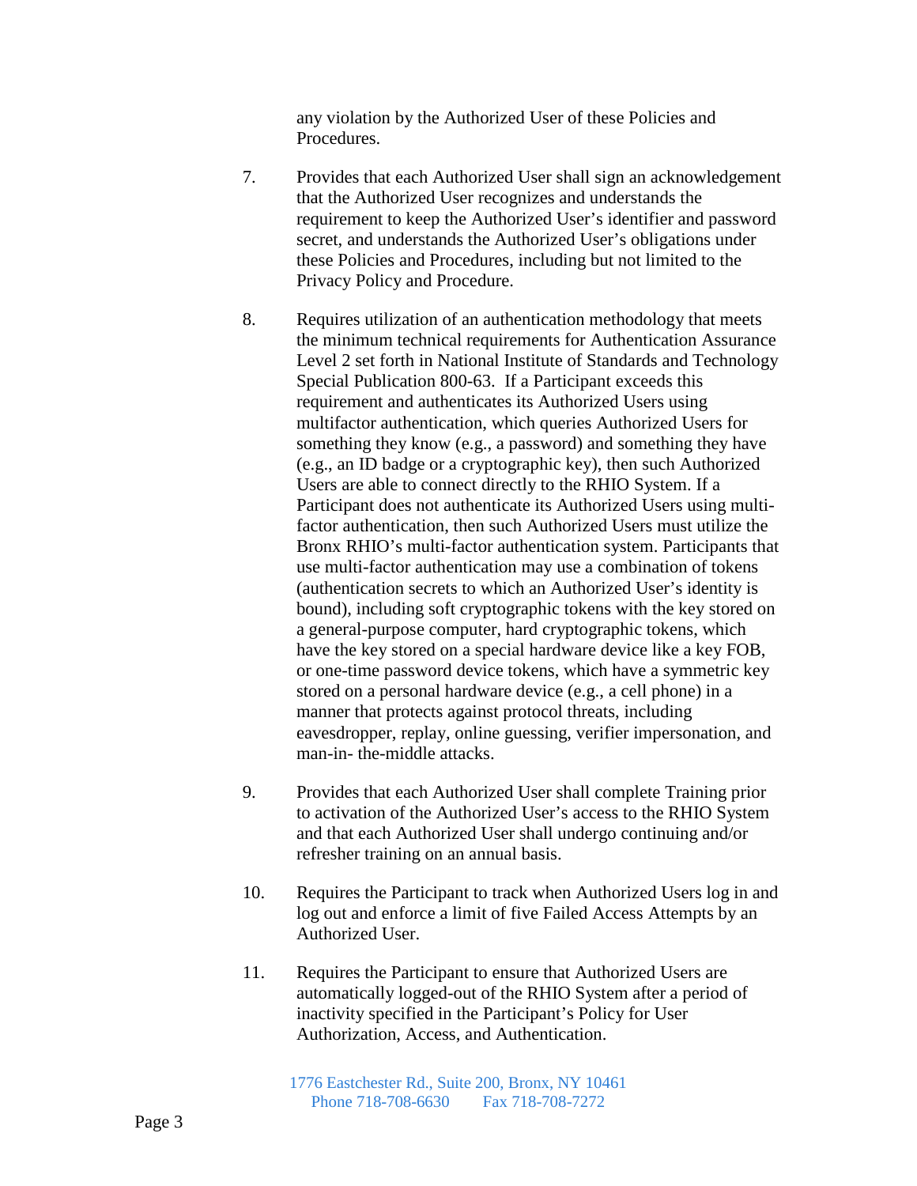any violation by the Authorized User of these Policies and Procedures.

7. Provides that each Authorized User shall sign an acknowledgement that the Authorized User recognizes and understands the requirement to keep the Authorized User's identifier and password secret, and understands the Authorized User's obligations under these Policies and Procedures, including but not limited to the Privacy Policy and Procedure.

8. Requires utilization of an authentication methodology that meets the minimum technical requirements for Authentication Assurance Level 2 set forth in National Institute of Standards and Technology Special Publication 800-63. If a Participant exceeds this requirement and authenticates its Authorized Users using multifactor authentication, which queries Authorized Users for something they know (e.g., a password) and something they have (e.g., an ID badge or a cryptographic key), then such Authorized Users are able to connect directly to the RHIO System. If a Participant does not authenticate its Authorized Users using multi-factor authentication, then such Authorized Users must utilize the Bronx RHIO's multi-factor authentication system. Participants that use multi-factor authentication may use a combination of tokens (authentication secrets to which an Authorized User's identity is bound), including soft cryptographic tokens with the key stored on a general-purpose computer, hard cryptographic tokens, which have the key stored on a special hardware device like a key FOB, or one-time password device tokens, which have a symmetric key stored on a personal hardware device (e.g., a cell phone) in a manner that protects against protocol threats, including eavesdropper, replay, online guessing, verifier impersonation, and man-in- the-middle attacks.

9. Provides that each Authorized User shall complete Training prior to activation of the Authorized User's access to the RHIO System and that each Authorized User shall undergo continuing and/or refresher training on an annual basis.

10. Requires the Participant to track when Authorized Users log in and log out and enforce a limit of five Failed Access Attempts by an Authorized User.

11. Requires the Participant to ensure that Authorized Users are automatically logged-out of the RHIO System after a period of inactivity specified in the Participant's Policy for User Authorization, Access, and Authentication.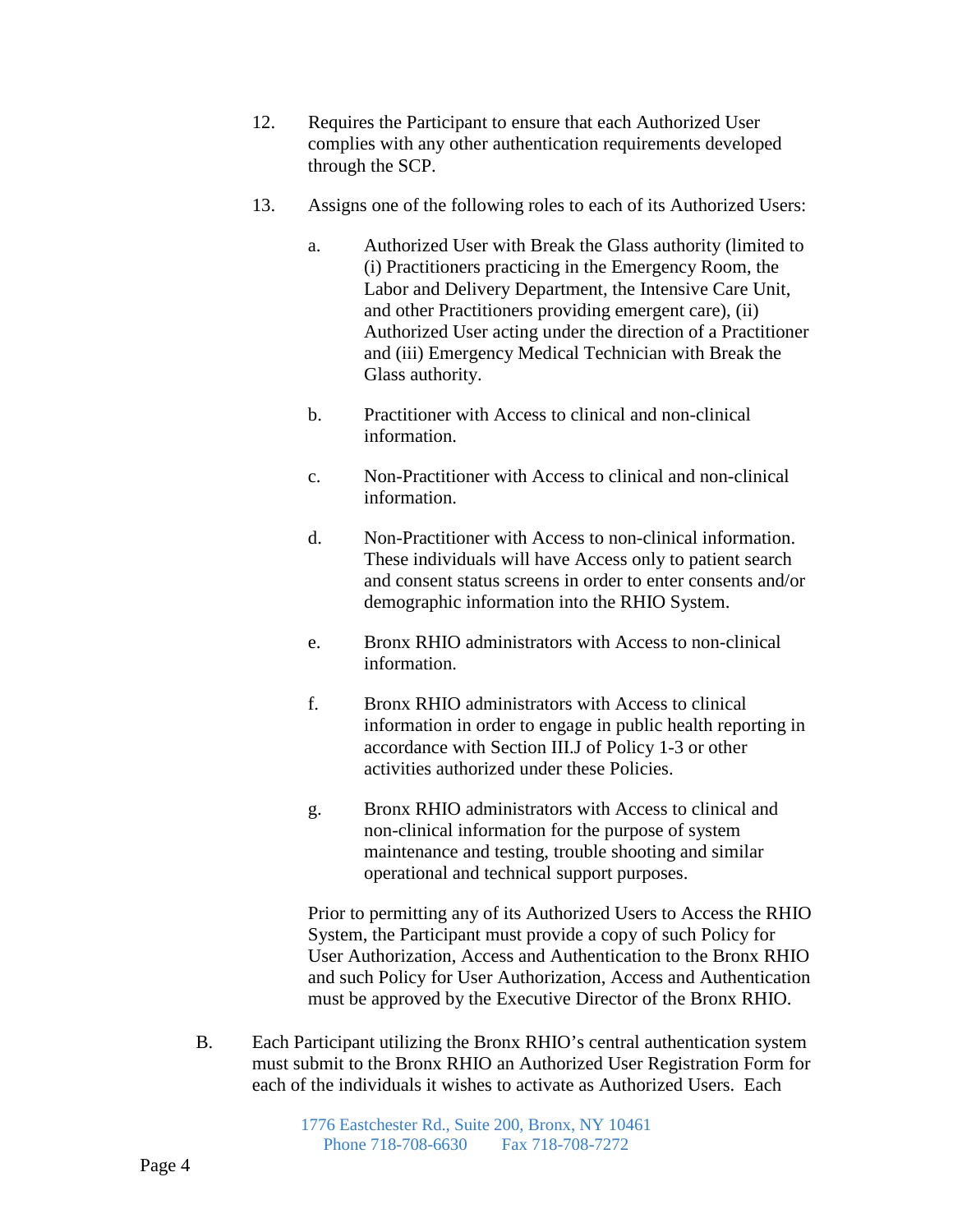12. Requires the Participant to ensure that each Authorized User complies with any other authentication requirements developed through the SCP.

13. Assigns one of the following roles to each of its Authorized Users:

    a. Authorized User with Break the Glass authority (limited to (i) Practitioners practicing in the Emergency Room, the Labor and Delivery Department, the Intensive Care Unit, and other Practitioners providing emergent care), (ii) Authorized User acting under the direction of a Practitioner and (iii) Emergency Medical Technician with Break the Glass authority.

    b. Practitioner with Access to clinical and non-clinical information.

    c. Non-Practitioner with Access to clinical and non-clinical information.

    d. Non-Practitioner with Access to non-clinical information. These individuals will have Access only to patient search and consent status screens in order to enter consents and/or demographic information into the RHIO System.

    e. Bronx RHIO administrators with Access to non-clinical information.

    f. Bronx RHIO administrators with Access to clinical information in order to engage in public health reporting in accordance with Section III.J of Policy 1-3 or other activities authorized under these Policies.

    g. Bronx RHIO administrators with Access to clinical and non-clinical information for the purpose of system maintenance and testing, trouble shooting and similar operational and technical support purposes.

    Prior to permitting any of its Authorized Users to Access the RHIO System, the Participant must provide a copy of such Policy for User Authorization, Access and Authentication to the Bronx RHIO and such Policy for User Authorization, Access and Authentication must be approved by the Executive Director of the Bronx RHIO.

B. Each Participant utilizing the Bronx RHIO's central authentication system must submit to the Bronx RHIO an Authorized User Registration Form for each of the individuals it wishes to activate as Authorized Users. Each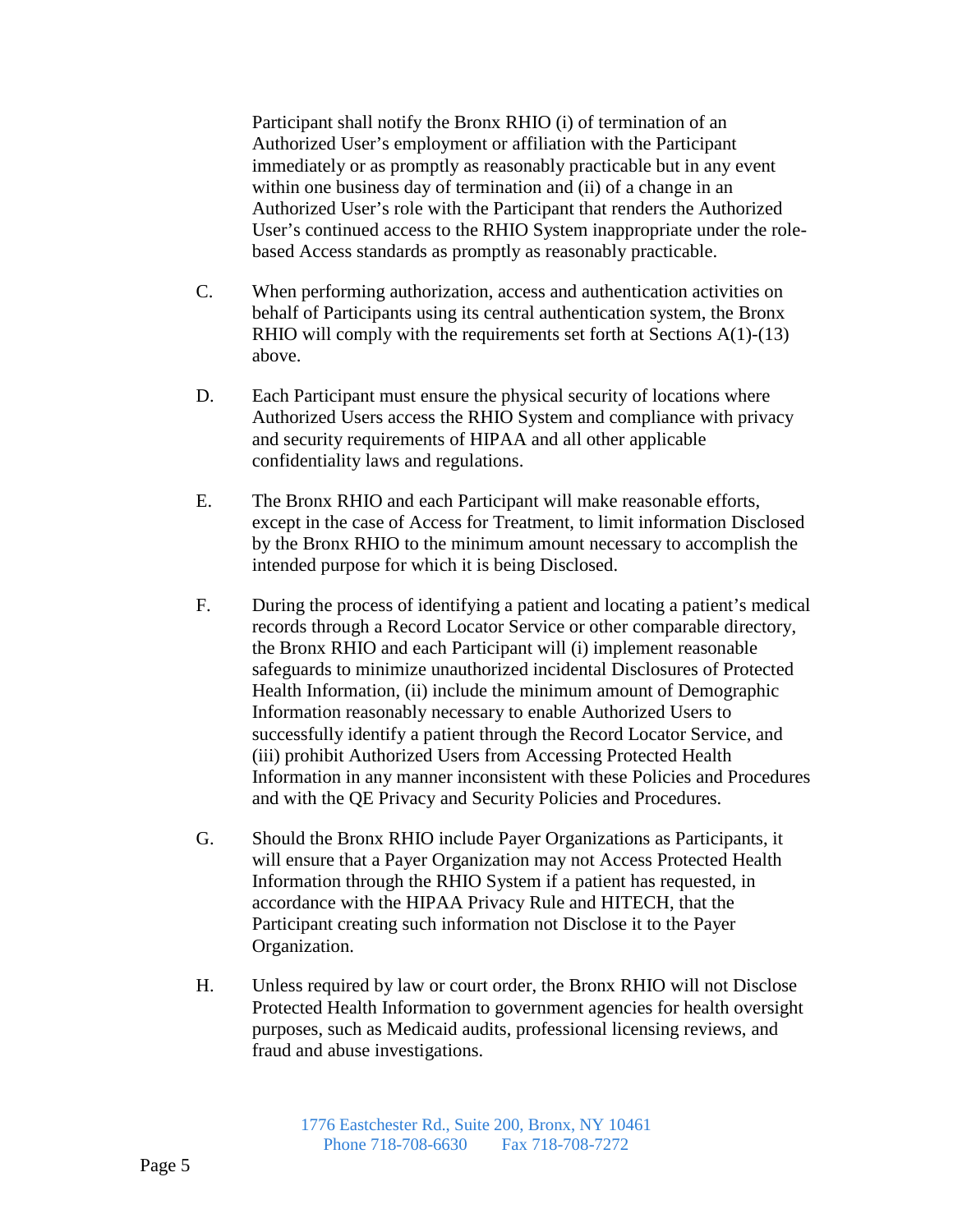Participant shall notify the Bronx RHIO (i) of termination of an Authorized User's employment or affiliation with the Participant immediately or as promptly as reasonably practicable but in any event within one business day of termination and (ii) of a change in an Authorized User's role with the Participant that renders the Authorized User's continued access to the RHIO System inappropriate under the role-based Access standards as promptly as reasonably practicable.

C. When performing authorization, access and authentication activities on behalf of Participants using its central authentication system, the Bronx RHIO will comply with the requirements set forth at Sections A(1)-(13) above.

D. Each Participant must ensure the physical security of locations where Authorized Users access the RHIO System and compliance with privacy and security requirements of HIPAA and all other applicable confidentiality laws and regulations.

E. The Bronx RHIO and each Participant will make reasonable efforts, except in the case of Access for Treatment, to limit information Disclosed by the Bronx RHIO to the minimum amount necessary to accomplish the intended purpose for which it is being Disclosed.

F. During the process of identifying a patient and locating a patient's medical records through a Record Locator Service or other comparable directory, the Bronx RHIO and each Participant will (i) implement reasonable safeguards to minimize unauthorized incidental Disclosures of Protected Health Information, (ii) include the minimum amount of Demographic Information reasonably necessary to enable Authorized Users to successfully identify a patient through the Record Locator Service, and (iii) prohibit Authorized Users from Accessing Protected Health Information in any manner inconsistent with these Policies and Procedures and with the QE Privacy and Security Policies and Procedures.

G. Should the Bronx RHIO include Payer Organizations as Participants, it will ensure that a Payer Organization may not Access Protected Health Information through the RHIO System if a patient has requested, in accordance with the HIPAA Privacy Rule and HITECH, that the Participant creating such information not Disclose it to the Payer Organization.

H. Unless required by law or court order, the Bronx RHIO will not Disclose Protected Health Information to government agencies for health oversight purposes, such as Medicaid audits, professional licensing reviews, and fraud and abuse investigations.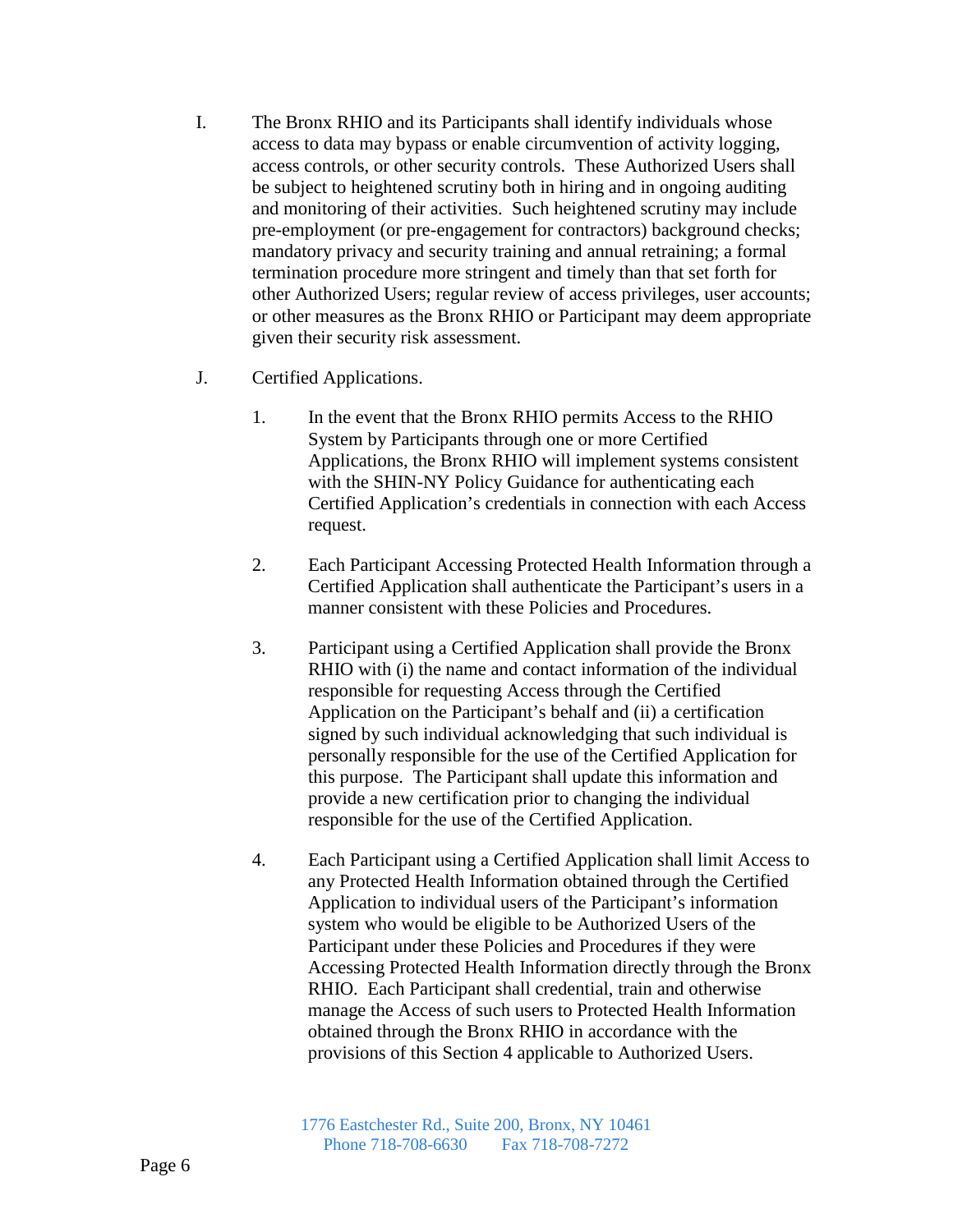I. The Bronx RHIO and its Participants shall identify individuals whose access to data may bypass or enable circumvention of activity logging, access controls, or other security controls. These Authorized Users shall be subject to heightened scrutiny both in hiring and in ongoing auditing and monitoring of their activities. Such heightened scrutiny may include pre-employment (or pre-engagement for contractors) background checks; mandatory privacy and security training and annual retraining; a formal termination procedure more stringent and timely than that set forth for other Authorized Users; regular review of access privileges, user accounts; or other measures as the Bronx RHIO or Participant may deem appropriate given their security risk assessment.

J. Certified Applications.

1. In the event that the Bronx RHIO permits Access to the RHIO System by Participants through one or more Certified Applications, the Bronx RHIO will implement systems consistent with the SHIN-NY Policy Guidance for authenticating each Certified Application's credentials in connection with each Access request.

2. Each Participant Accessing Protected Health Information through a Certified Application shall authenticate the Participant's users in a manner consistent with these Policies and Procedures.

3. Participant using a Certified Application shall provide the Bronx RHIO with (i) the name and contact information of the individual responsible for requesting Access through the Certified Application on the Participant's behalf and (ii) a certification signed by such individual acknowledging that such individual is personally responsible for the use of the Certified Application for this purpose. The Participant shall update this information and provide a new certification prior to changing the individual responsible for the use of the Certified Application.

4. Each Participant using a Certified Application shall limit Access to any Protected Health Information obtained through the Certified Application to individual users of the Participant's information system who would be eligible to be Authorized Users of the Participant under these Policies and Procedures if they were Accessing Protected Health Information directly through the Bronx RHIO. Each Participant shall credential, train and otherwise manage the Access of such users to Protected Health Information obtained through the Bronx RHIO in accordance with the provisions of this Section 4 applicable to Authorized Users.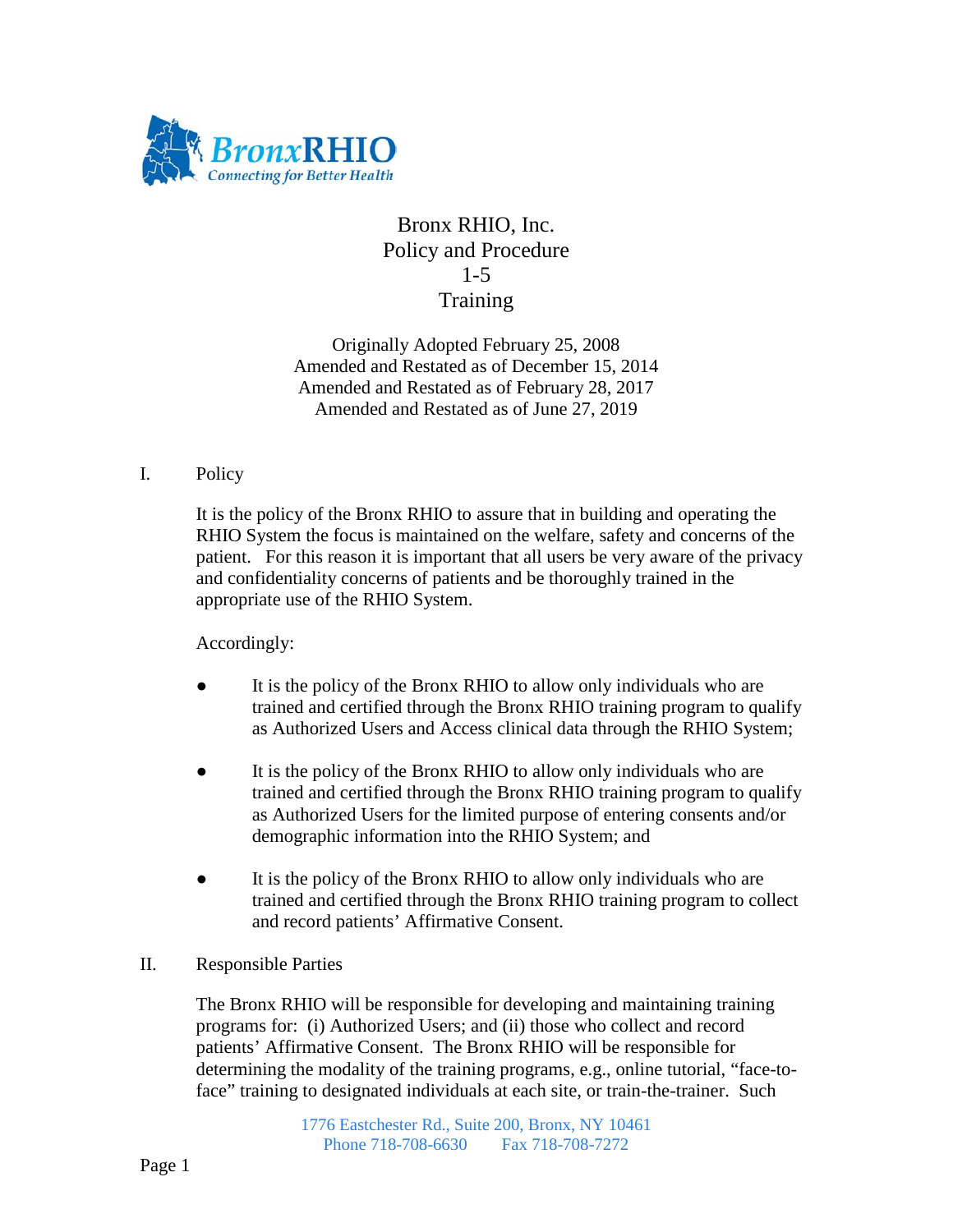Bronx RHIO, Inc.
Policy and Procedure
1-5
Training

Originally Adopted February 25, 2008
Amended and Restated as of December 15, 2014
Amended and Restated as of February 28, 2017
Amended and Restated as of June 27, 2019

## I. Policy

It is the policy of the Bronx RHIO to assure that in building and operating the RHIO System the focus is maintained on the welfare, safety and concerns of the patient. For this reason it is important that all users be very aware of the privacy and confidentiality concerns of patients and be thoroughly trained in the appropriate use of the RHIO System.

Accordingly:

- It is the policy of the Bronx RHIO to allow only individuals who are trained and certified through the Bronx RHIO training program to qualify as Authorized Users and Access clinical data through the RHIO System;

- It is the policy of the Bronx RHIO to allow only individuals who are trained and certified through the Bronx RHIO training program to qualify as Authorized Users for the limited purpose of entering consents and/or demographic information into the RHIO System; and

- It is the policy of the Bronx RHIO to allow only individuals who are trained and certified through the Bronx RHIO training program to collect and record patients' Affirmative Consent.

## II. Responsible Parties

The Bronx RHIO will be responsible for developing and maintaining training programs for: (i) Authorized Users; and (ii) those who collect and record patients' Affirmative Consent. The Bronx RHIO will be responsible for determining the modality of the training programs, e.g., online tutorial, "face-to-face" training to designated individuals at each site, or train-the-trainer. Such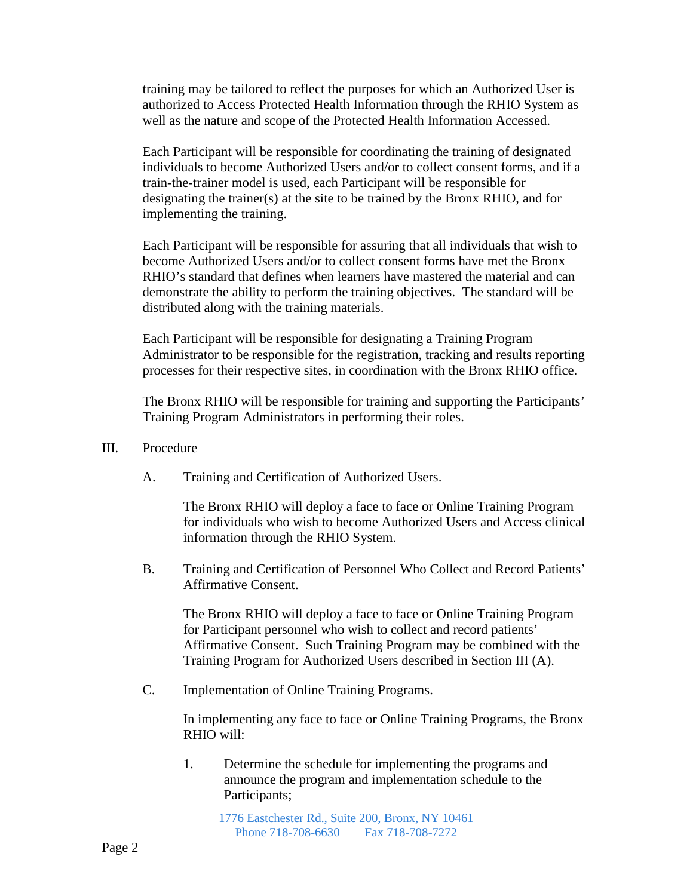training may be tailored to reflect the purposes for which an Authorized User is authorized to Access Protected Health Information through the RHIO System as well as the nature and scope of the Protected Health Information Accessed.

Each Participant will be responsible for coordinating the training of designated individuals to become Authorized Users and/or to collect consent forms, and if a train-the-trainer model is used, each Participant will be responsible for designating the trainer(s) at the site to be trained by the Bronx RHIO, and for implementing the training.

Each Participant will be responsible for assuring that all individuals that wish to become Authorized Users and/or to collect consent forms have met the Bronx RHIO's standard that defines when learners have mastered the material and can demonstrate the ability to perform the training objectives. The standard will be distributed along with the training materials.

Each Participant will be responsible for designating a Training Program Administrator to be responsible for the registration, tracking and results reporting processes for their respective sites, in coordination with the Bronx RHIO office.

The Bronx RHIO will be responsible for training and supporting the Participants' Training Program Administrators in performing their roles.

III. Procedure

A. Training and Certification of Authorized Users.

The Bronx RHIO will deploy a face to face or Online Training Program for individuals who wish to become Authorized Users and Access clinical information through the RHIO System.

B. Training and Certification of Personnel Who Collect and Record Patients' Affirmative Consent.

The Bronx RHIO will deploy a face to face or Online Training Program for Participant personnel who wish to collect and record patients' Affirmative Consent. Such Training Program may be combined with the Training Program for Authorized Users described in Section III (A).

C. Implementation of Online Training Programs.

In implementing any face to face or Online Training Programs, the Bronx RHIO will:

1. Determine the schedule for implementing the programs and announce the program and implementation schedule to the Participants;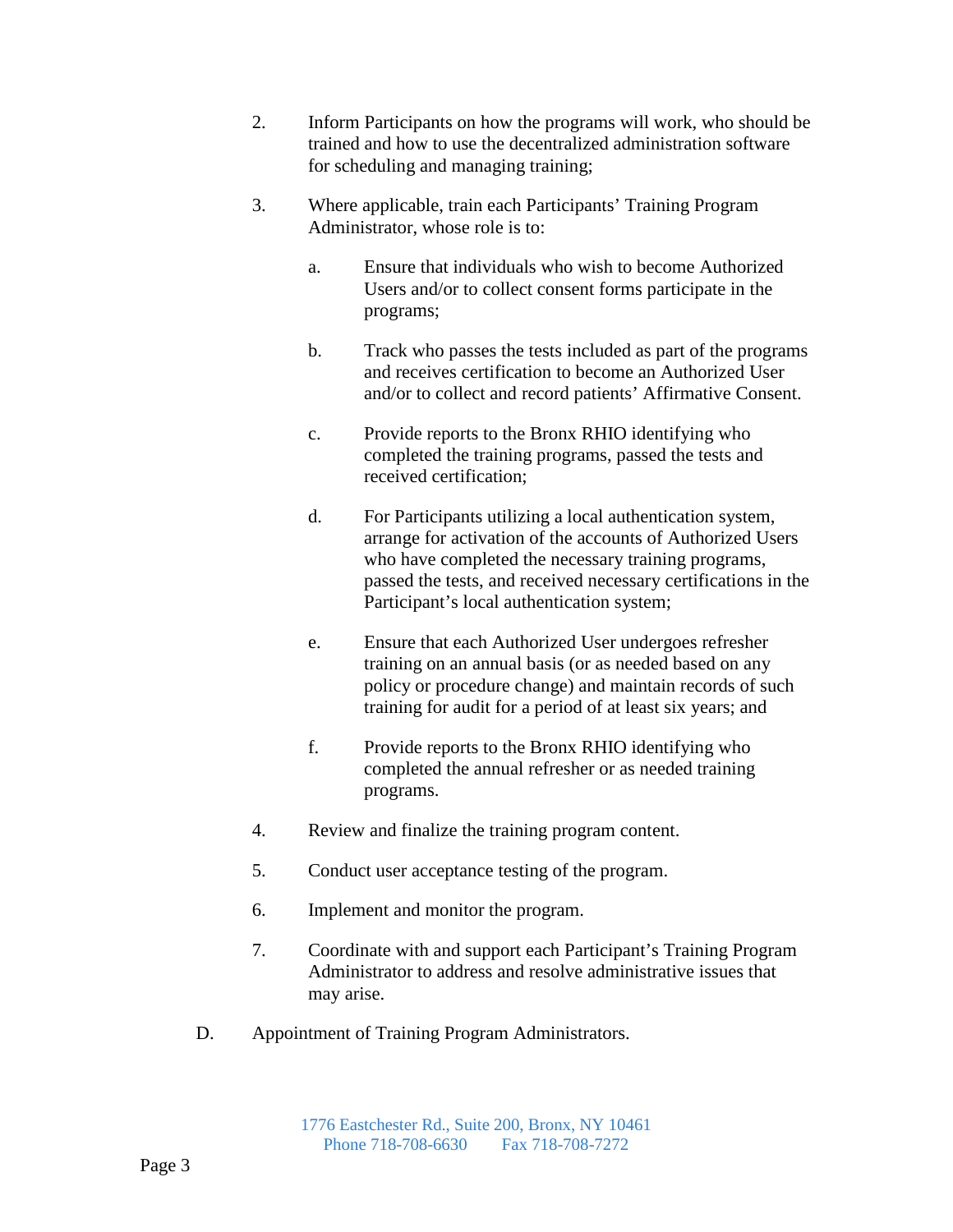2. Inform Participants on how the programs will work, who should be trained and how to use the decentralized administration software for scheduling and managing training;

3. Where applicable, train each Participants' Training Program Administrator, whose role is to:

   a. Ensure that individuals who wish to become Authorized Users and/or to collect consent forms participate in the programs;

   b. Track who passes the tests included as part of the programs and receives certification to become an Authorized User and/or to collect and record patients' Affirmative Consent.

   c. Provide reports to the Bronx RHIO identifying who completed the training programs, passed the tests and received certification;

   d. For Participants utilizing a local authentication system, arrange for activation of the accounts of Authorized Users who have completed the necessary training programs, passed the tests, and received necessary certifications in the Participant's local authentication system;

   e. Ensure that each Authorized User undergoes refresher training on an annual basis (or as needed based on any policy or procedure change) and maintain records of such training for audit for a period of at least six years; and

   f. Provide reports to the Bronx RHIO identifying who completed the annual refresher or as needed training programs.

4. Review and finalize the training program content.

5. Conduct user acceptance testing of the program.

6. Implement and monitor the program.

7. Coordinate with and support each Participant's Training Program Administrator to address and resolve administrative issues that may arise.

D. Appointment of Training Program Administrators.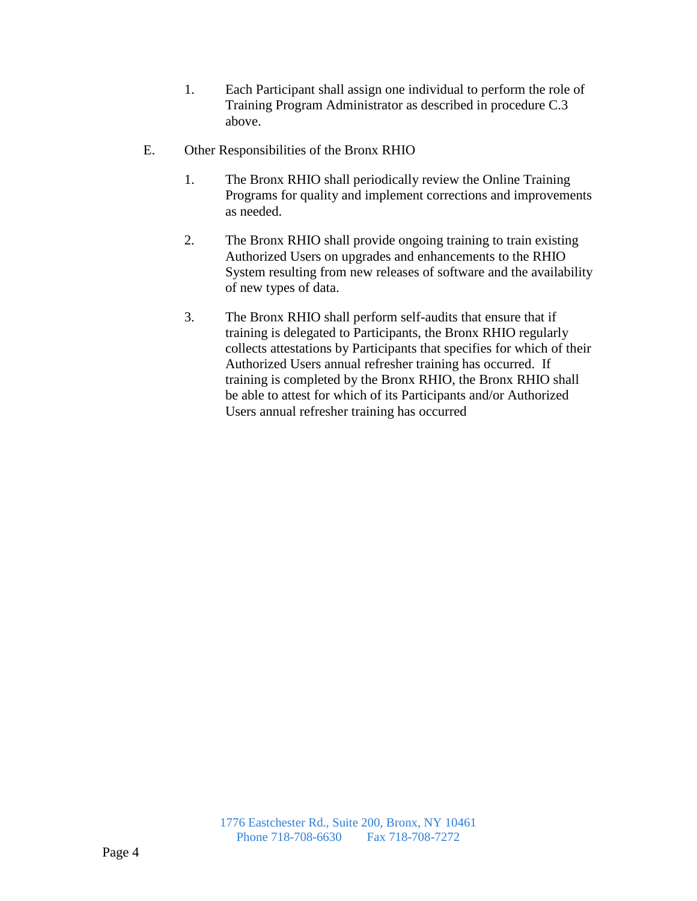1. Each Participant shall assign one individual to perform the role of Training Program Administrator as described in procedure C.3 above.

E. Other Responsibilities of the Bronx RHIO

1. The Bronx RHIO shall periodically review the Online Training Programs for quality and implement corrections and improvements as needed.

2. The Bronx RHIO shall provide ongoing training to train existing Authorized Users on upgrades and enhancements to the RHIO System resulting from new releases of software and the availability of new types of data.

3. The Bronx RHIO shall perform self-audits that ensure that if training is delegated to Participants, the Bronx RHIO regularly collects attestations by Participants that specifies for which of their Authorized Users annual refresher training has occurred. If training is completed by the Bronx RHIO, the Bronx RHIO shall be able to attest for which of its Participants and/or Authorized Users annual refresher training has occurred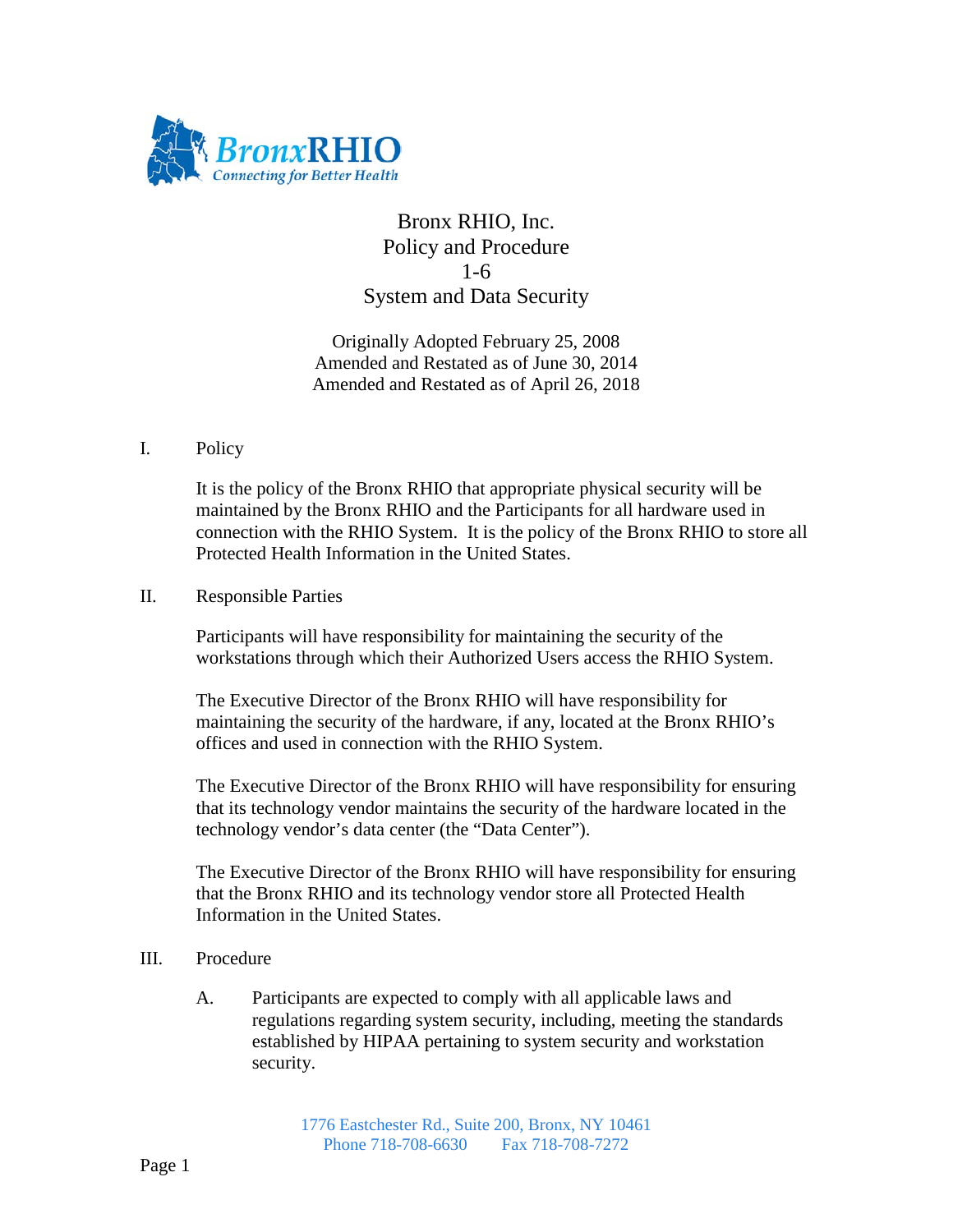# Bronx RHIO, Inc.
## Policy and Procedure
## 1-6
## System and Data Security

Originally Adopted February 25, 2008
Amended and Restated as of June 30, 2014
Amended and Restated as of April 26, 2018

I. Policy

It is the policy of the Bronx RHIO that appropriate physical security will be maintained by the Bronx RHIO and the Participants for all hardware used in connection with the RHIO System. It is the policy of the Bronx RHIO to store all Protected Health Information in the United States.

II. Responsible Parties

Participants will have responsibility for maintaining the security of the workstations through which their Authorized Users access the RHIO System.

The Executive Director of the Bronx RHIO will have responsibility for maintaining the security of the hardware, if any, located at the Bronx RHIO's offices and used in connection with the RHIO System.

The Executive Director of the Bronx RHIO will have responsibility for ensuring that its technology vendor maintains the security of the hardware located in the technology vendor's data center (the "Data Center").

The Executive Director of the Bronx RHIO will have responsibility for ensuring that the Bronx RHIO and its technology vendor store all Protected Health Information in the United States.

III. Procedure

A. Participants are expected to comply with all applicable laws and regulations regarding system security, including, meeting the standards established by HIPAA pertaining to system security and workstation security.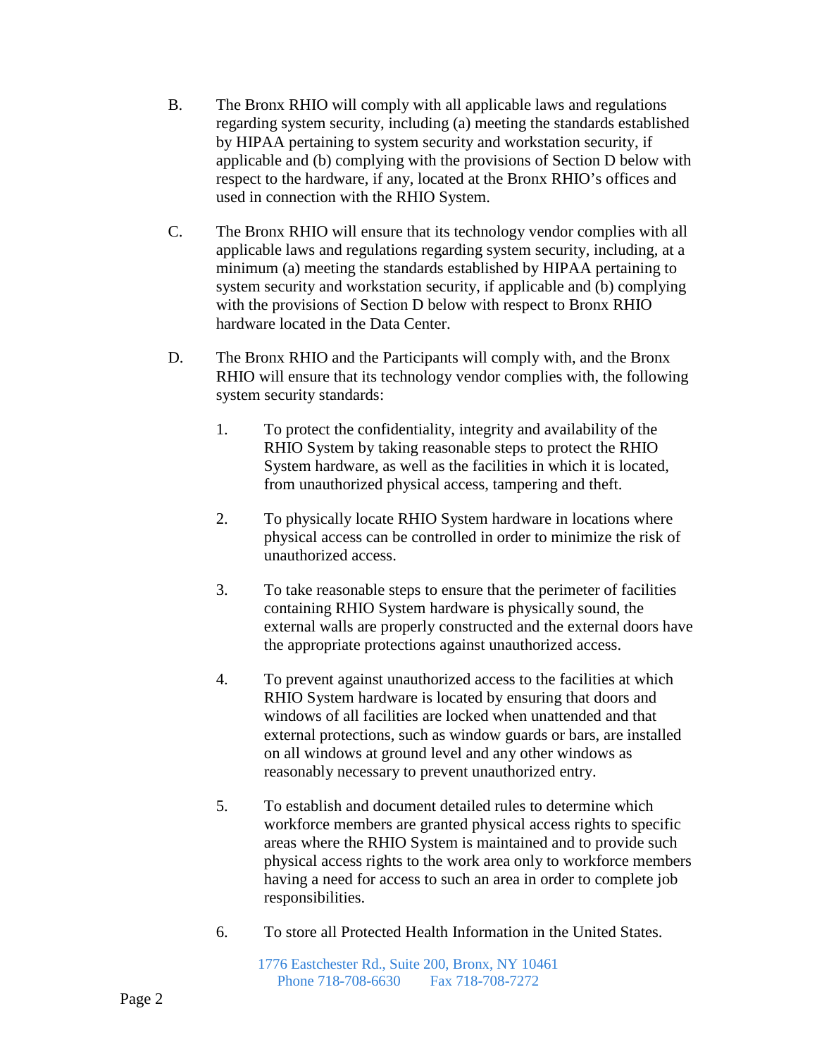B. The Bronx RHIO will comply with all applicable laws and regulations regarding system security, including (a) meeting the standards established by HIPAA pertaining to system security and workstation security, if applicable and (b) complying with the provisions of Section D below with respect to the hardware, if any, located at the Bronx RHIO's offices and used in connection with the RHIO System.

C. The Bronx RHIO will ensure that its technology vendor complies with all applicable laws and regulations regarding system security, including, at a minimum (a) meeting the standards established by HIPAA pertaining to system security and workstation security, if applicable and (b) complying with the provisions of Section D below with respect to Bronx RHIO hardware located in the Data Center.

D. The Bronx RHIO and the Participants will comply with, and the Bronx RHIO will ensure that its technology vendor complies with, the following system security standards:

1. To protect the confidentiality, integrity and availability of the RHIO System by taking reasonable steps to protect the RHIO System hardware, as well as the facilities in which it is located, from unauthorized physical access, tampering and theft.

2. To physically locate RHIO System hardware in locations where physical access can be controlled in order to minimize the risk of unauthorized access.

3. To take reasonable steps to ensure that the perimeter of facilities containing RHIO System hardware is physically sound, the external walls are properly constructed and the external doors have the appropriate protections against unauthorized access.

4. To prevent against unauthorized access to the facilities at which RHIO System hardware is located by ensuring that doors and windows of all facilities are locked when unattended and that external protections, such as window guards or bars, are installed on all windows at ground level and any other windows as reasonably necessary to prevent unauthorized entry.

5. To establish and document detailed rules to determine which workforce members are granted physical access rights to specific areas where the RHIO System is maintained and to provide such physical access rights to the work area only to workforce members having a need for access to such an area in order to complete job responsibilities.

6. To store all Protected Health Information in the United States.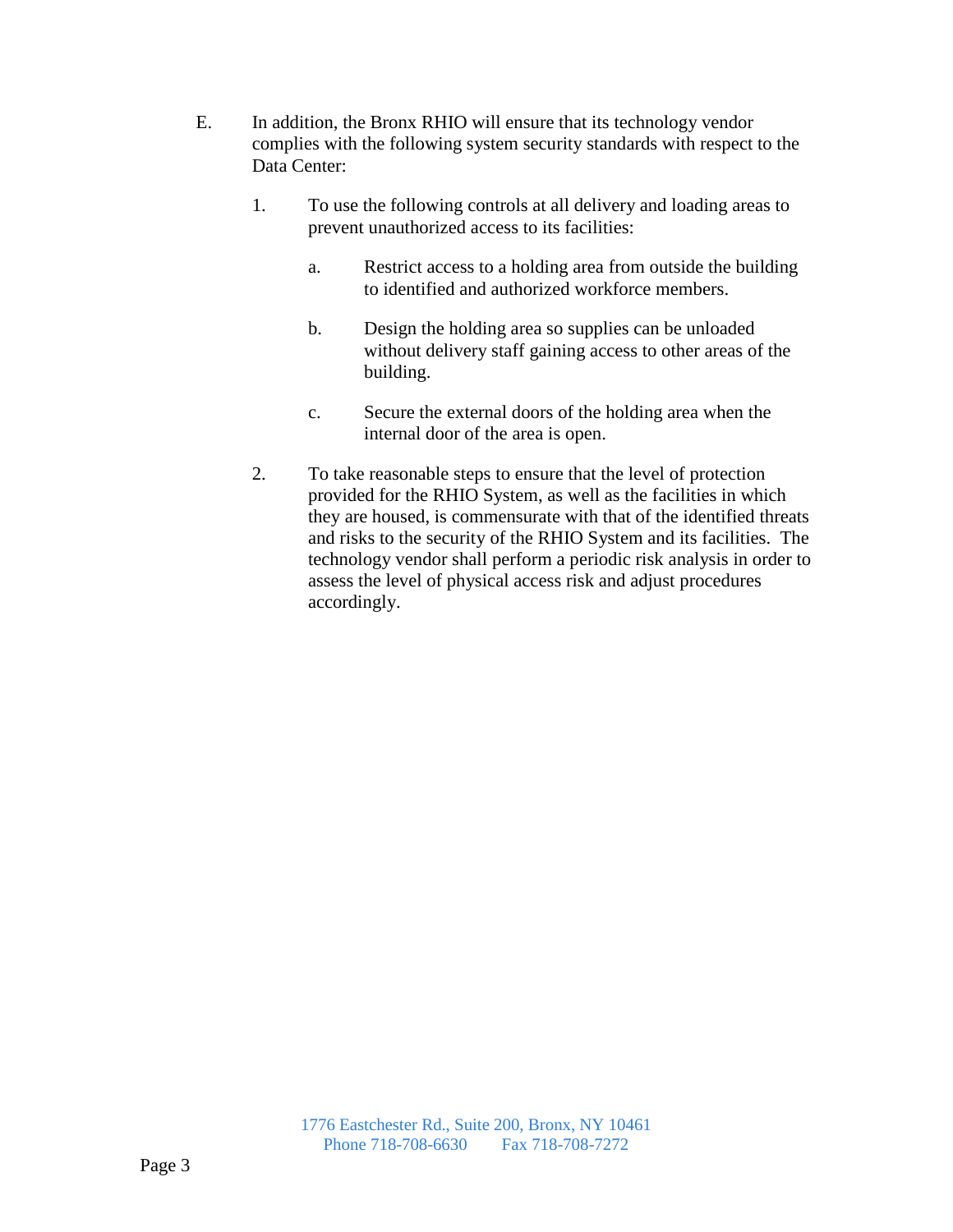E. In addition, the Bronx RHIO will ensure that its technology vendor complies with the following system security standards with respect to the Data Center:

1. To use the following controls at all delivery and loading areas to prevent unauthorized access to its facilities:

    a. Restrict access to a holding area from outside the building to identified and authorized workforce members.

    b. Design the holding area so supplies can be unloaded without delivery staff gaining access to other areas of the building.

    c. Secure the external doors of the holding area when the internal door of the area is open.

2. To take reasonable steps to ensure that the level of protection provided for the RHIO System, as well as the facilities in which they are housed, is commensurate with that of the identified threats and risks to the security of the RHIO System and its facilities. The technology vendor shall perform a periodic risk analysis in order to assess the level of physical access risk and adjust procedures accordingly.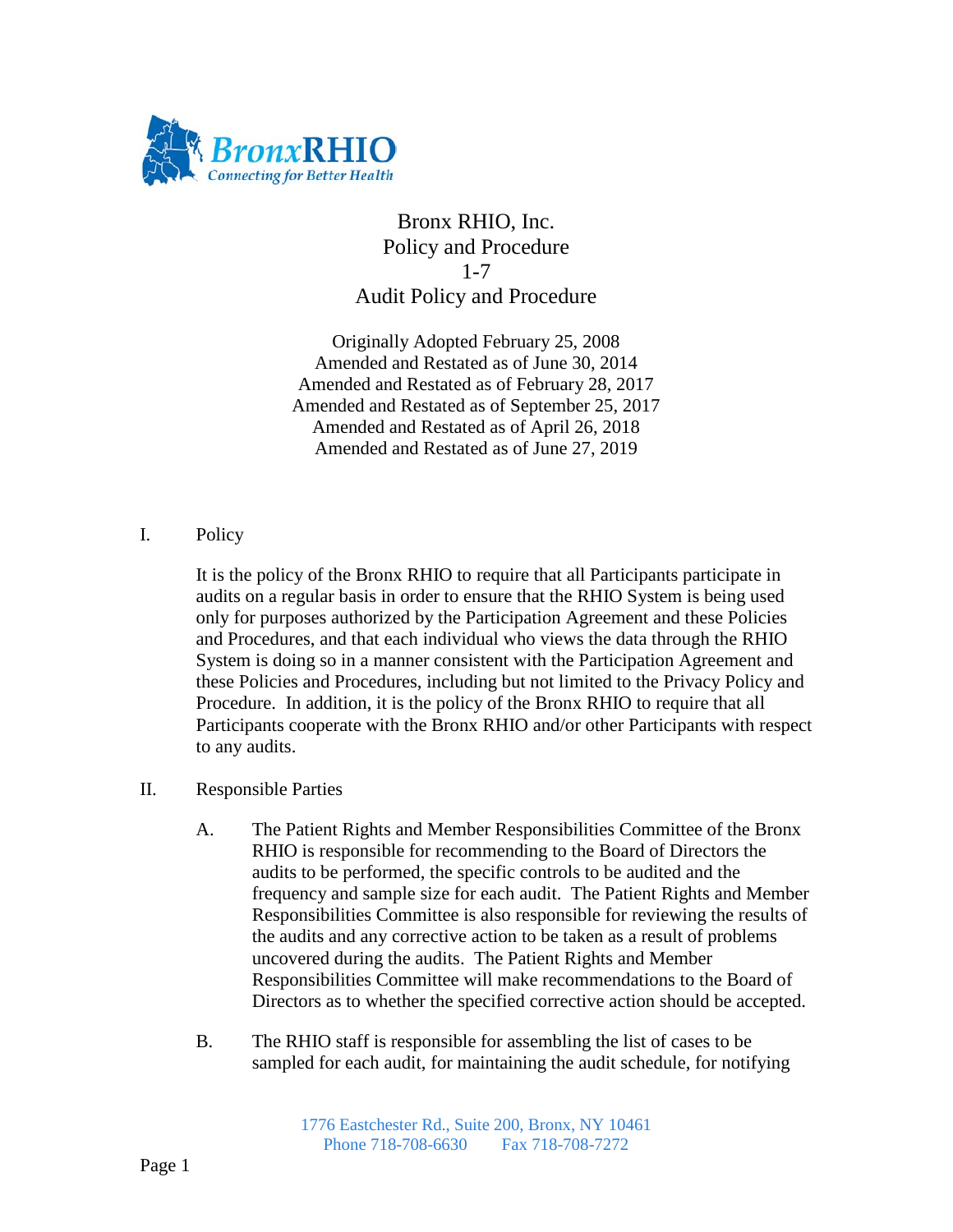# Bronx RHIO, Inc.
# Policy and Procedure
# 1-7
# Audit Policy and Procedure

Originally Adopted February 25, 2008
Amended and Restated as of June 30, 2014
Amended and Restated as of February 28, 2017
Amended and Restated as of September 25, 2017
Amended and Restated as of April 26, 2018
Amended and Restated as of June 27, 2019

## I. Policy

It is the policy of the Bronx RHIO to require that all Participants participate in audits on a regular basis in order to ensure that the RHIO System is being used only for purposes authorized by the Participation Agreement and these Policies and Procedures, and that each individual who views the data through the RHIO System is doing so in a manner consistent with the Participation Agreement and these Policies and Procedures, including but not limited to the Privacy Policy and Procedure. In addition, it is the policy of the Bronx RHIO to require that all Participants cooperate with the Bronx RHIO and/or other Participants with respect to any audits.

## II. Responsible Parties

A. The Patient Rights and Member Responsibilities Committee of the Bronx RHIO is responsible for recommending to the Board of Directors the audits to be performed, the specific controls to be audited and the frequency and sample size for each audit. The Patient Rights and Member Responsibilities Committee is also responsible for reviewing the results of the audits and any corrective action to be taken as a result of problems uncovered during the audits. The Patient Rights and Member Responsibilities Committee will make recommendations to the Board of Directors as to whether the specified corrective action should be accepted.

B. The RHIO staff is responsible for assembling the list of cases to be sampled for each audit, for maintaining the audit schedule, for notifying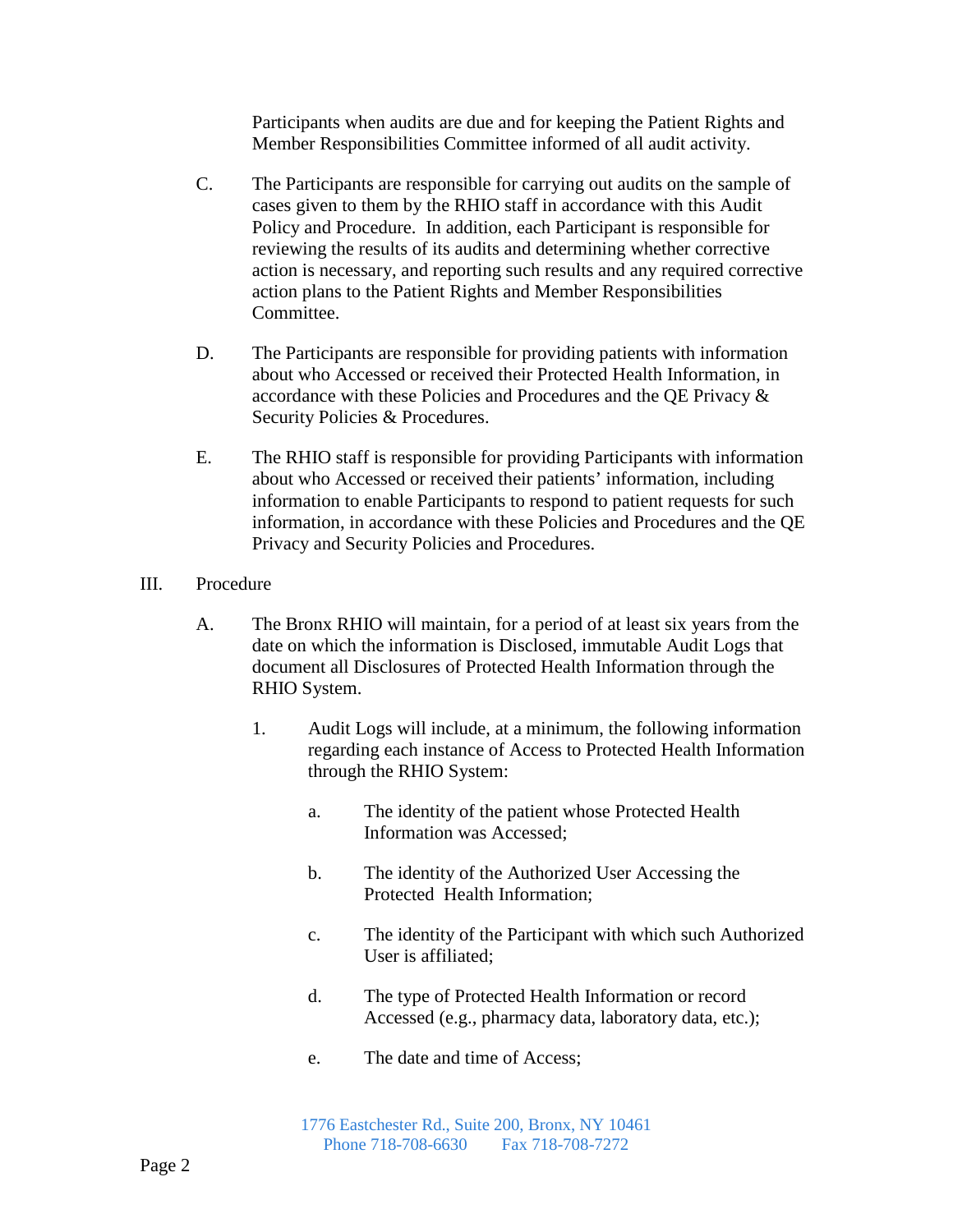Participants when audits are due and for keeping the Patient Rights and Member Responsibilities Committee informed of all audit activity.

C. The Participants are responsible for carrying out audits on the sample of cases given to them by the RHIO staff in accordance with this Audit Policy and Procedure. In addition, each Participant is responsible for reviewing the results of its audits and determining whether corrective action is necessary, and reporting such results and any required corrective action plans to the Patient Rights and Member Responsibilities Committee.

D. The Participants are responsible for providing patients with information about who Accessed or received their Protected Health Information, in accordance with these Policies and Procedures and the QE Privacy & Security Policies & Procedures.

E. The RHIO staff is responsible for providing Participants with information about who Accessed or received their patients' information, including information to enable Participants to respond to patient requests for such information, in accordance with these Policies and Procedures and the QE Privacy and Security Policies and Procedures.

III. Procedure

A. The Bronx RHIO will maintain, for a period of at least six years from the date on which the information is Disclosed, immutable Audit Logs that document all Disclosures of Protected Health Information through the RHIO System.

1. Audit Logs will include, at a minimum, the following information regarding each instance of Access to Protected Health Information through the RHIO System:

a. The identity of the patient whose Protected Health Information was Accessed;

b. The identity of the Authorized User Accessing the Protected Health Information;

c. The identity of the Participant with which such Authorized User is affiliated;

d. The type of Protected Health Information or record Accessed (e.g., pharmacy data, laboratory data, etc.);

e. The date and time of Access;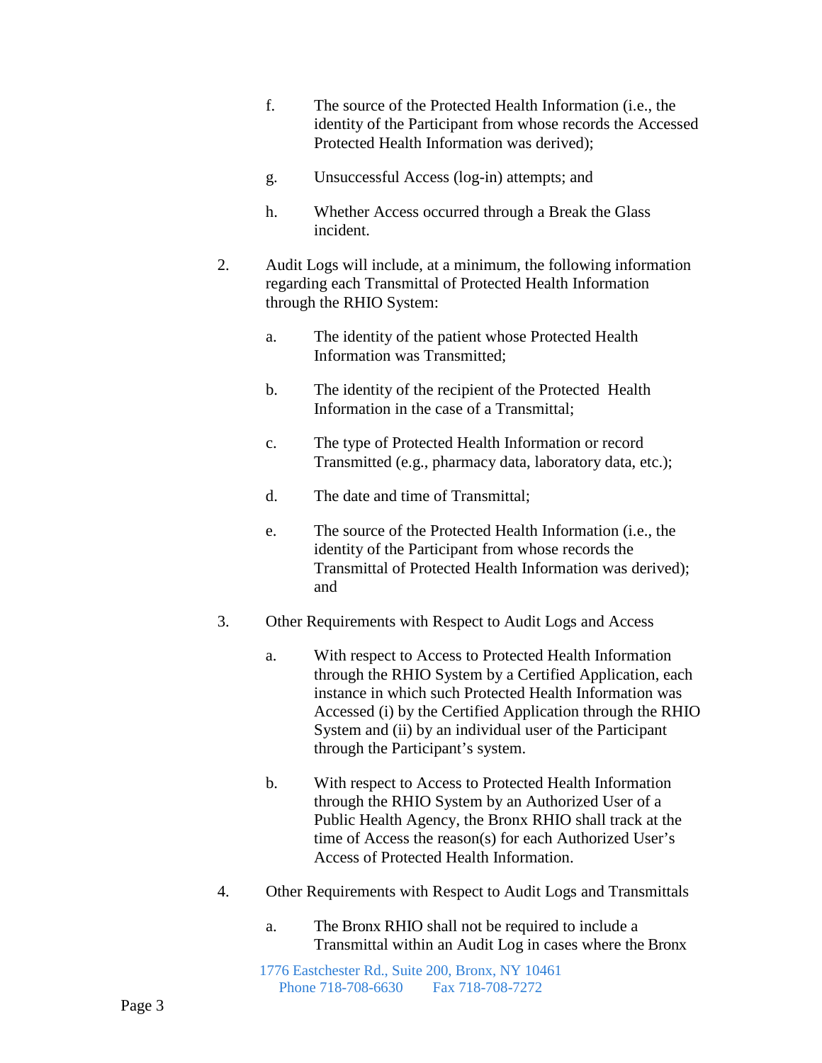f. The source of the Protected Health Information (i.e., the identity of the Participant from whose records the Accessed Protected Health Information was derived);

g. Unsuccessful Access (log-in) attempts; and

h. Whether Access occurred through a Break the Glass incident.

2. Audit Logs will include, at a minimum, the following information regarding each Transmittal of Protected Health Information through the RHIO System:

   a. The identity of the patient whose Protected Health Information was Transmitted;

   b. The identity of the recipient of the Protected Health Information in the case of a Transmittal;

   c. The type of Protected Health Information or record Transmitted (e.g., pharmacy data, laboratory data, etc.);

   d. The date and time of Transmittal;

   e. The source of the Protected Health Information (i.e., the identity of the Participant from whose records the Transmittal of Protected Health Information was derived); and

3. Other Requirements with Respect to Audit Logs and Access

   a. With respect to Access to Protected Health Information through the RHIO System by a Certified Application, each instance in which such Protected Health Information was Accessed (i) by the Certified Application through the RHIO System and (ii) by an individual user of the Participant through the Participant's system.

   b. With respect to Access to Protected Health Information through the RHIO System by an Authorized User of a Public Health Agency, the Bronx RHIO shall track at the time of Access the reason(s) for each Authorized User's Access of Protected Health Information.

4. Other Requirements with Respect to Audit Logs and Transmittals

   a. The Bronx RHIO shall not be required to include a Transmittal within an Audit Log in cases where the Bronx

1776 Eastchester Rd., Suite 200, Bronx, NY 10461
Phone 718-708-6630 Fax 718-708-7272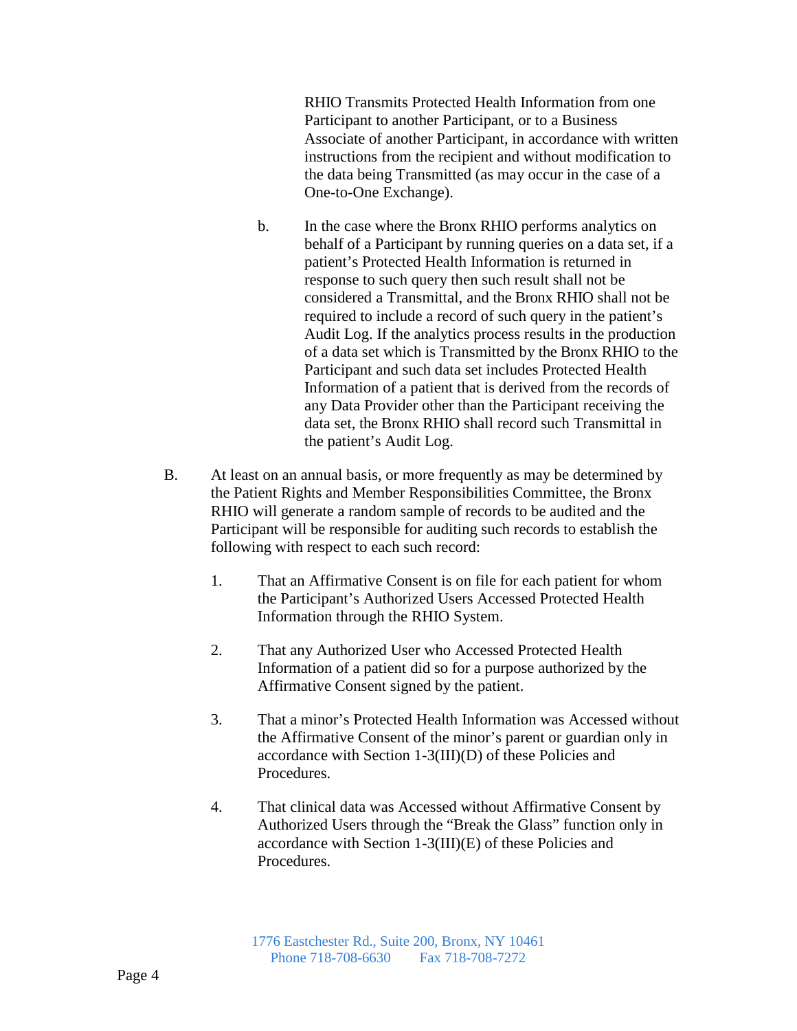RHIO Transmits Protected Health Information from one Participant to another Participant, or to a Business Associate of another Participant, in accordance with written instructions from the recipient and without modification to the data being Transmitted (as may occur in the case of a One-to-One Exchange).

b. In the case where the Bronx RHIO performs analytics on behalf of a Participant by running queries on a data set, if a patient's Protected Health Information is returned in response to such query then such result shall not be considered a Transmittal, and the Bronx RHIO shall not be required to include a record of such query in the patient's Audit Log. If the analytics process results in the production of a data set which is Transmitted by the Bronx RHIO to the Participant and such data set includes Protected Health Information of a patient that is derived from the records of any Data Provider other than the Participant receiving the data set, the Bronx RHIO shall record such Transmittal in the patient's Audit Log.

B. At least on an annual basis, or more frequently as may be determined by the Patient Rights and Member Responsibilities Committee, the Bronx RHIO will generate a random sample of records to be audited and the Participant will be responsible for auditing such records to establish the following with respect to each such record:

1. That an Affirmative Consent is on file for each patient for whom the Participant's Authorized Users Accessed Protected Health Information through the RHIO System.

2. That any Authorized User who Accessed Protected Health Information of a patient did so for a purpose authorized by the Affirmative Consent signed by the patient.

3. That a minor's Protected Health Information was Accessed without the Affirmative Consent of the minor's parent or guardian only in accordance with Section 1-3(III)(D) of these Policies and Procedures.

4. That clinical data was Accessed without Affirmative Consent by Authorized Users through the "Break the Glass" function only in accordance with Section 1-3(III)(E) of these Policies and Procedures.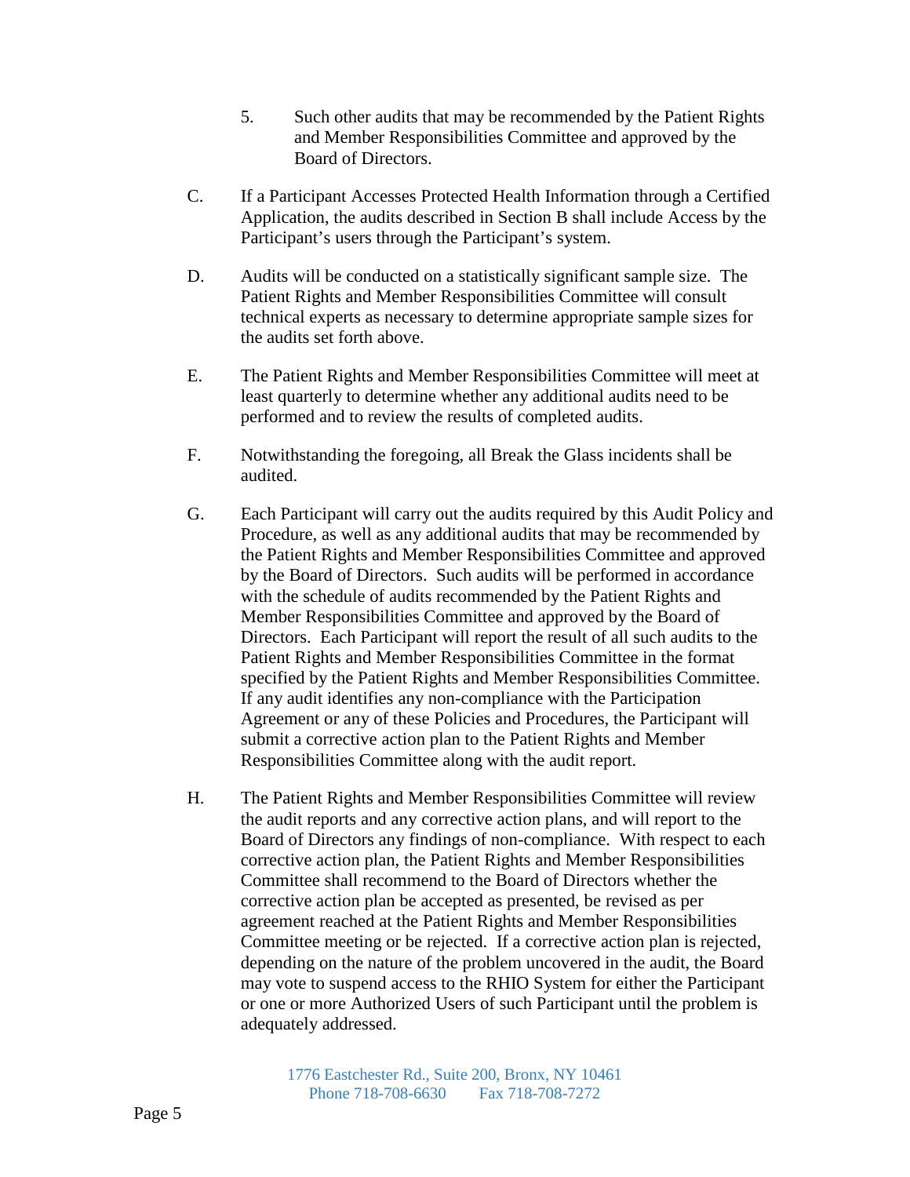5. Such other audits that may be recommended by the Patient Rights and Member Responsibilities Committee and approved by the Board of Directors.

C. If a Participant Accesses Protected Health Information through a Certified Application, the audits described in Section B shall include Access by the Participant's users through the Participant's system.

D. Audits will be conducted on a statistically significant sample size. The Patient Rights and Member Responsibilities Committee will consult technical experts as necessary to determine appropriate sample sizes for the audits set forth above.

E. The Patient Rights and Member Responsibilities Committee will meet at least quarterly to determine whether any additional audits need to be performed and to review the results of completed audits.

F. Notwithstanding the foregoing, all Break the Glass incidents shall be audited.

G. Each Participant will carry out the audits required by this Audit Policy and Procedure, as well as any additional audits that may be recommended by the Patient Rights and Member Responsibilities Committee and approved by the Board of Directors. Such audits will be performed in accordance with the schedule of audits recommended by the Patient Rights and Member Responsibilities Committee and approved by the Board of Directors. Each Participant will report the result of all such audits to the Patient Rights and Member Responsibilities Committee in the format specified by the Patient Rights and Member Responsibilities Committee. If any audit identifies any non-compliance with the Participation Agreement or any of these Policies and Procedures, the Participant will submit a corrective action plan to the Patient Rights and Member Responsibilities Committee along with the audit report.

H. The Patient Rights and Member Responsibilities Committee will review the audit reports and any corrective action plans, and will report to the Board of Directors any findings of non-compliance. With respect to each corrective action plan, the Patient Rights and Member Responsibilities Committee shall recommend to the Board of Directors whether the corrective action plan be accepted as presented, be revised as per agreement reached at the Patient Rights and Member Responsibilities Committee meeting or be rejected. If a corrective action plan is rejected, depending on the nature of the problem uncovered in the audit, the Board may vote to suspend access to the RHIO System for either the Participant or one or more Authorized Users of such Participant until the problem is adequately addressed.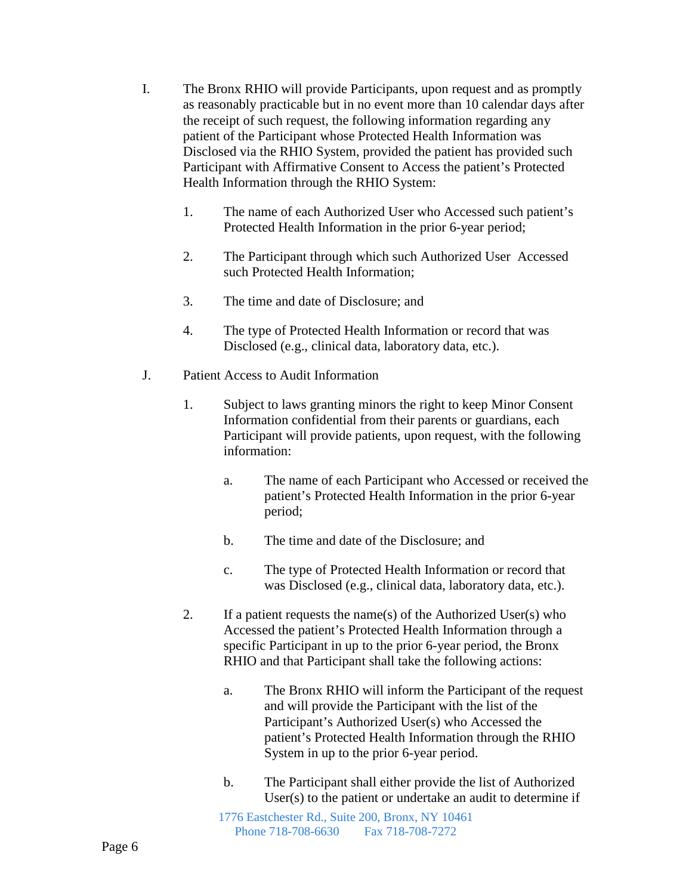I. The Bronx RHIO will provide Participants, upon request and as promptly as reasonably practicable but in no event more than 10 calendar days after the receipt of such request, the following information regarding any patient of the Participant whose Protected Health Information was Disclosed via the RHIO System, provided the patient has provided such Participant with Affirmative Consent to Access the patient's Protected Health Information through the RHIO System:

   1. The name of each Authorized User who Accessed such patient's Protected Health Information in the prior 6-year period;

   2. The Participant through which such Authorized User Accessed such Protected Health Information;

   3. The time and date of Disclosure; and

   4. The type of Protected Health Information or record that was Disclosed (e.g., clinical data, laboratory data, etc.).

J. Patient Access to Audit Information

   1. Subject to laws granting minors the right to keep Minor Consent Information confidential from their parents or guardians, each Participant will provide patients, upon request, with the following information:

      a. The name of each Participant who Accessed or received the patient's Protected Health Information in the prior 6-year period;

      b. The time and date of the Disclosure; and

      c. The type of Protected Health Information or record that was Disclosed (e.g., clinical data, laboratory data, etc.).

   2. If a patient requests the name(s) of the Authorized User(s) who Accessed the patient's Protected Health Information through a specific Participant in up to the prior 6-year period, the Bronx RHIO and that Participant shall take the following actions:

      a. The Bronx RHIO will inform the Participant of the request and will provide the Participant with the list of the Participant's Authorized User(s) who Accessed the patient's Protected Health Information through the RHIO System in up to the prior 6-year period.

      b. The Participant shall either provide the list of Authorized User(s) to the patient or undertake an audit to determine if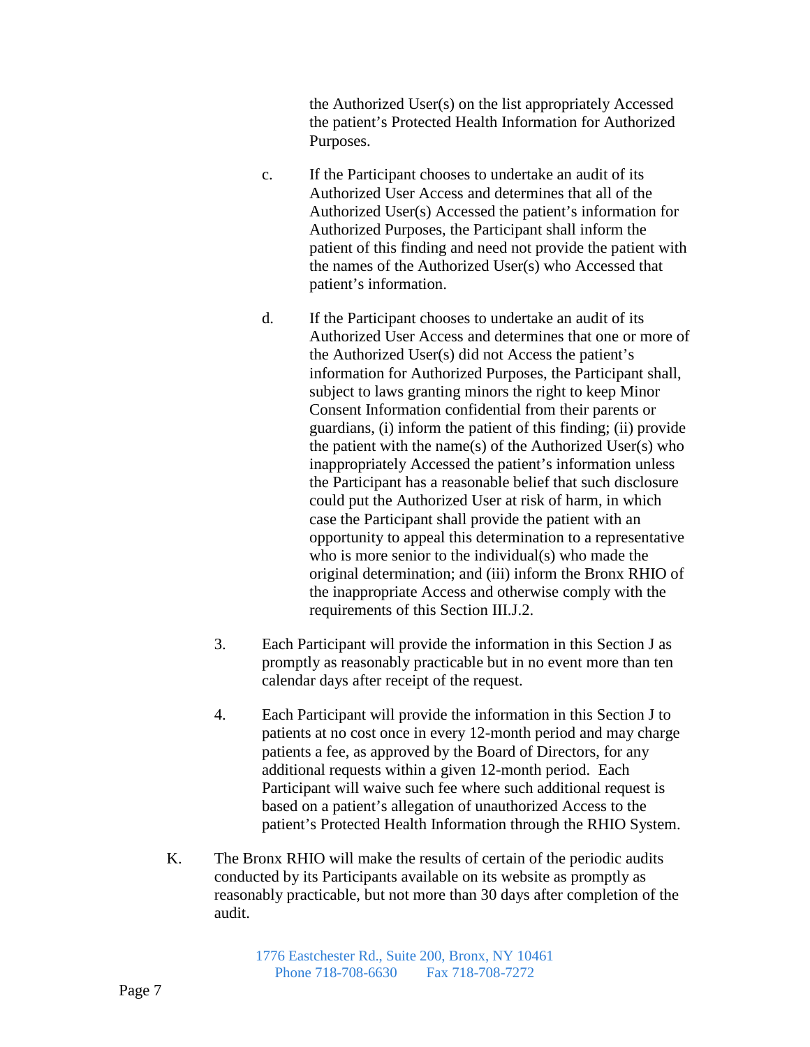the Authorized User(s) on the list appropriately Accessed the patient's Protected Health Information for Authorized Purposes.

c. If the Participant chooses to undertake an audit of its Authorized User Access and determines that all of the Authorized User(s) Accessed the patient's information for Authorized Purposes, the Participant shall inform the patient of this finding and need not provide the patient with the names of the Authorized User(s) who Accessed that patient's information.

d. If the Participant chooses to undertake an audit of its Authorized User Access and determines that one or more of the Authorized User(s) did not Access the patient's information for Authorized Purposes, the Participant shall, subject to laws granting minors the right to keep Minor Consent Information confidential from their parents or guardians, (i) inform the patient of this finding; (ii) provide the patient with the name(s) of the Authorized User(s) who inappropriately Accessed the patient's information unless the Participant has a reasonable belief that such disclosure could put the Authorized User at risk of harm, in which case the Participant shall provide the patient with an opportunity to appeal this determination to a representative who is more senior to the individual(s) who made the original determination; and (iii) inform the Bronx RHIO of the inappropriate Access and otherwise comply with the requirements of this Section III.J.2.

3. Each Participant will provide the information in this Section J as promptly as reasonably practicable but in no event more than ten calendar days after receipt of the request.

4. Each Participant will provide the information in this Section J to patients at no cost once in every 12-month period and may charge patients a fee, as approved by the Board of Directors, for any additional requests within a given 12-month period. Each Participant will waive such fee where such additional request is based on a patient's allegation of unauthorized Access to the patient's Protected Health Information through the RHIO System.

K. The Bronx RHIO will make the results of certain of the periodic audits conducted by its Participants available on its website as promptly as reasonably practicable, but not more than 30 days after completion of the audit.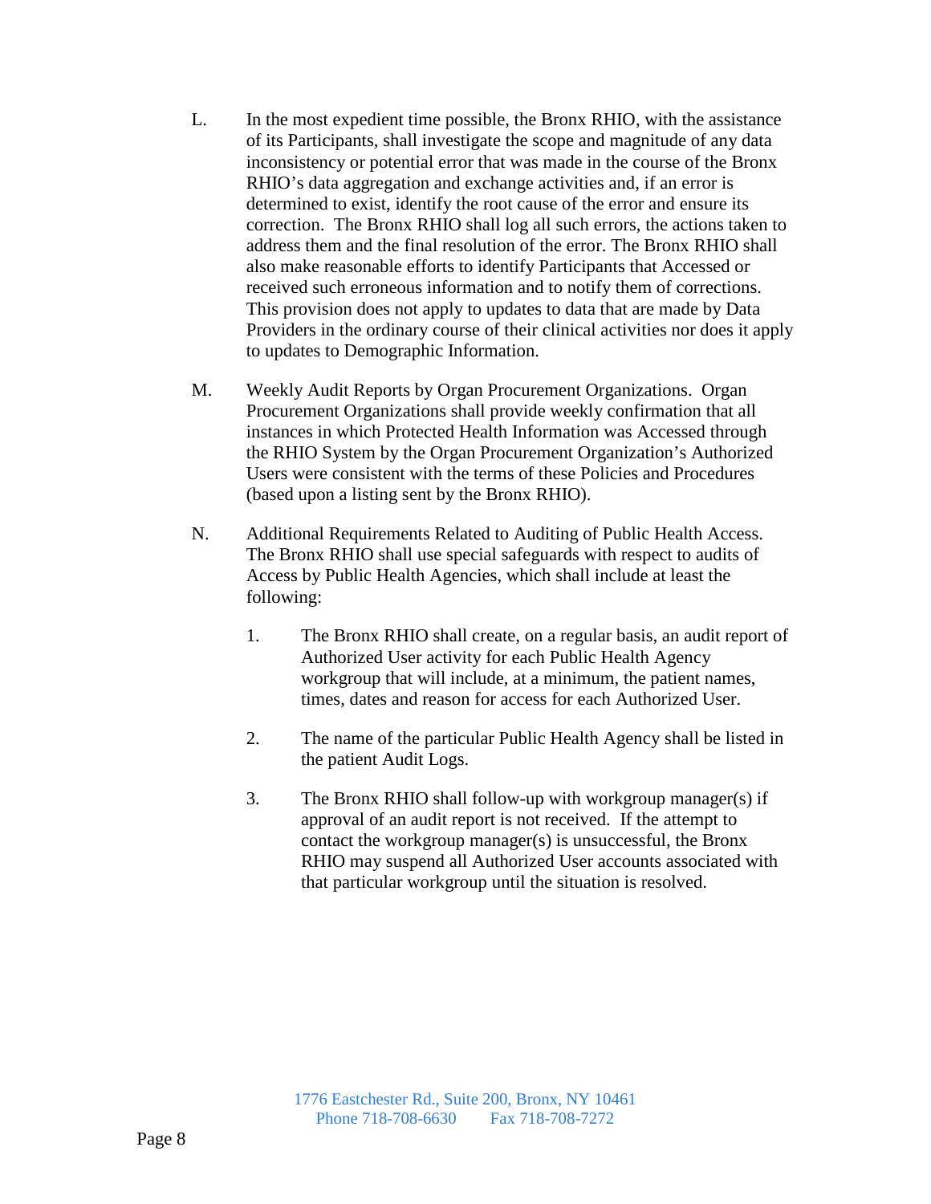L. In the most expedient time possible, the Bronx RHIO, with the assistance of its Participants, shall investigate the scope and magnitude of any data inconsistency or potential error that was made in the course of the Bronx RHIO's data aggregation and exchange activities and, if an error is determined to exist, identify the root cause of the error and ensure its correction. The Bronx RHIO shall log all such errors, the actions taken to address them and the final resolution of the error. The Bronx RHIO shall also make reasonable efforts to identify Participants that Accessed or received such erroneous information and to notify them of corrections. This provision does not apply to updates to data that are made by Data Providers in the ordinary course of their clinical activities nor does it apply to updates to Demographic Information.

M. Weekly Audit Reports by Organ Procurement Organizations. Organ Procurement Organizations shall provide weekly confirmation that all instances in which Protected Health Information was Accessed through the RHIO System by the Organ Procurement Organization's Authorized Users were consistent with the terms of these Policies and Procedures (based upon a listing sent by the Bronx RHIO).

N. Additional Requirements Related to Auditing of Public Health Access. The Bronx RHIO shall use special safeguards with respect to audits of Access by Public Health Agencies, which shall include at least the following:

   1. The Bronx RHIO shall create, on a regular basis, an audit report of Authorized User activity for each Public Health Agency workgroup that will include, at a minimum, the patient names, times, dates and reason for access for each Authorized User.

   2. The name of the particular Public Health Agency shall be listed in the patient Audit Logs.

   3. The Bronx RHIO shall follow-up with workgroup manager(s) if approval of an audit report is not received. If the attempt to contact the workgroup manager(s) is unsuccessful, the Bronx RHIO may suspend all Authorized User accounts associated with that particular workgroup until the situation is resolved.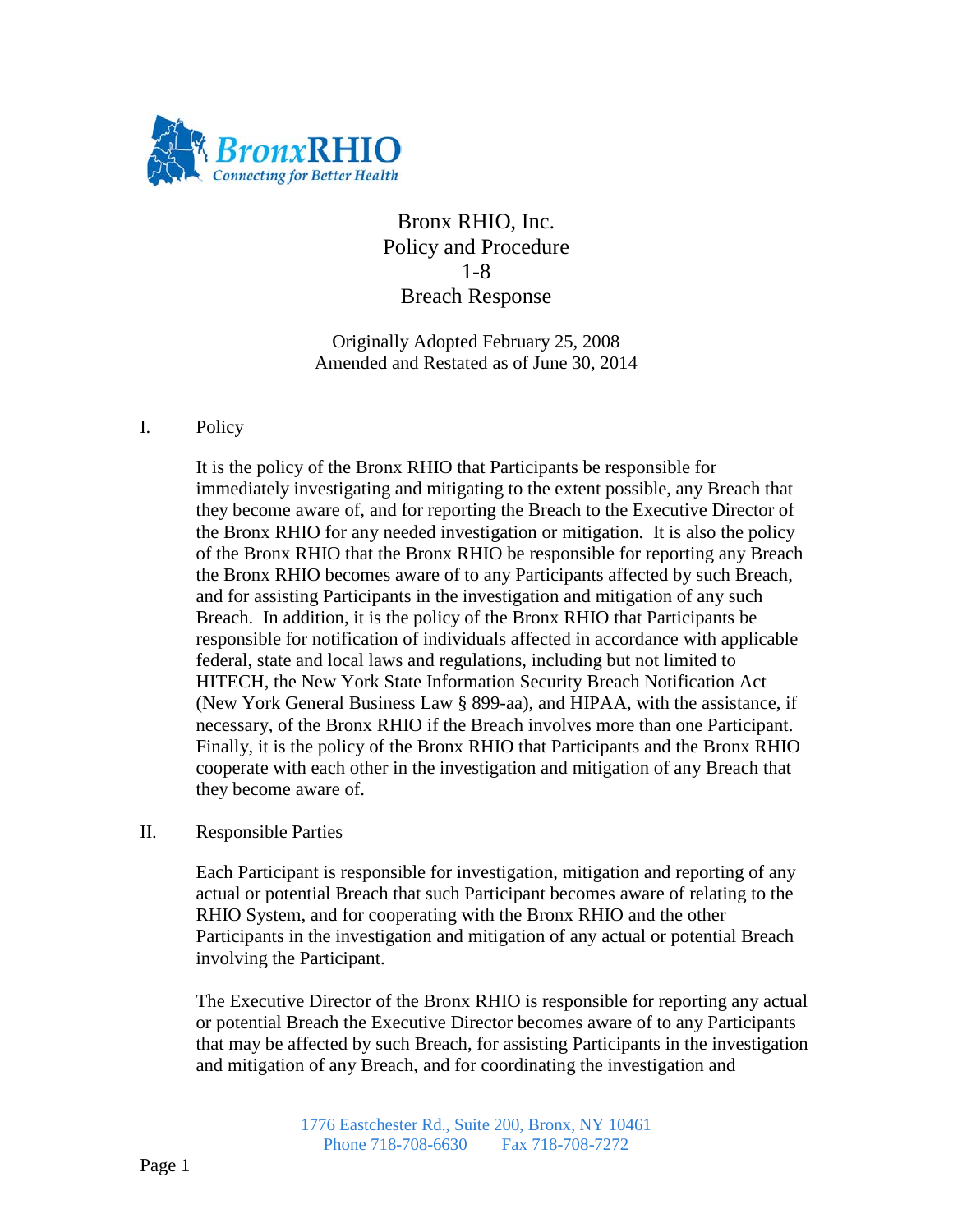Bronx RHIO, Inc.
Policy and Procedure
1-8
Breach Response

Originally Adopted February 25, 2008
Amended and Restated as of June 30, 2014

I. Policy

It is the policy of the Bronx RHIO that Participants be responsible for immediately investigating and mitigating to the extent possible, any Breach that they become aware of, and for reporting the Breach to the Executive Director of the Bronx RHIO for any needed investigation or mitigation. It is also the policy of the Bronx RHIO that the Bronx RHIO be responsible for reporting any Breach the Bronx RHIO becomes aware of to any Participants affected by such Breach, and for assisting Participants in the investigation and mitigation of any such Breach. In addition, it is the policy of the Bronx RHIO that Participants be responsible for notification of individuals affected in accordance with applicable federal, state and local laws and regulations, including but not limited to HITECH, the New York State Information Security Breach Notification Act (New York General Business Law § 899-aa), and HIPAA, with the assistance, if necessary, of the Bronx RHIO if the Breach involves more than one Participant. Finally, it is the policy of the Bronx RHIO that Participants and the Bronx RHIO cooperate with each other in the investigation and mitigation of any Breach that they become aware of.

II. Responsible Parties

Each Participant is responsible for investigation, mitigation and reporting of any actual or potential Breach that such Participant becomes aware of relating to the RHIO System, and for cooperating with the Bronx RHIO and the other Participants in the investigation and mitigation of any actual or potential Breach involving the Participant.

The Executive Director of the Bronx RHIO is responsible for reporting any actual or potential Breach the Executive Director becomes aware of to any Participants that may be affected by such Breach, for assisting Participants in the investigation and mitigation of any Breach, and for coordinating the investigation and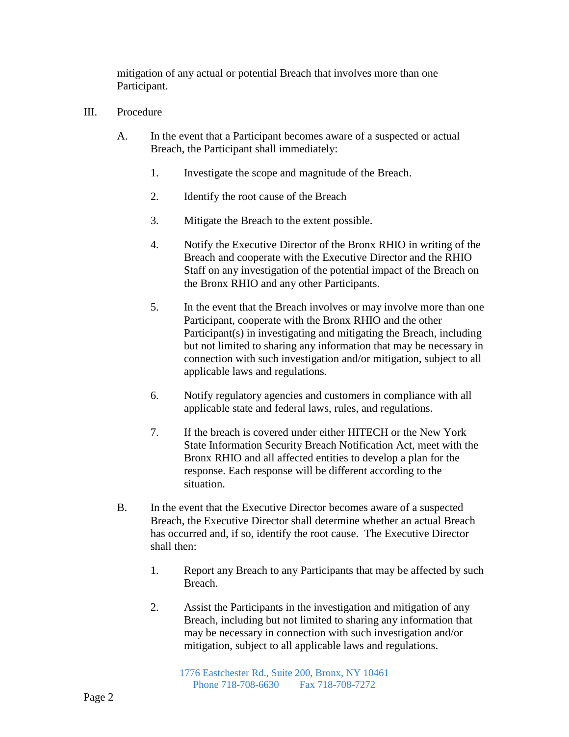mitigation of any actual or potential Breach that involves more than one Participant.

III. Procedure

A. In the event that a Participant becomes aware of a suspected or actual Breach, the Participant shall immediately:

1. Investigate the scope and magnitude of the Breach.

2. Identify the root cause of the Breach

3. Mitigate the Breach to the extent possible.

4. Notify the Executive Director of the Bronx RHIO in writing of the Breach and cooperate with the Executive Director and the RHIO Staff on any investigation of the potential impact of the Breach on the Bronx RHIO and any other Participants.

5. In the event that the Breach involves or may involve more than one Participant, cooperate with the Bronx RHIO and the other Participant(s) in investigating and mitigating the Breach, including but not limited to sharing any information that may be necessary in connection with such investigation and/or mitigation, subject to all applicable laws and regulations.

6. Notify regulatory agencies and customers in compliance with all applicable state and federal laws, rules, and regulations.

7. If the breach is covered under either HITECH or the New York State Information Security Breach Notification Act, meet with the Bronx RHIO and all affected entities to develop a plan for the response. Each response will be different according to the situation.

B. In the event that the Executive Director becomes aware of a suspected Breach, the Executive Director shall determine whether an actual Breach has occurred and, if so, identify the root cause. The Executive Director shall then:

1. Report any Breach to any Participants that may be affected by such Breach.

2. Assist the Participants in the investigation and mitigation of any Breach, including but not limited to sharing any information that may be necessary in connection with such investigation and/or mitigation, subject to all applicable laws and regulations.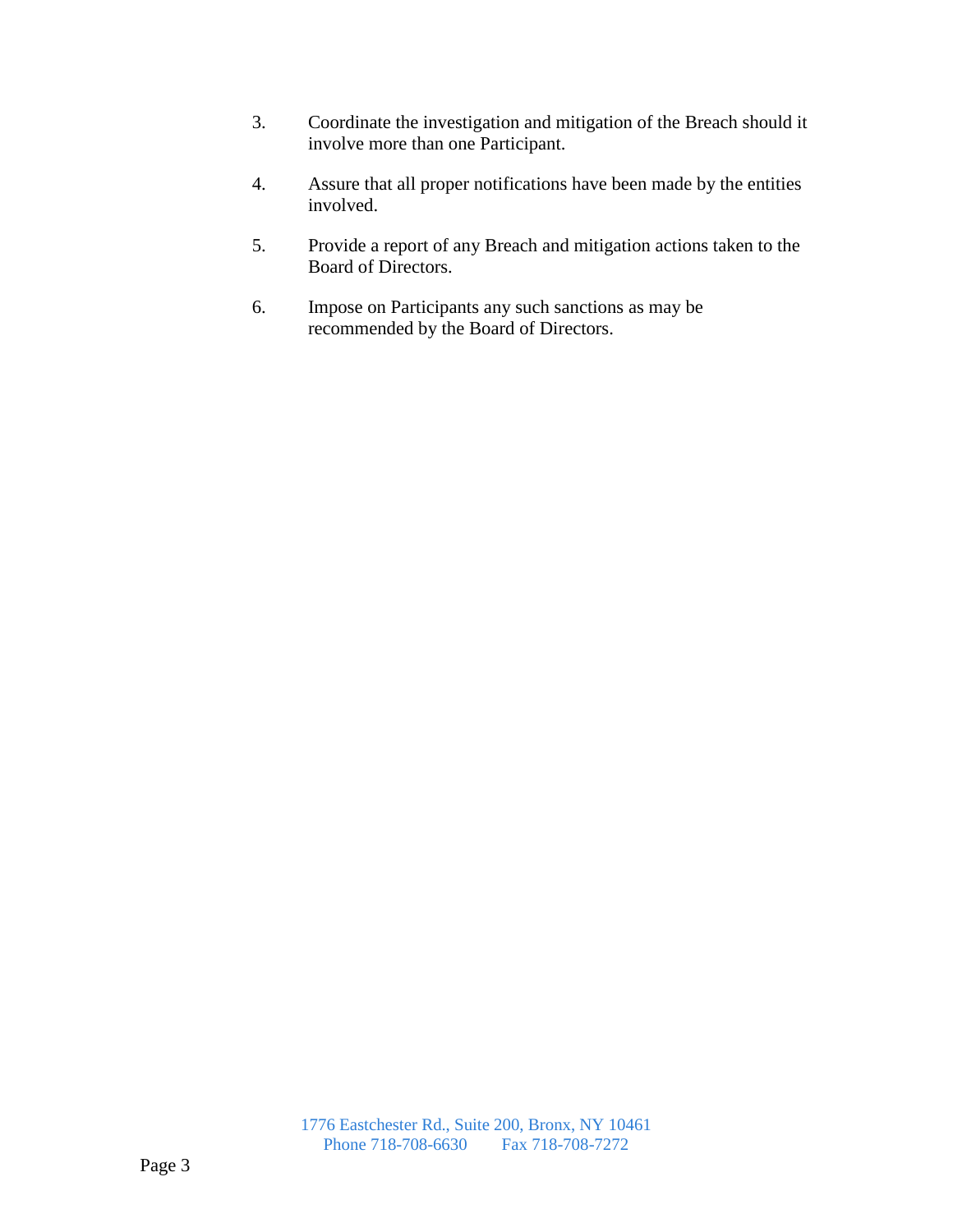3. Coordinate the investigation and mitigation of the Breach should it involve more than one Participant.

4. Assure that all proper notifications have been made by the entities involved.

5. Provide a report of any Breach and mitigation actions taken to the Board of Directors.

6. Impose on Participants any such sanctions as may be recommended by the Board of Directors.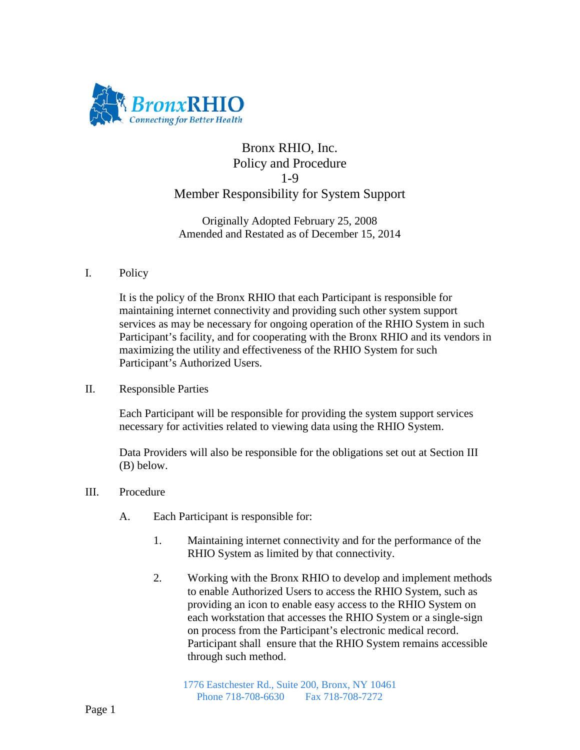BronxRHIO
Connecting for Better Health

# Bronx RHIO, Inc.
# Policy and Procedure
# 1-9
# Member Responsibility for System Support

Originally Adopted February 25, 2008
Amended and Restated as of December 15, 2014

I. Policy

It is the policy of the Bronx RHIO that each Participant is responsible for maintaining internet connectivity and providing such other system support services as may be necessary for ongoing operation of the RHIO System in such Participant's facility, and for cooperating with the Bronx RHIO and its vendors in maximizing the utility and effectiveness of the RHIO System for such Participant's Authorized Users.

II. Responsible Parties

Each Participant will be responsible for providing the system support services necessary for activities related to viewing data using the RHIO System.

Data Providers will also be responsible for the obligations set out at Section III (B) below.

III. Procedure

A. Each Participant is responsible for:

1. Maintaining internet connectivity and for the performance of the RHIO System as limited by that connectivity.

2. Working with the Bronx RHIO to develop and implement methods to enable Authorized Users to access the RHIO System, such as providing an icon to enable easy access to the RHIO System on each workstation that accesses the RHIO System or a single-sign on process from the Participant's electronic medical record. Participant shall ensure that the RHIO System remains accessible through such method.

1776 Eastchester Rd., Suite 200, Bronx, NY 10461
Phone 718-708-6630 Fax 718-708-7272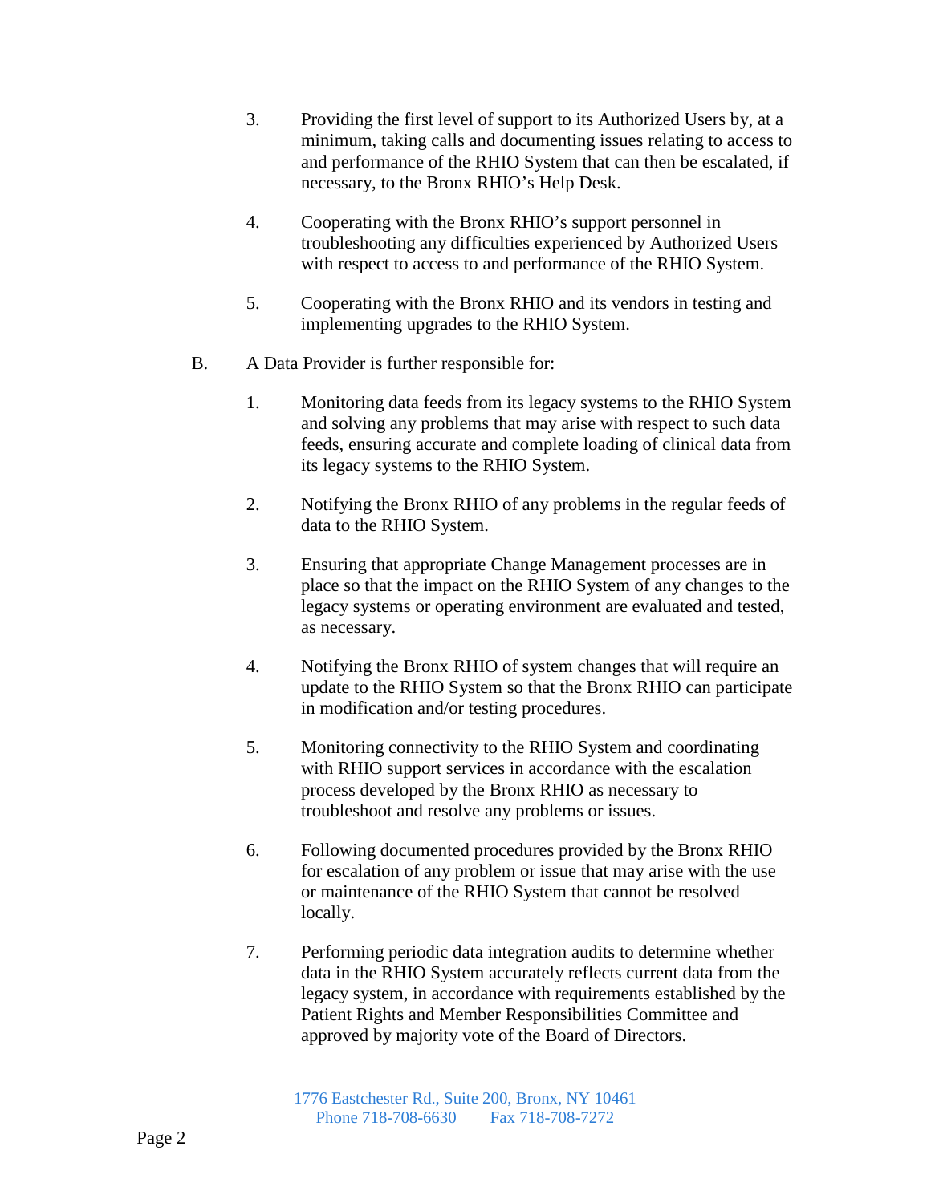3. Providing the first level of support to its Authorized Users by, at a minimum, taking calls and documenting issues relating to access to and performance of the RHIO System that can then be escalated, if necessary, to the Bronx RHIO's Help Desk.

4. Cooperating with the Bronx RHIO's support personnel in troubleshooting any difficulties experienced by Authorized Users with respect to access to and performance of the RHIO System.

5. Cooperating with the Bronx RHIO and its vendors in testing and implementing upgrades to the RHIO System.

B. A Data Provider is further responsible for:

1. Monitoring data feeds from its legacy systems to the RHIO System and solving any problems that may arise with respect to such data feeds, ensuring accurate and complete loading of clinical data from its legacy systems to the RHIO System.

2. Notifying the Bronx RHIO of any problems in the regular feeds of data to the RHIO System.

3. Ensuring that appropriate Change Management processes are in place so that the impact on the RHIO System of any changes to the legacy systems or operating environment are evaluated and tested, as necessary.

4. Notifying the Bronx RHIO of system changes that will require an update to the RHIO System so that the Bronx RHIO can participate in modification and/or testing procedures.

5. Monitoring connectivity to the RHIO System and coordinating with RHIO support services in accordance with the escalation process developed by the Bronx RHIO as necessary to troubleshoot and resolve any problems or issues.

6. Following documented procedures provided by the Bronx RHIO for escalation of any problem or issue that may arise with the use or maintenance of the RHIO System that cannot be resolved locally.

7. Performing periodic data integration audits to determine whether data in the RHIO System accurately reflects current data from the legacy system, in accordance with requirements established by the Patient Rights and Member Responsibilities Committee and approved by majority vote of the Board of Directors.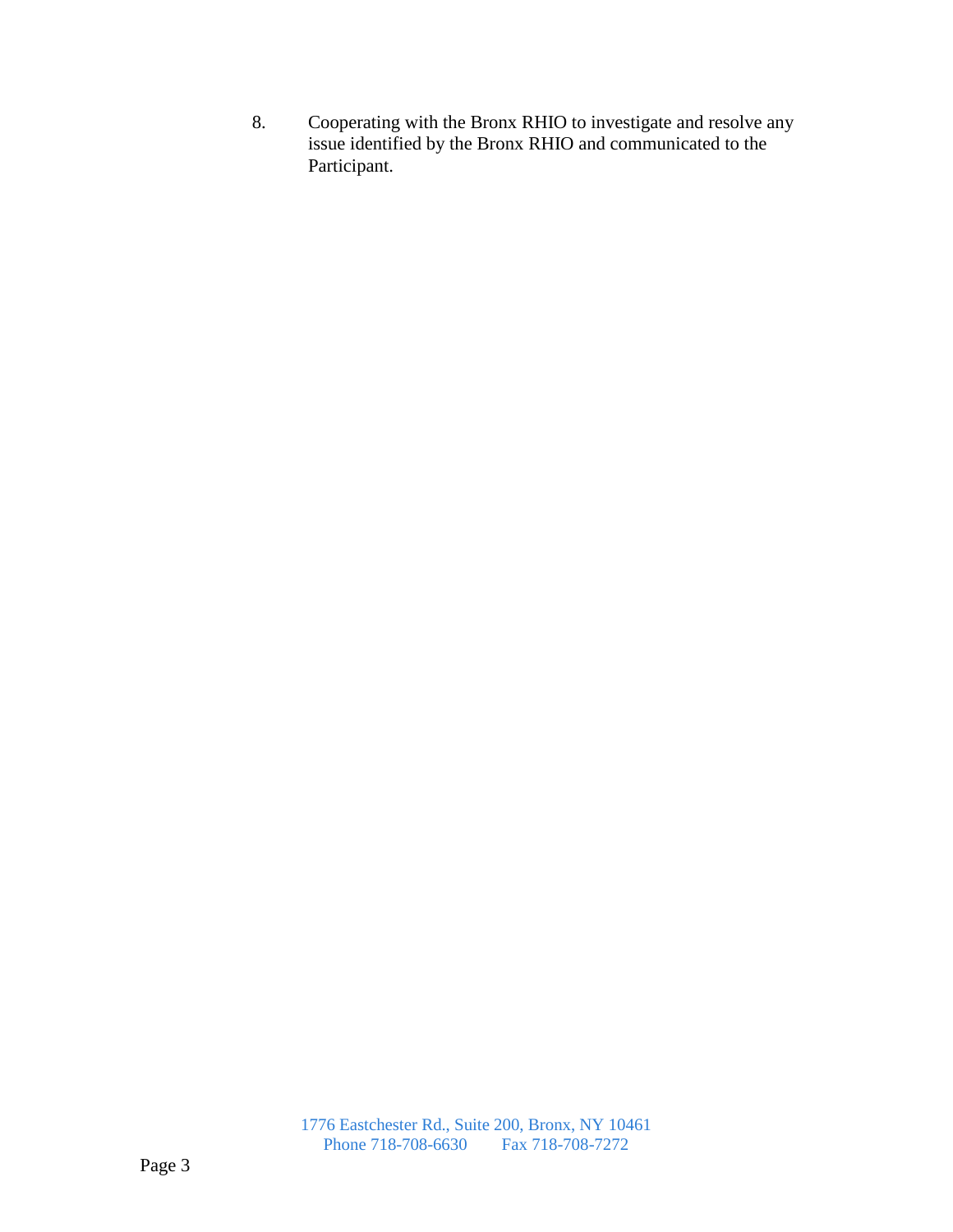8. Cooperating with the Bronx RHIO to investigate and resolve any issue identified by the Bronx RHIO and communicated to the Participant.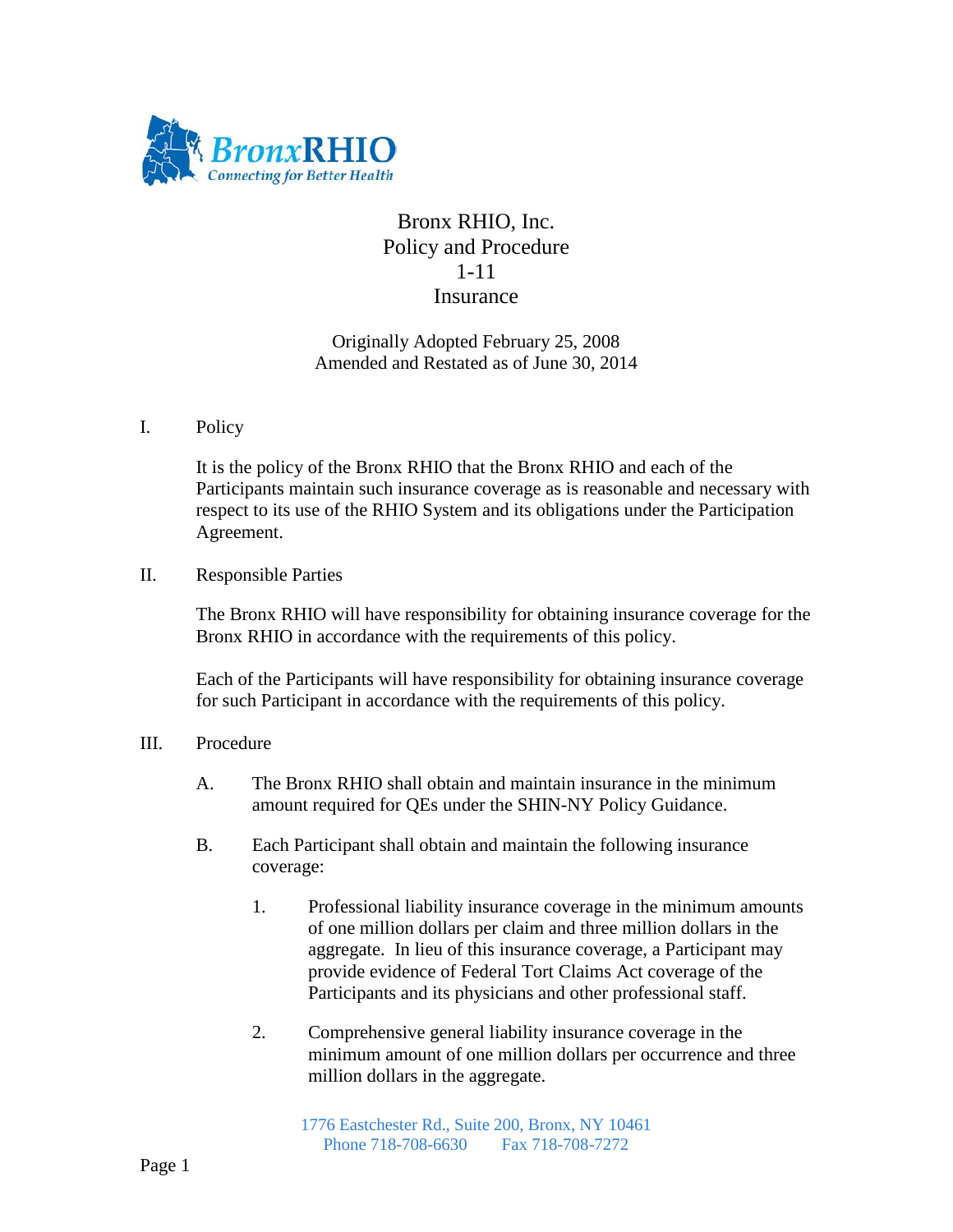# Bronx RHIO, Inc.
## Policy and Procedure
## 1-11
## Insurance

Originally Adopted February 25, 2008
Amended and Restated as of June 30, 2014

I. Policy

It is the policy of the Bronx RHIO that the Bronx RHIO and each of the Participants maintain such insurance coverage as is reasonable and necessary with respect to its use of the RHIO System and its obligations under the Participation Agreement.

II. Responsible Parties

The Bronx RHIO will have responsibility for obtaining insurance coverage for the Bronx RHIO in accordance with the requirements of this policy.

Each of the Participants will have responsibility for obtaining insurance coverage for such Participant in accordance with the requirements of this policy.

III. Procedure

A. The Bronx RHIO shall obtain and maintain insurance in the minimum amount required for QEs under the SHIN-NY Policy Guidance.

B. Each Participant shall obtain and maintain the following insurance coverage:

1. Professional liability insurance coverage in the minimum amounts of one million dollars per claim and three million dollars in the aggregate. In lieu of this insurance coverage, a Participant may provide evidence of Federal Tort Claims Act coverage of the Participants and its physicians and other professional staff.

2. Comprehensive general liability insurance coverage in the minimum amount of one million dollars per occurrence and three million dollars in the aggregate.

1776 Eastchester Rd., Suite 200, Bronx, NY 10461
Phone 718-708-6630 Fax 718-708-7272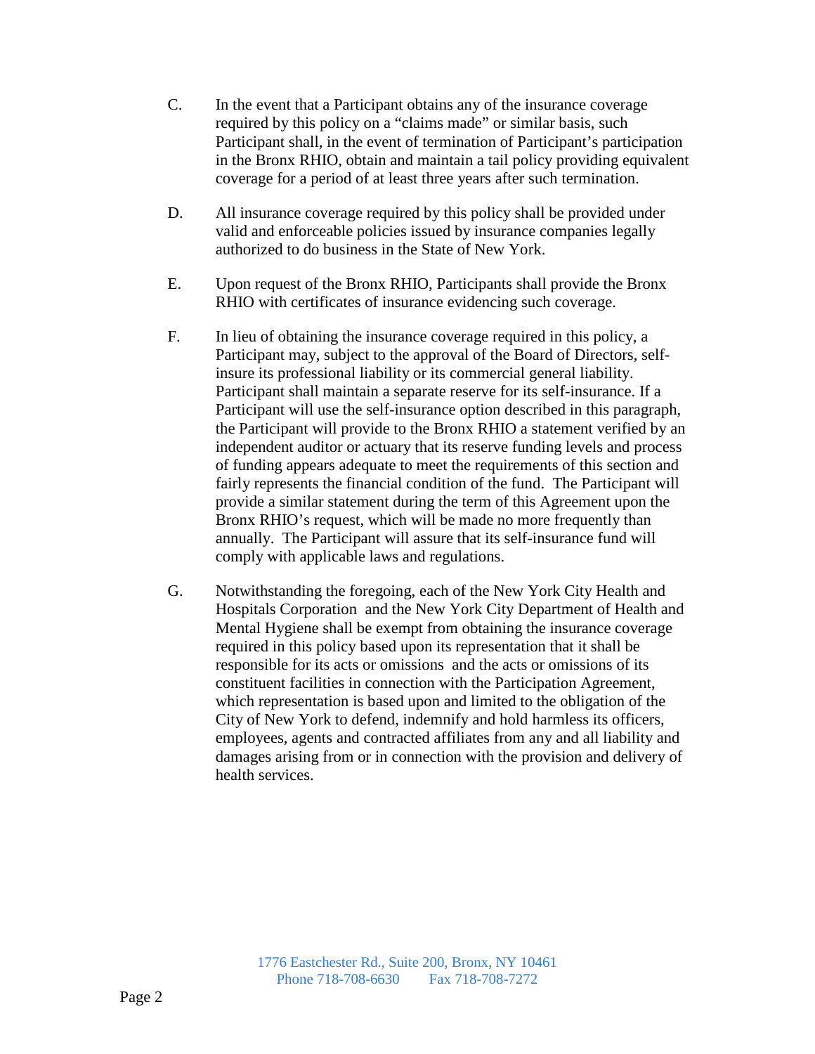C. In the event that a Participant obtains any of the insurance coverage required by this policy on a "claims made" or similar basis, such Participant shall, in the event of termination of Participant's participation in the Bronx RHIO, obtain and maintain a tail policy providing equivalent coverage for a period of at least three years after such termination.

D. All insurance coverage required by this policy shall be provided under valid and enforceable policies issued by insurance companies legally authorized to do business in the State of New York.

E. Upon request of the Bronx RHIO, Participants shall provide the Bronx RHIO with certificates of insurance evidencing such coverage.

F. In lieu of obtaining the insurance coverage required in this policy, a Participant may, subject to the approval of the Board of Directors, self-insure its professional liability or its commercial general liability. Participant shall maintain a separate reserve for its self-insurance. If a Participant will use the self-insurance option described in this paragraph, the Participant will provide to the Bronx RHIO a statement verified by an independent auditor or actuary that its reserve funding levels and process of funding appears adequate to meet the requirements of this section and fairly represents the financial condition of the fund. The Participant will provide a similar statement during the term of this Agreement upon the Bronx RHIO's request, which will be made no more frequently than annually. The Participant will assure that its self-insurance fund will comply with applicable laws and regulations.

G. Notwithstanding the foregoing, each of the New York City Health and Hospitals Corporation and the New York City Department of Health and Mental Hygiene shall be exempt from obtaining the insurance coverage required in this policy based upon its representation that it shall be responsible for its acts or omissions and the acts or omissions of its constituent facilities in connection with the Participation Agreement, which representation is based upon and limited to the obligation of the City of New York to defend, indemnify and hold harmless its officers, employees, agents and contracted affiliates from any and all liability and damages arising from or in connection with the provision and delivery of health services.

1776 Eastchester Rd., Suite 200, Bronx, NY 10461
Phone 718-708-6630 Fax 718-708-7272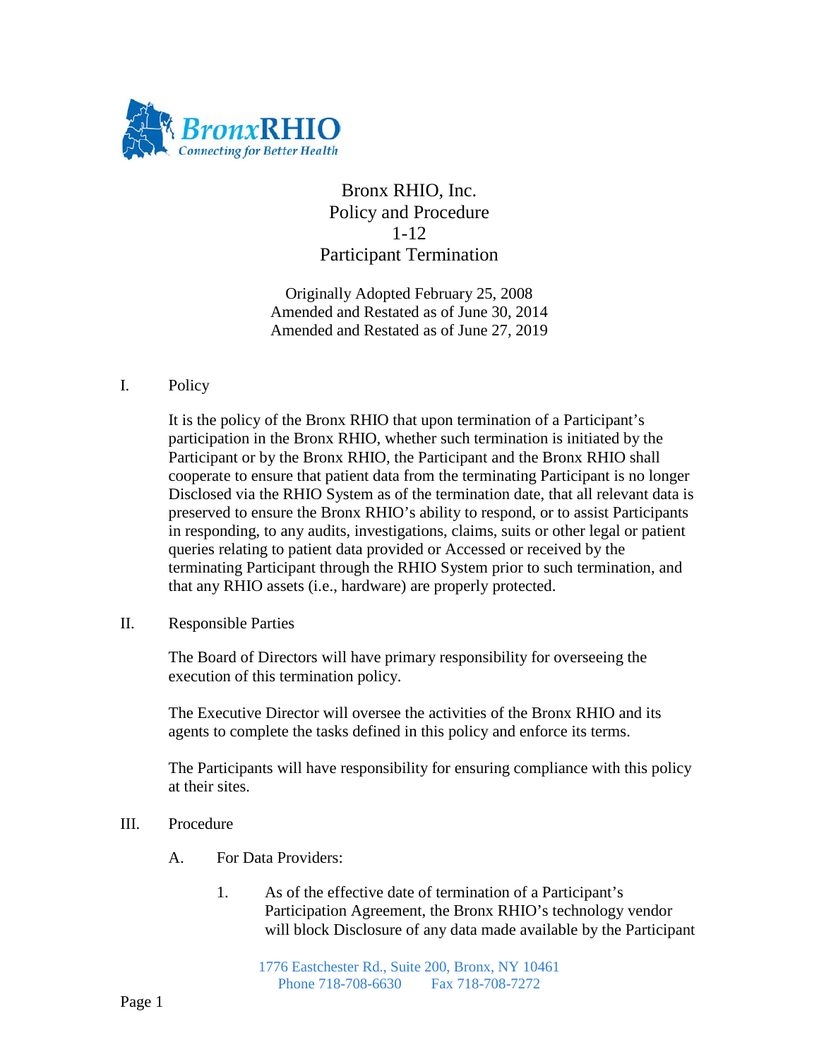# Bronx RHIO, Inc.
## Policy and Procedure
## 1-12
## Participant Termination

Originally Adopted February 25, 2008
Amended and Restated as of June 30, 2014
Amended and Restated as of June 27, 2019

I. Policy

It is the policy of the Bronx RHIO that upon termination of a Participant's participation in the Bronx RHIO, whether such termination is initiated by the Participant or by the Bronx RHIO, the Participant and the Bronx RHIO shall cooperate to ensure that patient data from the terminating Participant is no longer Disclosed via the RHIO System as of the termination date, that all relevant data is preserved to ensure the Bronx RHIO's ability to respond, or to assist Participants in responding, to any audits, investigations, claims, suits or other legal or patient queries relating to patient data provided or Accessed or received by the terminating Participant through the RHIO System prior to such termination, and that any RHIO assets (i.e., hardware) are properly protected.

II. Responsible Parties

The Board of Directors will have primary responsibility for overseeing the execution of this termination policy.

The Executive Director will oversee the activities of the Bronx RHIO and its agents to complete the tasks defined in this policy and enforce its terms.

The Participants will have responsibility for ensuring compliance with this policy at their sites.

III. Procedure

A. For Data Providers:

1. As of the effective date of termination of a Participant's Participation Agreement, the Bronx RHIO's technology vendor will block Disclosure of any data made available by the Participant

1776 Eastchester Rd., Suite 200, Bronx, NY 10461
Phone 718-708-6630 Fax 718-708-7272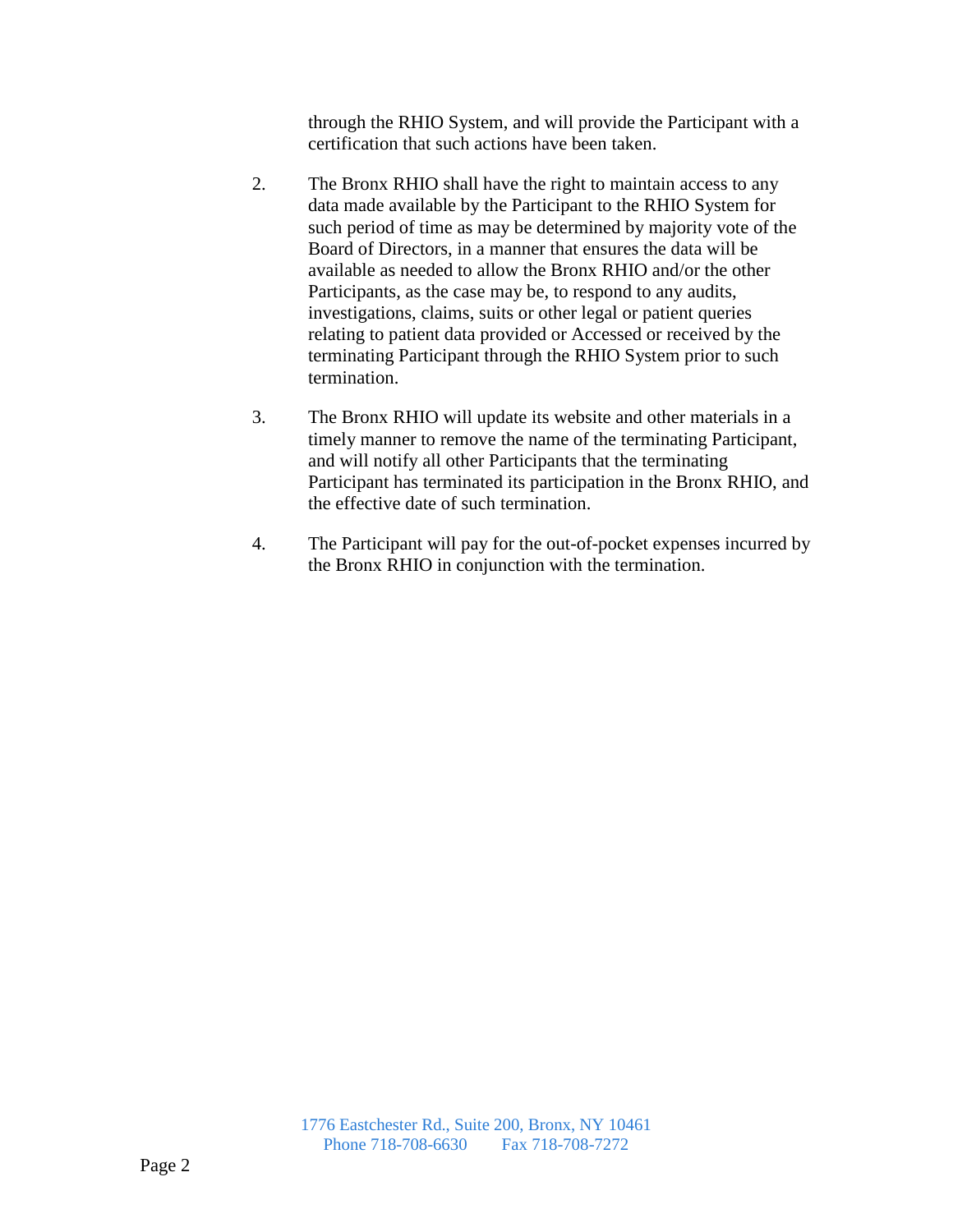through the RHIO System, and will provide the Participant with a certification that such actions have been taken.

2. The Bronx RHIO shall have the right to maintain access to any data made available by the Participant to the RHIO System for such period of time as may be determined by majority vote of the Board of Directors, in a manner that ensures the data will be available as needed to allow the Bronx RHIO and/or the other Participants, as the case may be, to respond to any audits, investigations, claims, suits or other legal or patient queries relating to patient data provided or Accessed or received by the terminating Participant through the RHIO System prior to such termination.

3. The Bronx RHIO will update its website and other materials in a timely manner to remove the name of the terminating Participant, and will notify all other Participants that the terminating Participant has terminated its participation in the Bronx RHIO, and the effective date of such termination.

4. The Participant will pay for the out-of-pocket expenses incurred by the Bronx RHIO in conjunction with the termination.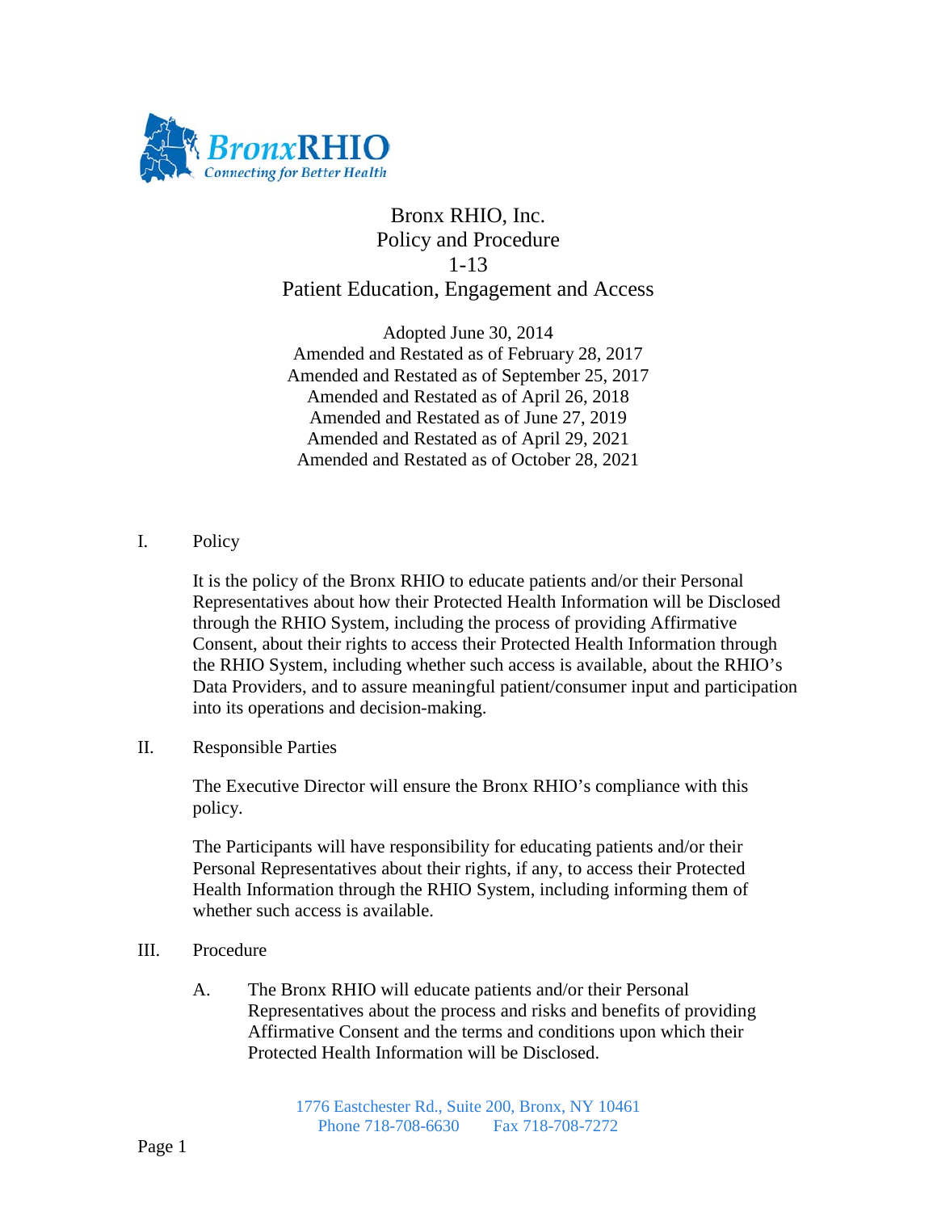Bronx RHIO, Inc.
Policy and Procedure
1-13
Patient Education, Engagement and Access

Adopted June 30, 2014
Amended and Restated as of February 28, 2017
Amended and Restated as of September 25, 2017
Amended and Restated as of April 26, 2018
Amended and Restated as of June 27, 2019
Amended and Restated as of April 29, 2021
Amended and Restated as of October 28, 2021

I. Policy

It is the policy of the Bronx RHIO to educate patients and/or their Personal Representatives about how their Protected Health Information will be Disclosed through the RHIO System, including the process of providing Affirmative Consent, about their rights to access their Protected Health Information through the RHIO System, including whether such access is available, about the RHIO's Data Providers, and to assure meaningful patient/consumer input and participation into its operations and decision-making.

II. Responsible Parties

The Executive Director will ensure the Bronx RHIO's compliance with this policy.

The Participants will have responsibility for educating patients and/or their Personal Representatives about their rights, if any, to access their Protected Health Information through the RHIO System, including informing them of whether such access is available.

III. Procedure

A. The Bronx RHIO will educate patients and/or their Personal Representatives about the process and risks and benefits of providing Affirmative Consent and the terms and conditions upon which their Protected Health Information will be Disclosed.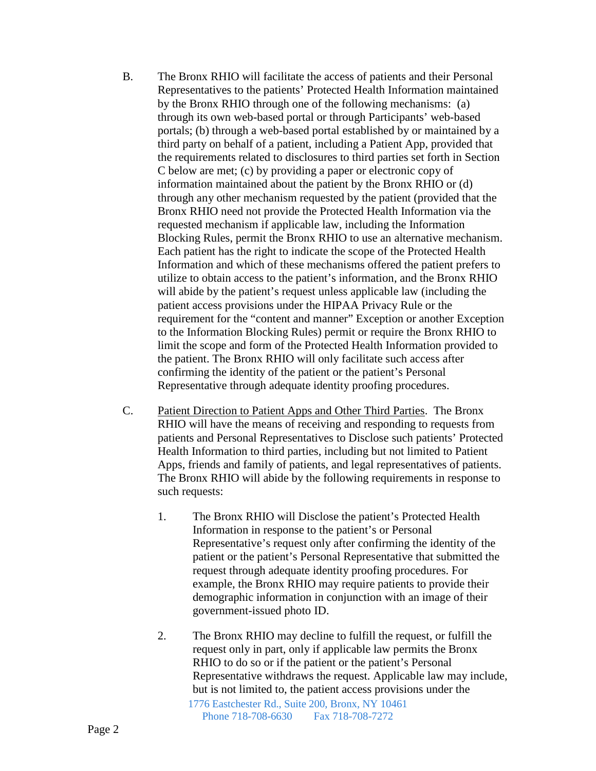B. The Bronx RHIO will facilitate the access of patients and their Personal Representatives to the patients' Protected Health Information maintained by the Bronx RHIO through one of the following mechanisms: (a) through its own web-based portal or through Participants' web-based portals; (b) through a web-based portal established by or maintained by a third party on behalf of a patient, including a Patient App, provided that the requirements related to disclosures to third parties set forth in Section C below are met; (c) by providing a paper or electronic copy of information maintained about the patient by the Bronx RHIO or (d) through any other mechanism requested by the patient (provided that the Bronx RHIO need not provide the Protected Health Information via the requested mechanism if applicable law, including the Information Blocking Rules, permit the Bronx RHIO to use an alternative mechanism. Each patient has the right to indicate the scope of the Protected Health Information and which of these mechanisms offered the patient prefers to utilize to obtain access to the patient's information, and the Bronx RHIO will abide by the patient's request unless applicable law (including the patient access provisions under the HIPAA Privacy Rule or the requirement for the "content and manner" Exception or another Exception to the Information Blocking Rules) permit or require the Bronx RHIO to limit the scope and form of the Protected Health Information provided to the patient. The Bronx RHIO will only facilitate such access after confirming the identity of the patient or the patient's Personal Representative through adequate identity proofing procedures.

C. Patient Direction to Patient Apps and Other Third Parties. The Bronx RHIO will have the means of receiving and responding to requests from patients and Personal Representatives to Disclose such patients' Protected Health Information to third parties, including but not limited to Patient Apps, friends and family of patients, and legal representatives of patients. The Bronx RHIO will abide by the following requirements in response to such requests:

1. The Bronx RHIO will Disclose the patient's Protected Health Information in response to the patient's or Personal Representative's request only after confirming the identity of the patient or the patient's Personal Representative that submitted the request through adequate identity proofing procedures. For example, the Bronx RHIO may require patients to provide their demographic information in conjunction with an image of their government-issued photo ID.

2. The Bronx RHIO may decline to fulfill the request, or fulfill the request only in part, only if applicable law permits the Bronx RHIO to do so or if the patient or the patient's Personal Representative withdraws the request. Applicable law may include, but is not limited to, the patient access provisions under the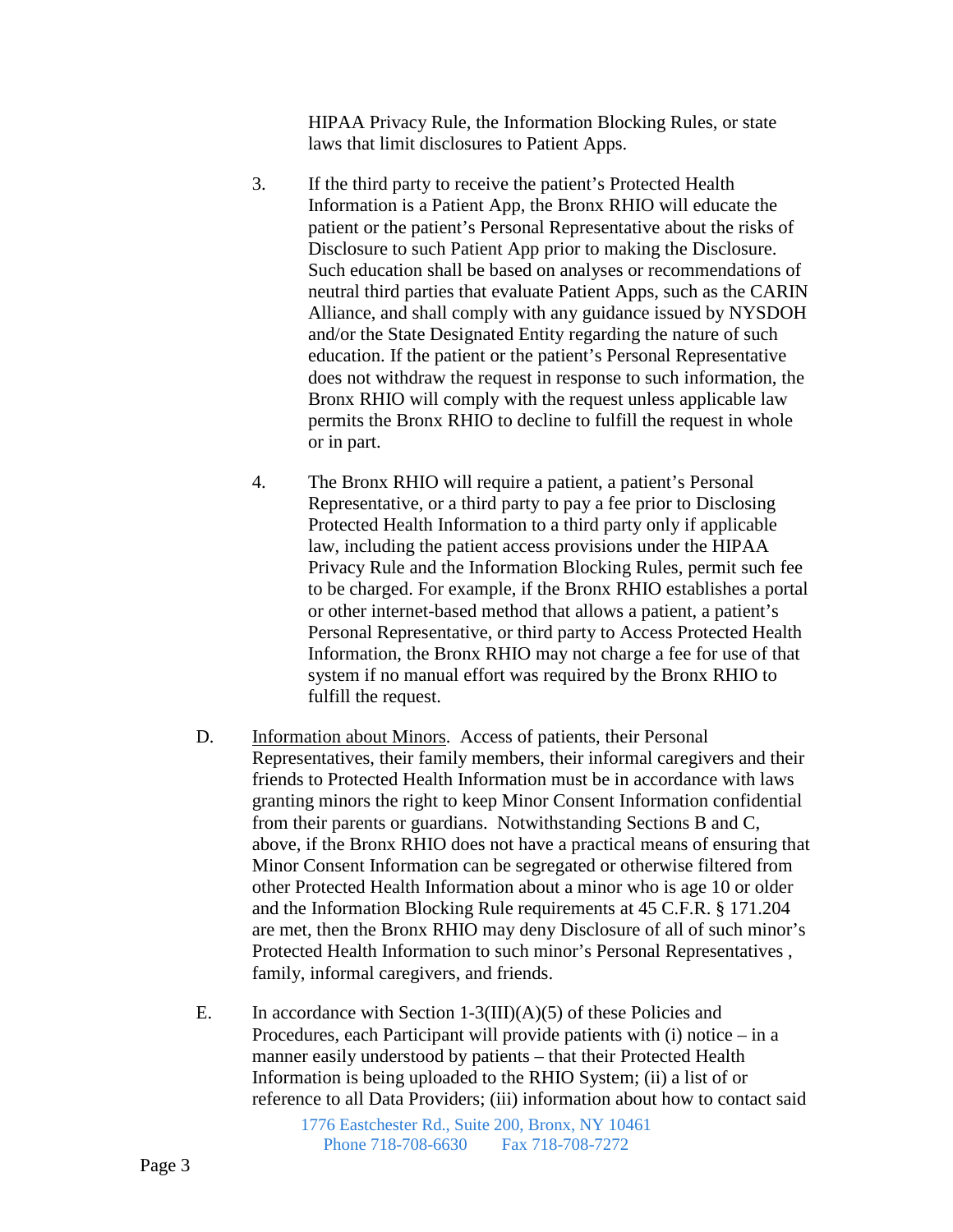HIPAA Privacy Rule, the Information Blocking Rules, or state laws that limit disclosures to Patient Apps.

3. If the third party to receive the patient's Protected Health Information is a Patient App, the Bronx RHIO will educate the patient or the patient's Personal Representative about the risks of Disclosure to such Patient App prior to making the Disclosure. Such education shall be based on analyses or recommendations of neutral third parties that evaluate Patient Apps, such as the CARIN Alliance, and shall comply with any guidance issued by NYSDOH and/or the State Designated Entity regarding the nature of such education. If the patient or the patient's Personal Representative does not withdraw the request in response to such information, the Bronx RHIO will comply with the request unless applicable law permits the Bronx RHIO to decline to fulfill the request in whole or in part.

4. The Bronx RHIO will require a patient, a patient's Personal Representative, or a third party to pay a fee prior to Disclosing Protected Health Information to a third party only if applicable law, including the patient access provisions under the HIPAA Privacy Rule and the Information Blocking Rules, permit such fee to be charged. For example, if the Bronx RHIO establishes a portal or other internet-based method that allows a patient, a patient's Personal Representative, or third party to Access Protected Health Information, the Bronx RHIO may not charge a fee for use of that system if no manual effort was required by the Bronx RHIO to fulfill the request.

D. Information about Minors. Access of patients, their Personal Representatives, their family members, their informal caregivers and their friends to Protected Health Information must be in accordance with laws granting minors the right to keep Minor Consent Information confidential from their parents or guardians. Notwithstanding Sections B and C, above, if the Bronx RHIO does not have a practical means of ensuring that Minor Consent Information can be segregated or otherwise filtered from other Protected Health Information about a minor who is age 10 or older and the Information Blocking Rule requirements at 45 C.F.R. § 171.204 are met, then the Bronx RHIO may deny Disclosure of all of such minor's Protected Health Information to such minor's Personal Representatives , family, informal caregivers, and friends.

E. In accordance with Section 1-3(III)(A)(5) of these Policies and Procedures, each Participant will provide patients with (i) notice – in a manner easily understood by patients – that their Protected Health Information is being uploaded to the RHIO System; (ii) a list of or reference to all Data Providers; (iii) information about how to contact said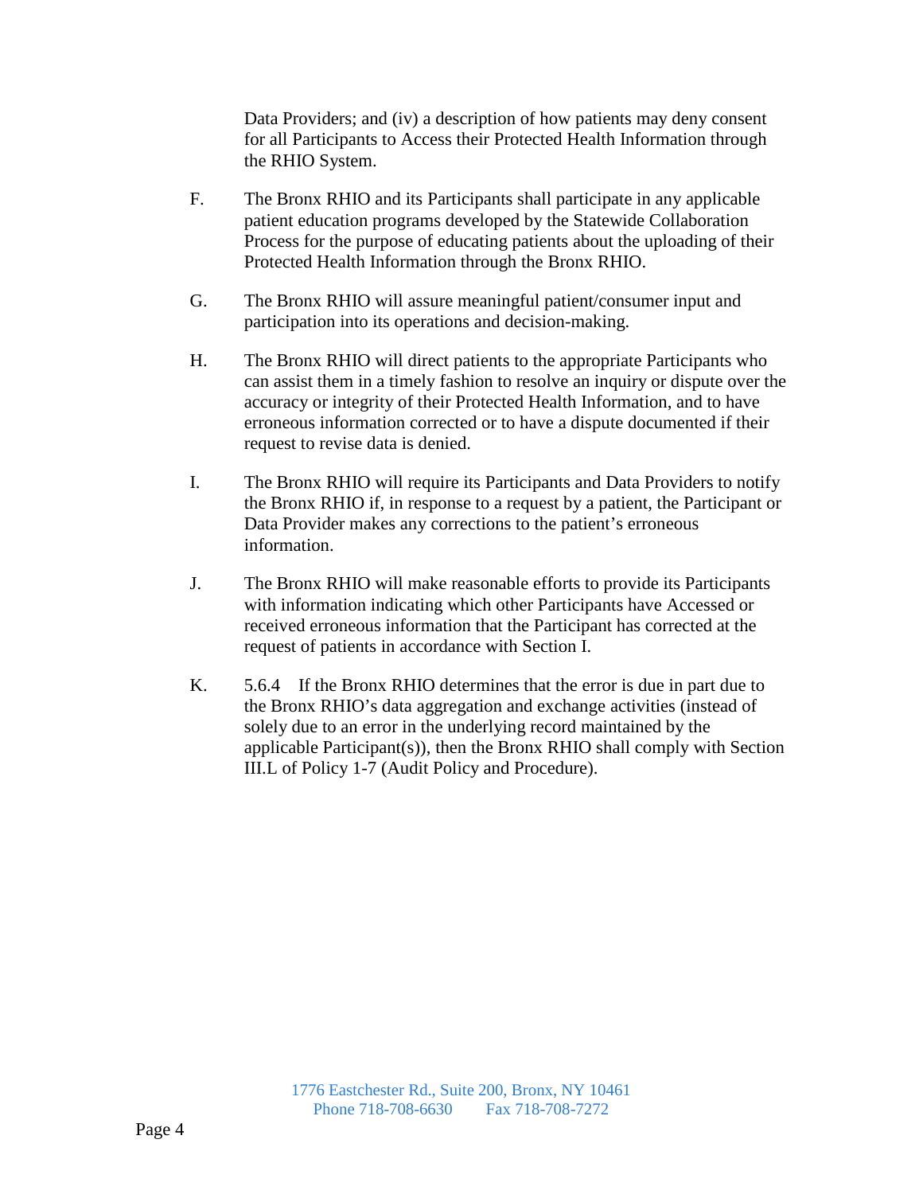Data Providers; and (iv) a description of how patients may deny consent for all Participants to Access their Protected Health Information through the RHIO System.

F. The Bronx RHIO and its Participants shall participate in any applicable patient education programs developed by the Statewide Collaboration Process for the purpose of educating patients about the uploading of their Protected Health Information through the Bronx RHIO.

G. The Bronx RHIO will assure meaningful patient/consumer input and participation into its operations and decision-making.

H. The Bronx RHIO will direct patients to the appropriate Participants who can assist them in a timely fashion to resolve an inquiry or dispute over the accuracy or integrity of their Protected Health Information, and to have erroneous information corrected or to have a dispute documented if their request to revise data is denied.

I. The Bronx RHIO will require its Participants and Data Providers to notify the Bronx RHIO if, in response to a request by a patient, the Participant or Data Provider makes any corrections to the patient's erroneous information.

J. The Bronx RHIO will make reasonable efforts to provide its Participants with information indicating which other Participants have Accessed or received erroneous information that the Participant has corrected at the request of patients in accordance with Section I.

K. 5.6.4 If the Bronx RHIO determines that the error is due in part due to the Bronx RHIO's data aggregation and exchange activities (instead of solely due to an error in the underlying record maintained by the applicable Participant(s)), then the Bronx RHIO shall comply with Section III.L of Policy 1-7 (Audit Policy and Procedure).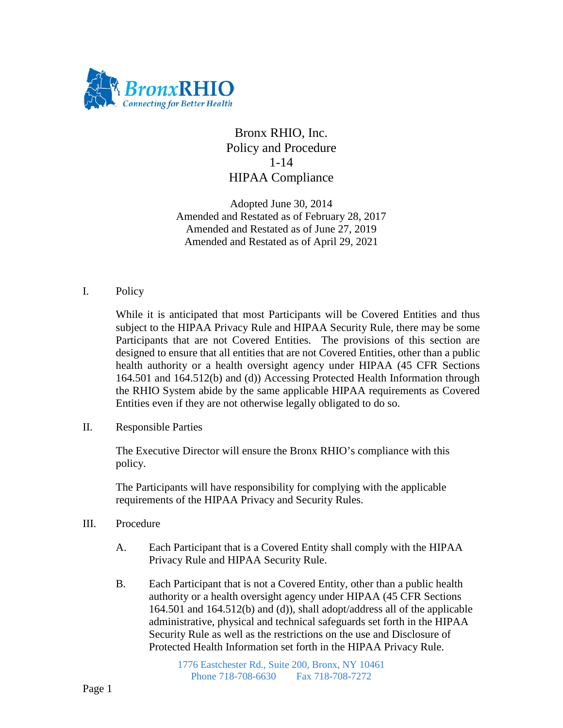# Bronx RHIO, Inc.
# Policy and Procedure
# 1-14
# HIPAA Compliance

Adopted June 30, 2014
Amended and Restated as of February 28, 2017
Amended and Restated as of June 27, 2019
Amended and Restated as of April 29, 2021

## I. Policy

While it is anticipated that most Participants will be Covered Entities and thus subject to the HIPAA Privacy Rule and HIPAA Security Rule, there may be some Participants that are not Covered Entities. The provisions of this section are designed to ensure that all entities that are not Covered Entities, other than a public health authority or a health oversight agency under HIPAA (45 CFR Sections 164.501 and 164.512(b) and (d)) Accessing Protected Health Information through the RHIO System abide by the same applicable HIPAA requirements as Covered Entities even if they are not otherwise legally obligated to do so.

## II. Responsible Parties

The Executive Director will ensure the Bronx RHIO's compliance with this policy.

The Participants will have responsibility for complying with the applicable requirements of the HIPAA Privacy and Security Rules.

## III. Procedure

A. Each Participant that is a Covered Entity shall comply with the HIPAA Privacy Rule and HIPAA Security Rule.

B. Each Participant that is not a Covered Entity, other than a public health authority or a health oversight agency under HIPAA (45 CFR Sections 164.501 and 164.512(b) and (d)), shall adopt/address all of the applicable administrative, physical and technical safeguards set forth in the HIPAA Security Rule as well as the restrictions on the use and Disclosure of Protected Health Information set forth in the HIPAA Privacy Rule.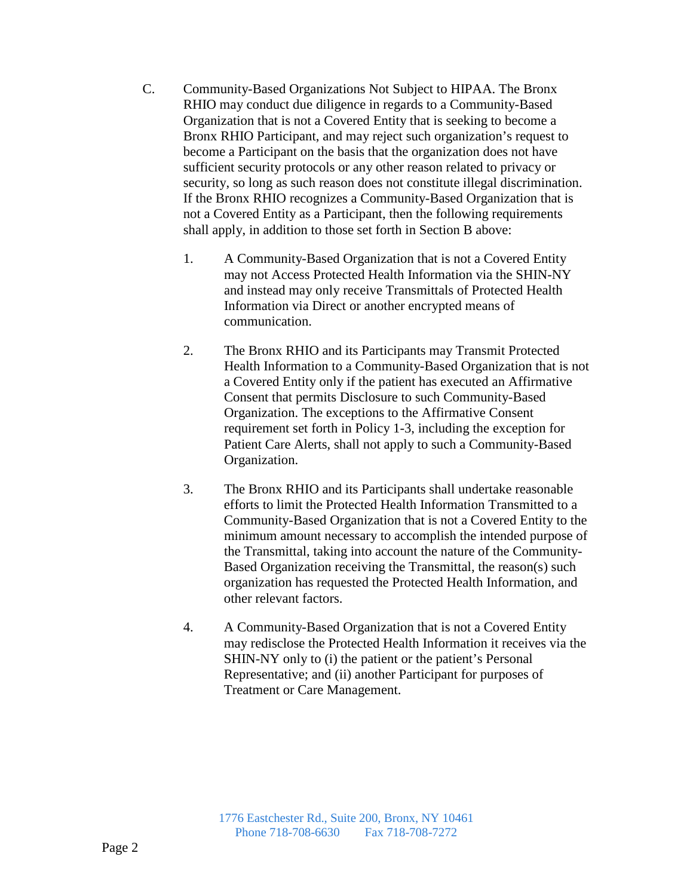C. Community-Based Organizations Not Subject to HIPAA. The Bronx RHIO may conduct due diligence in regards to a Community-Based Organization that is not a Covered Entity that is seeking to become a Bronx RHIO Participant, and may reject such organization's request to become a Participant on the basis that the organization does not have sufficient security protocols or any other reason related to privacy or security, so long as such reason does not constitute illegal discrimination. If the Bronx RHIO recognizes a Community-Based Organization that is not a Covered Entity as a Participant, then the following requirements shall apply, in addition to those set forth in Section B above:

1. A Community-Based Organization that is not a Covered Entity may not Access Protected Health Information via the SHIN-NY and instead may only receive Transmittals of Protected Health Information via Direct or another encrypted means of communication.

2. The Bronx RHIO and its Participants may Transmit Protected Health Information to a Community-Based Organization that is not a Covered Entity only if the patient has executed an Affirmative Consent that permits Disclosure to such Community-Based Organization. The exceptions to the Affirmative Consent requirement set forth in Policy 1-3, including the exception for Patient Care Alerts, shall not apply to such a Community-Based Organization.

3. The Bronx RHIO and its Participants shall undertake reasonable efforts to limit the Protected Health Information Transmitted to a Community-Based Organization that is not a Covered Entity to the minimum amount necessary to accomplish the intended purpose of the Transmittal, taking into account the nature of the Community-Based Organization receiving the Transmittal, the reason(s) such organization has requested the Protected Health Information, and other relevant factors.

4. A Community-Based Organization that is not a Covered Entity may redisclose the Protected Health Information it receives via the SHIN-NY only to (i) the patient or the patient's Personal Representative; and (ii) another Participant for purposes of Treatment or Care Management.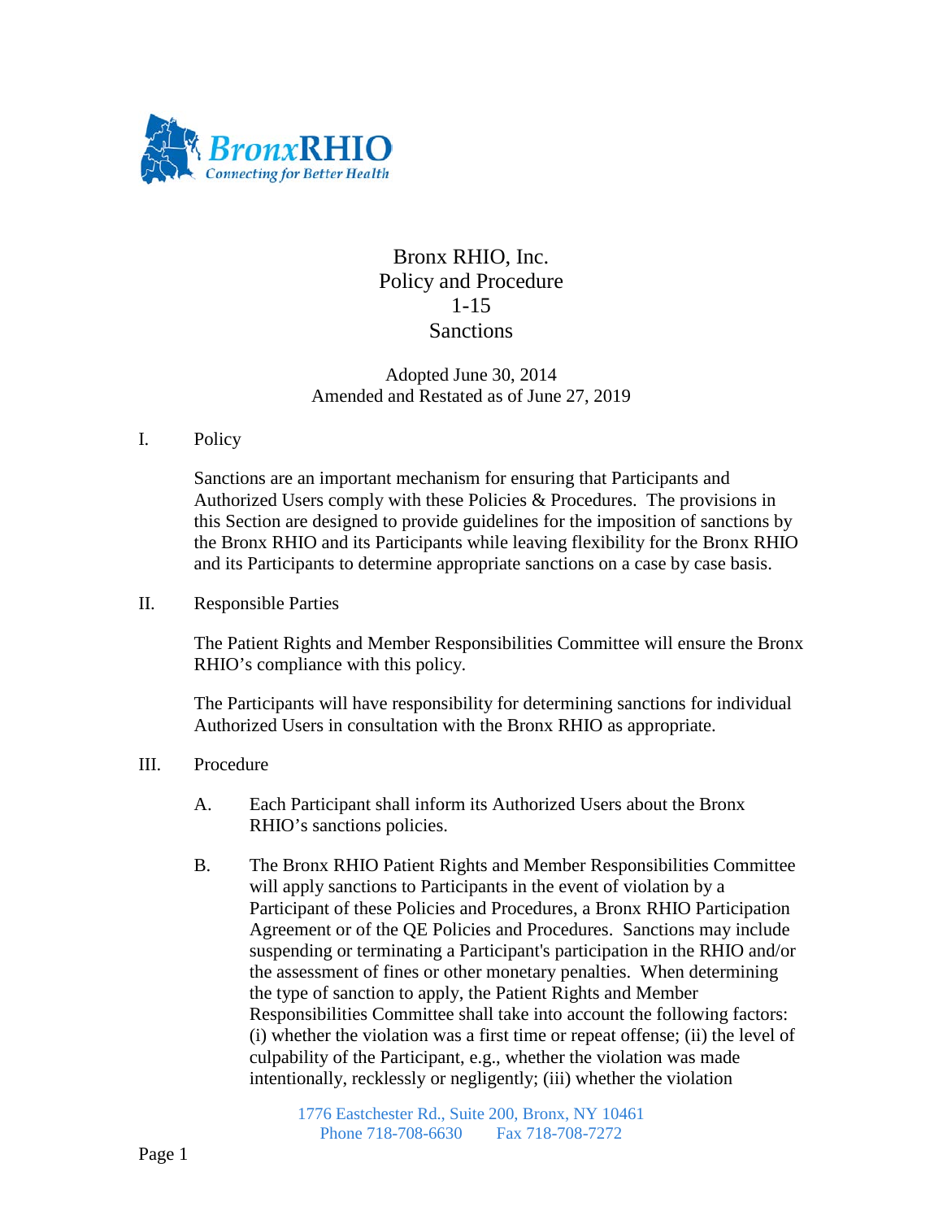Bronx RHIO, Inc.
Policy and Procedure
1-15
Sanctions

Adopted June 30, 2014
Amended and Restated as of June 27, 2019

## I. Policy

Sanctions are an important mechanism for ensuring that Participants and Authorized Users comply with these Policies & Procedures. The provisions in this Section are designed to provide guidelines for the imposition of sanctions by the Bronx RHIO and its Participants while leaving flexibility for the Bronx RHIO and its Participants to determine appropriate sanctions on a case by case basis.

## II. Responsible Parties

The Patient Rights and Member Responsibilities Committee will ensure the Bronx RHIO's compliance with this policy.

The Participants will have responsibility for determining sanctions for individual Authorized Users in consultation with the Bronx RHIO as appropriate.

## III. Procedure

A. Each Participant shall inform its Authorized Users about the Bronx RHIO's sanctions policies.

B. The Bronx RHIO Patient Rights and Member Responsibilities Committee will apply sanctions to Participants in the event of violation by a Participant of these Policies and Procedures, a Bronx RHIO Participation Agreement or of the QE Policies and Procedures. Sanctions may include suspending or terminating a Participant's participation in the RHIO and/or the assessment of fines or other monetary penalties. When determining the type of sanction to apply, the Patient Rights and Member Responsibilities Committee shall take into account the following factors: (i) whether the violation was a first time or repeat offense; (ii) the level of culpability of the Participant, e.g., whether the violation was made intentionally, recklessly or negligently; (iii) whether the violation

1776 Eastchester Rd., Suite 200, Bronx, NY 10461
Phone 718-708-6630 Fax 718-708-7272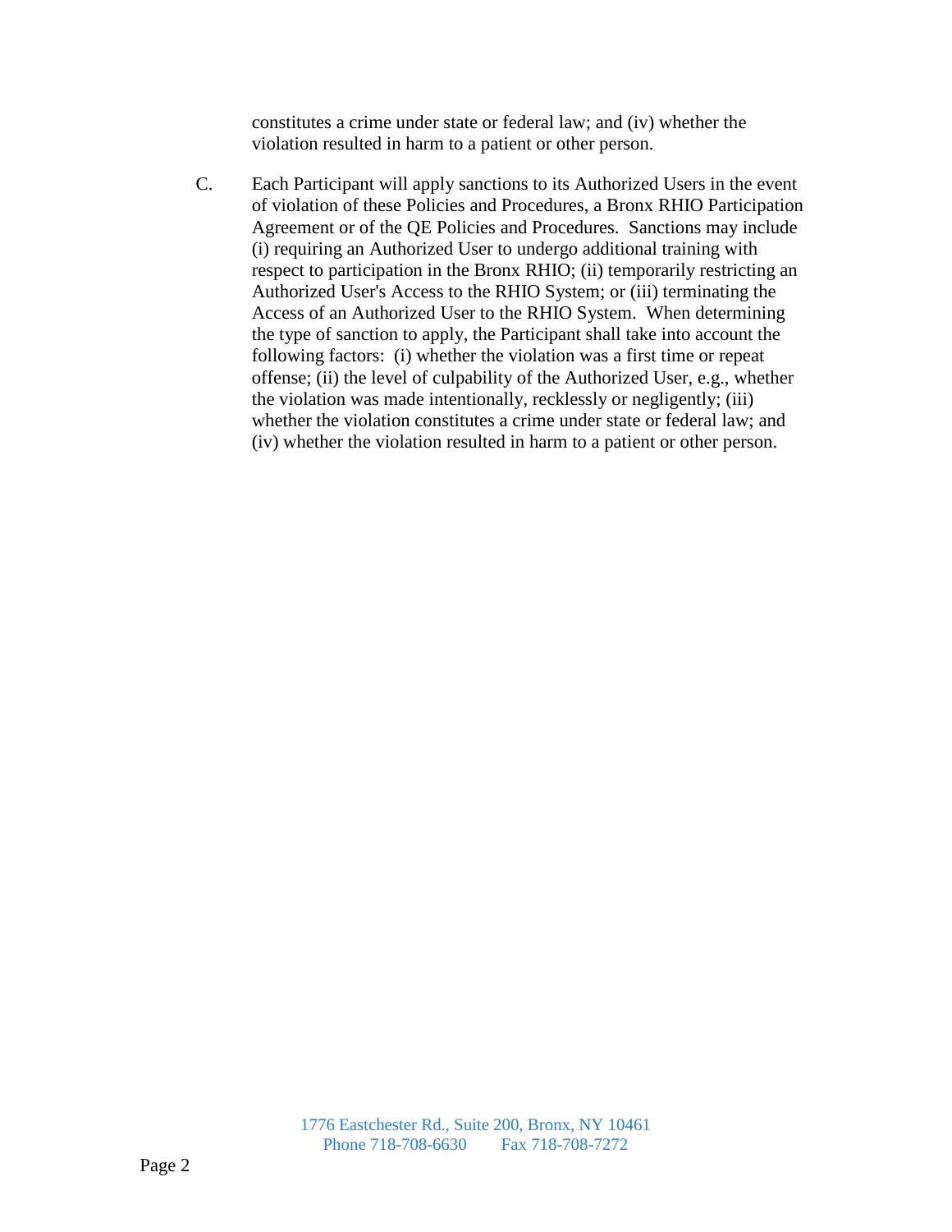constitutes a crime under state or federal law; and (iv) whether the violation resulted in harm to a patient or other person.

C. Each Participant will apply sanctions to its Authorized Users in the event of violation of these Policies and Procedures, a Bronx RHIO Participation Agreement or of the QE Policies and Procedures. Sanctions may include (i) requiring an Authorized User to undergo additional training with respect to participation in the Bronx RHIO; (ii) temporarily restricting an Authorized User's Access to the RHIO System; or (iii) terminating the Access of an Authorized User to the RHIO System. When determining the type of sanction to apply, the Participant shall take into account the following factors: (i) whether the violation was a first time or repeat offense; (ii) the level of culpability of the Authorized User, e.g., whether the violation was made intentionally, recklessly or negligently; (iii) whether the violation constitutes a crime under state or federal law; and (iv) whether the violation resulted in harm to a patient or other person.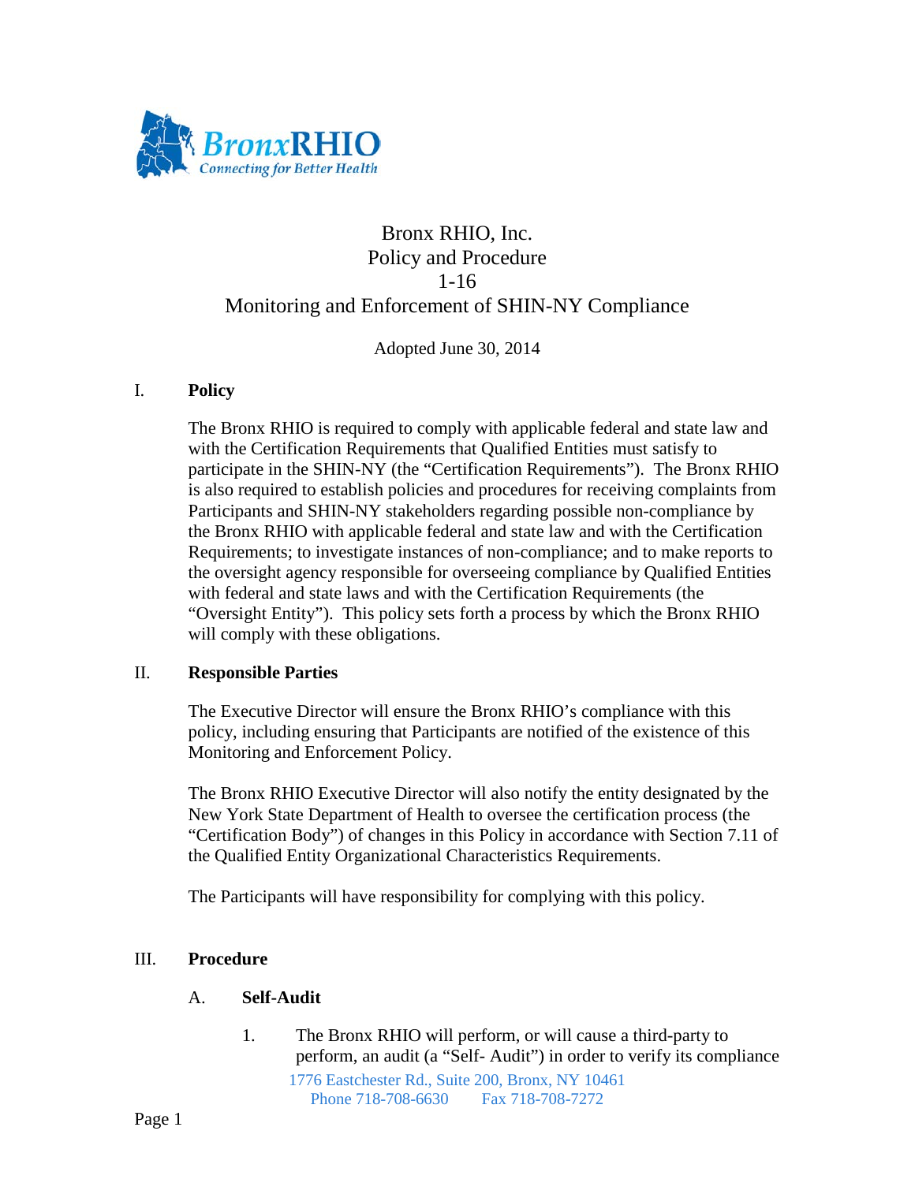Bronx RHIO, Inc.
Policy and Procedure
1-16
Monitoring and Enforcement of SHIN-NY Compliance

Adopted June 30, 2014

I. **Policy**

The Bronx RHIO is required to comply with applicable federal and state law and with the Certification Requirements that Qualified Entities must satisfy to participate in the SHIN-NY (the "Certification Requirements"). The Bronx RHIO is also required to establish policies and procedures for receiving complaints from Participants and SHIN-NY stakeholders regarding possible non-compliance by the Bronx RHIO with applicable federal and state law and with the Certification Requirements; to investigate instances of non-compliance; and to make reports to the oversight agency responsible for overseeing compliance by Qualified Entities with federal and state laws and with the Certification Requirements (the "Oversight Entity"). This policy sets forth a process by which the Bronx RHIO will comply with these obligations.

II. **Responsible Parties**

The Executive Director will ensure the Bronx RHIO's compliance with this policy, including ensuring that Participants are notified of the existence of this Monitoring and Enforcement Policy.

The Bronx RHIO Executive Director will also notify the entity designated by the New York State Department of Health to oversee the certification process (the "Certification Body") of changes in this Policy in accordance with Section 7.11 of the Qualified Entity Organizational Characteristics Requirements.

The Participants will have responsibility for complying with this policy.

III. **Procedure**

A. **Self-Audit**

1. The Bronx RHIO will perform, or will cause a third-party to perform, an audit (a "Self- Audit") in order to verify its compliance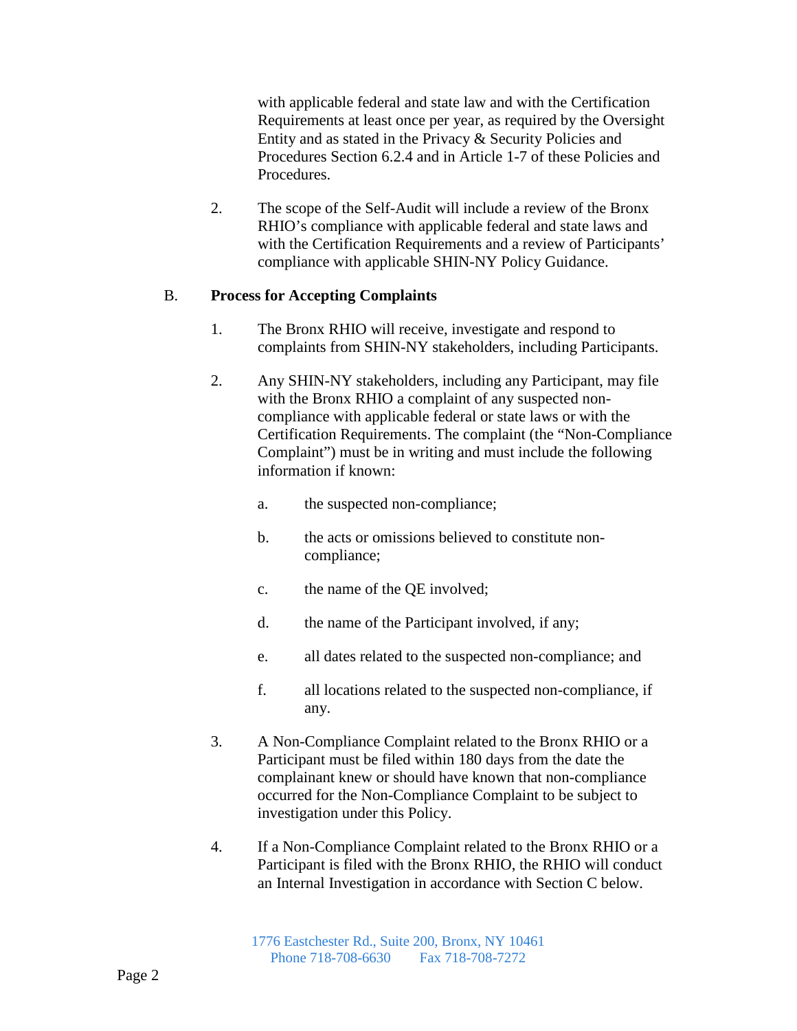with applicable federal and state law and with the Certification Requirements at least once per year, as required by the Oversight Entity and as stated in the Privacy & Security Policies and Procedures Section 6.2.4 and in Article 1-7 of these Policies and Procedures.

2. The scope of the Self-Audit will include a review of the Bronx RHIO's compliance with applicable federal and state laws and with the Certification Requirements and a review of Participants' compliance with applicable SHIN-NY Policy Guidance.

B. **Process for Accepting Complaints**

1. The Bronx RHIO will receive, investigate and respond to complaints from SHIN-NY stakeholders, including Participants.

2. Any SHIN-NY stakeholders, including any Participant, may file with the Bronx RHIO a complaint of any suspected non-compliance with applicable federal or state laws or with the Certification Requirements. The complaint (the "Non-Compliance Complaint") must be in writing and must include the following information if known:

   a. the suspected non-compliance;

   b. the acts or omissions believed to constitute non-compliance;

   c. the name of the QE involved;

   d. the name of the Participant involved, if any;

   e. all dates related to the suspected non-compliance; and

   f. all locations related to the suspected non-compliance, if any.

3. A Non-Compliance Complaint related to the Bronx RHIO or a Participant must be filed within 180 days from the date the complainant knew or should have known that non-compliance occurred for the Non-Compliance Complaint to be subject to investigation under this Policy.

4. If a Non-Compliance Complaint related to the Bronx RHIO or a Participant is filed with the Bronx RHIO, the RHIO will conduct an Internal Investigation in accordance with Section C below.

1776 Eastchester Rd., Suite 200, Bronx, NY 10461
Phone 718-708-6630 Fax 718-708-7272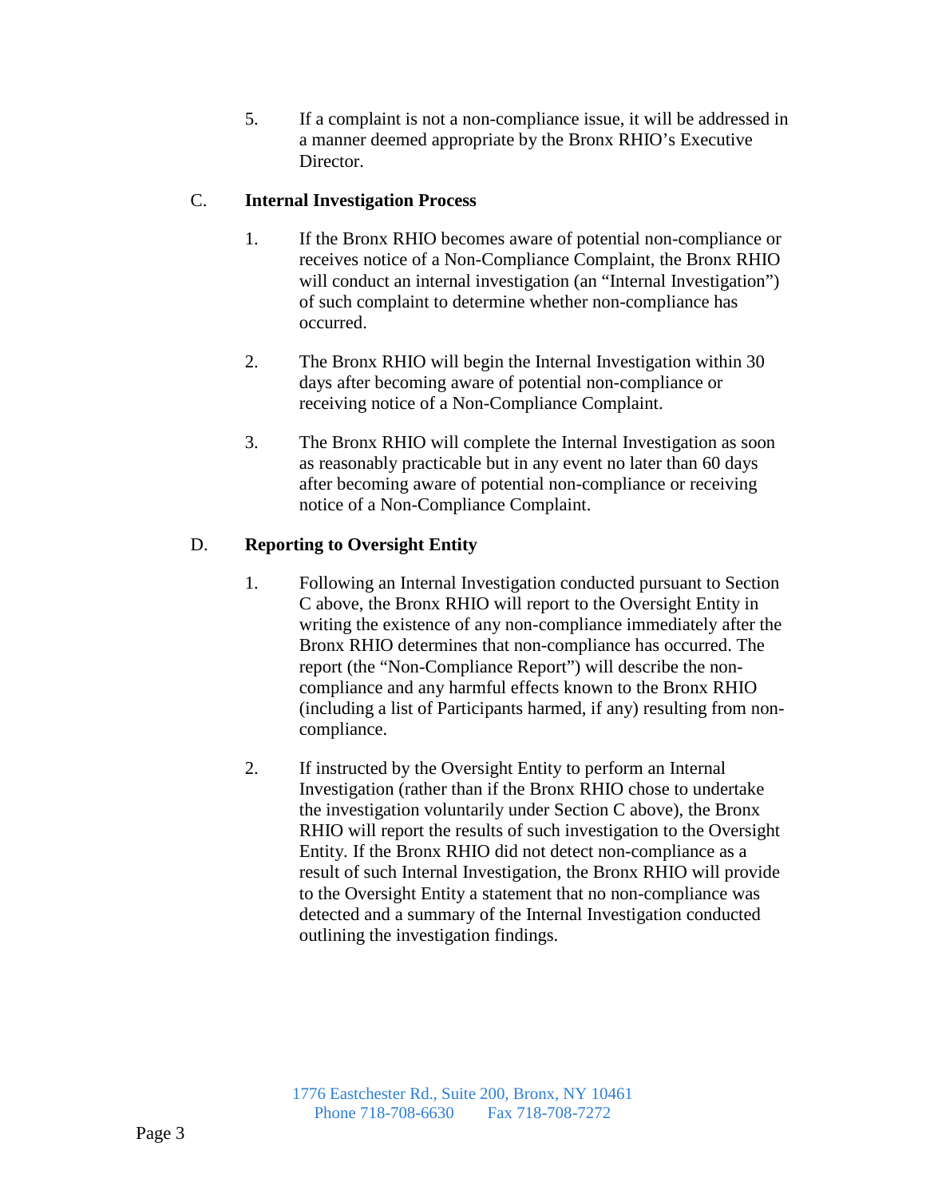5. If a complaint is not a non-compliance issue, it will be addressed in a manner deemed appropriate by the Bronx RHIO's Executive Director.

C. **Internal Investigation Process**

1. If the Bronx RHIO becomes aware of potential non-compliance or receives notice of a Non-Compliance Complaint, the Bronx RHIO will conduct an internal investigation (an "Internal Investigation") of such complaint to determine whether non-compliance has occurred.

2. The Bronx RHIO will begin the Internal Investigation within 30 days after becoming aware of potential non-compliance or receiving notice of a Non-Compliance Complaint.

3. The Bronx RHIO will complete the Internal Investigation as soon as reasonably practicable but in any event no later than 60 days after becoming aware of potential non-compliance or receiving notice of a Non-Compliance Complaint.

D. **Reporting to Oversight Entity**

1. Following an Internal Investigation conducted pursuant to Section C above, the Bronx RHIO will report to the Oversight Entity in writing the existence of any non-compliance immediately after the Bronx RHIO determines that non-compliance has occurred. The report (the "Non-Compliance Report") will describe the non-compliance and any harmful effects known to the Bronx RHIO (including a list of Participants harmed, if any) resulting from non-compliance.

2. If instructed by the Oversight Entity to perform an Internal Investigation (rather than if the Bronx RHIO chose to undertake the investigation voluntarily under Section C above), the Bronx RHIO will report the results of such investigation to the Oversight Entity. If the Bronx RHIO did not detect non-compliance as a result of such Internal Investigation, the Bronx RHIO will provide to the Oversight Entity a statement that no non-compliance was detected and a summary of the Internal Investigation conducted outlining the investigation findings.